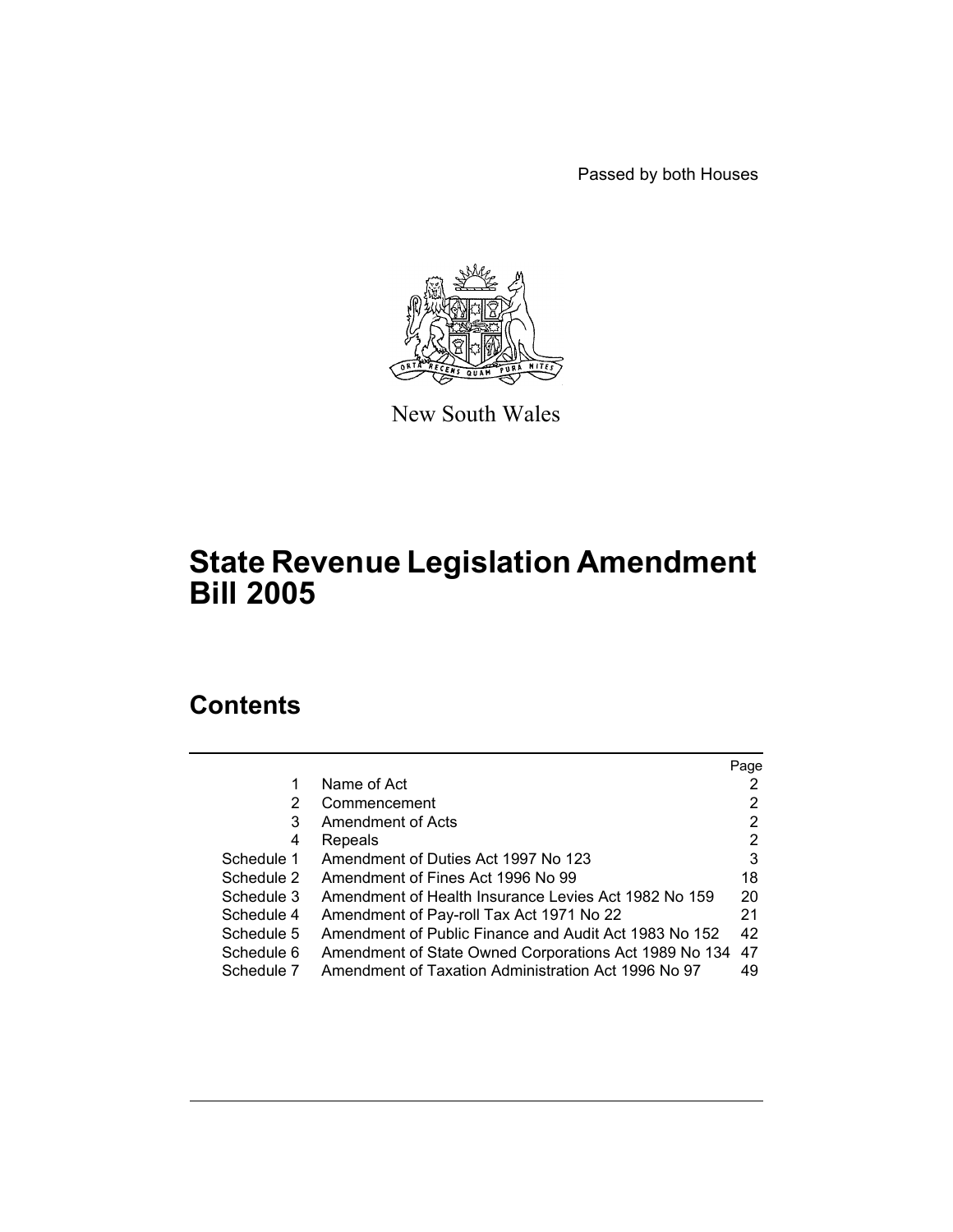Passed by both Houses

New South Wales

# State Revenue Legislation Amendment Bill 2005

## Contents

| | | Page |
|---|---|---|
| 1 | Name of Act | 2 |
| 2 | Commencement | 2 |
| 3 | Amendment of Acts | 2 |
| 4 | Repeals | 2 |
| Schedule 1 | Amendment of Duties Act 1997 No 123 | 3 |
| Schedule 2 | Amendment of Fines Act 1996 No 99 | 18 |
| Schedule 3 | Amendment of Health Insurance Levies Act 1982 No 159 | 20 |
| Schedule 4 | Amendment of Pay-roll Tax Act 1971 No 22 | 21 |
| Schedule 5 | Amendment of Public Finance and Audit Act 1983 No 152 | 42 |
| Schedule 6 | Amendment of State Owned Corporations Act 1989 No 134 | 47 |
| Schedule 7 | Amendment of Taxation Administration Act 1996 No 97 | 49 |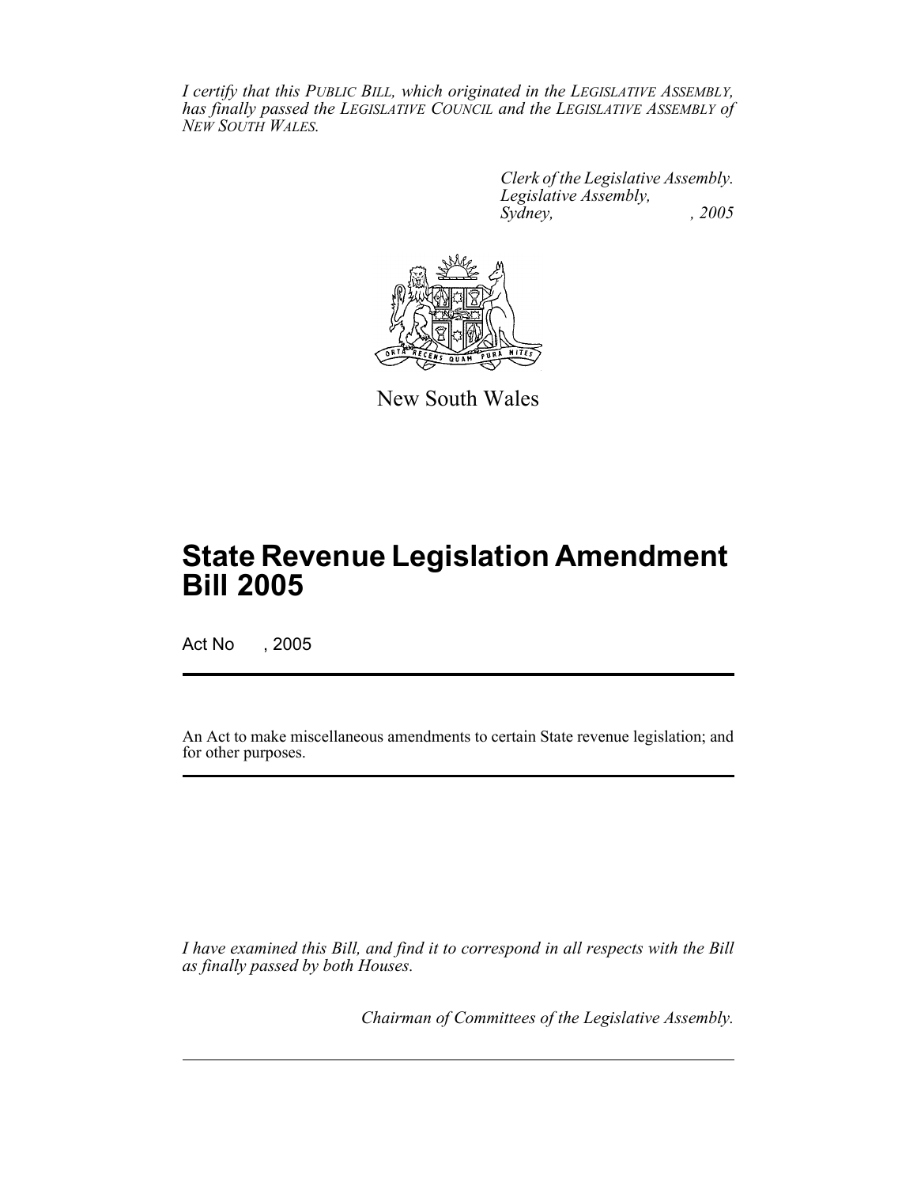*I certify that this PUBLIC BILL, which originated in the LEGISLATIVE ASSEMBLY, has finally passed the LEGISLATIVE COUNCIL and the LEGISLATIVE ASSEMBLY of NEW SOUTH WALES.*

*Clerk of the Legislative Assembly.*
*Legislative Assembly,*
*Sydney, , 2005*

New South Wales

# State Revenue Legislation Amendment Bill 2005

Act No , 2005

An Act to make miscellaneous amendments to certain State revenue legislation; and for other purposes.

*I have examined this Bill, and find it to correspond in all respects with the Bill as finally passed by both Houses.*

*Chairman of Committees of the Legislative Assembly.*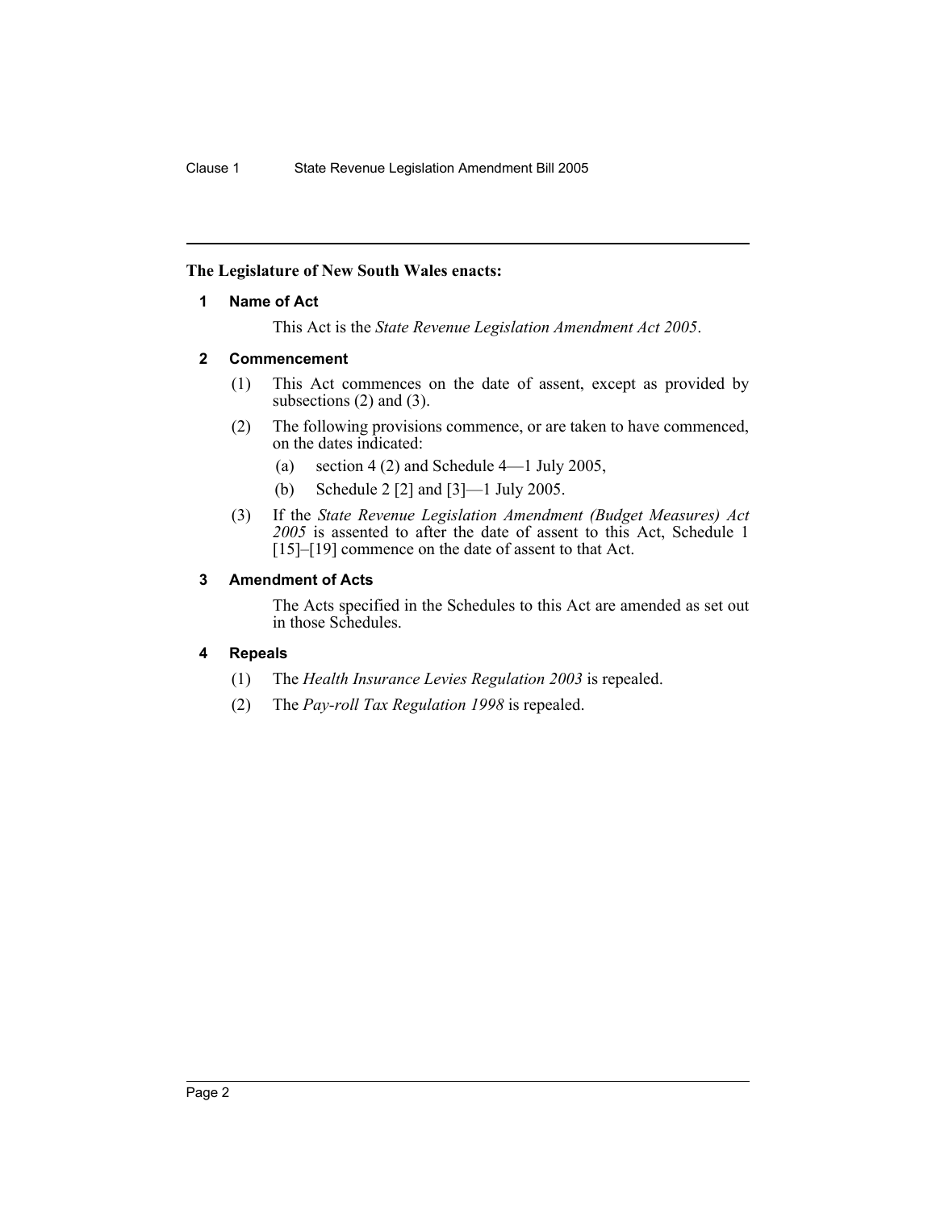**The Legislature of New South Wales enacts:**

## 1 Name of Act

This Act is the *State Revenue Legislation Amendment Act 2005*.

## 2 Commencement

(1) This Act commences on the date of assent, except as provided by subsections (2) and (3).

(2) The following provisions commence, or are taken to have commenced, on the dates indicated:

- (a) section 4 (2) and Schedule 4—1 July 2005,
- (b) Schedule 2 [2] and [3]—1 July 2005.

(3) If the *State Revenue Legislation Amendment (Budget Measures) Act 2005* is assented to after the date of assent to this Act, Schedule 1 [15]–[19] commence on the date of assent to that Act.

## 3 Amendment of Acts

The Acts specified in the Schedules to this Act are amended as set out in those Schedules.

## 4 Repeals

(1) The *Health Insurance Levies Regulation 2003* is repealed.

(2) The *Pay-roll Tax Regulation 1998* is repealed.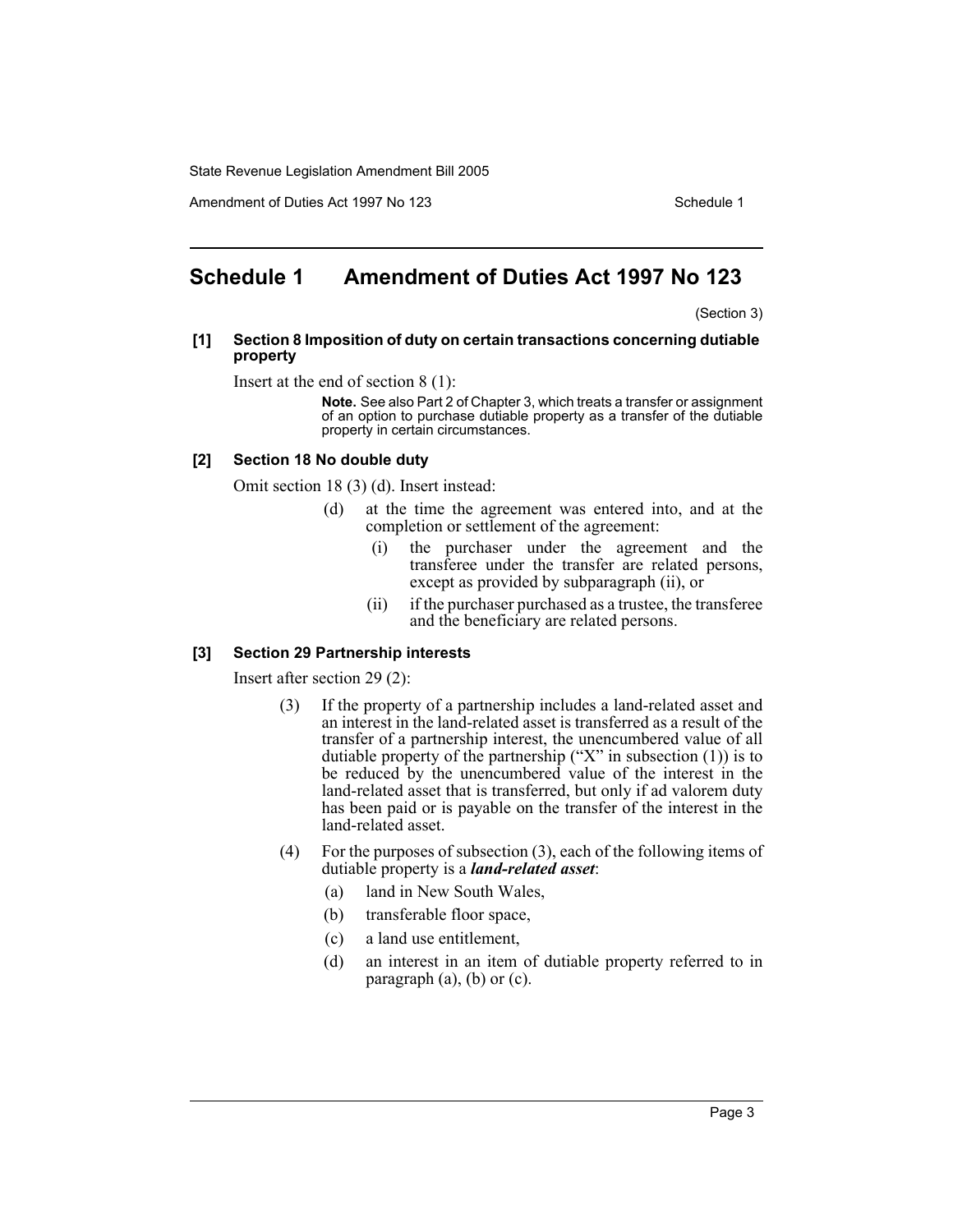# Schedule 1 Amendment of Duties Act 1997 No 123

(Section 3)

**[1] Section 8 Imposition of duty on certain transactions concerning dutiable property**

Insert at the end of section 8 (1):

> **Note.** See also Part 2 of Chapter 3, which treats a transfer or assignment of an option to purchase dutiable property as a transfer of the dutiable property in certain circumstances.

**[2] Section 18 No double duty**

Omit section 18 (3) (d). Insert instead:

> (d) at the time the agreement was entered into, and at the completion or settlement of the agreement:
>
> (i) the purchaser under the agreement and the transferee under the transfer are related persons, except as provided by subparagraph (ii), or
>
> (ii) if the purchaser purchased as a trustee, the transferee and the beneficiary are related persons.

**[3] Section 29 Partnership interests**

Insert after section 29 (2):

> (3) If the property of a partnership includes a land-related asset and an interest in the land-related asset is transferred as a result of the transfer of a partnership interest, the unencumbered value of all dutiable property of the partnership ("X" in subsection (1)) is to be reduced by the unencumbered value of the interest in the land-related asset that is transferred, but only if ad valorem duty has been paid or is payable on the transfer of the interest in the land-related asset.
>
> (4) For the purposes of subsection (3), each of the following items of dutiable property is a ***land-related asset***:
>
> (a) land in New South Wales,
>
> (b) transferable floor space,
>
> (c) a land use entitlement,
>
> (d) an interest in an item of dutiable property referred to in paragraph (a), (b) or (c).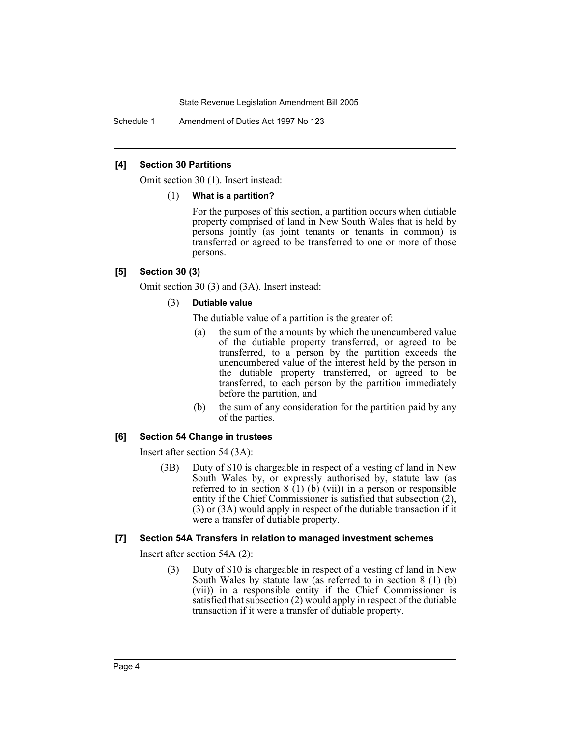#### [4] Section 30 Partitions

Omit section 30 (1). Insert instead:

(1) **What is a partition?**

For the purposes of this section, a partition occurs when dutiable property comprised of land in New South Wales that is held by persons jointly (as joint tenants or tenants in common) is transferred or agreed to be transferred to one or more of those persons.

#### [5] Section 30 (3)

Omit section 30 (3) and (3A). Insert instead:

(3) **Dutiable value**

The dutiable value of a partition is the greater of:

- (a) the sum of the amounts by which the unencumbered value of the dutiable property transferred, or agreed to be transferred, to a person by the partition exceeds the unencumbered value of the interest held by the person in the dutiable property transferred, or agreed to be transferred, to each person by the partition immediately before the partition, and
- (b) the sum of any consideration for the partition paid by any of the parties.

#### [6] Section 54 Change in trustees

Insert after section 54 (3A):

(3B) Duty of $10 is chargeable in respect of a vesting of land in New South Wales by, or expressly authorised by, statute law (as referred to in section 8 (1) (b) (vii)) in a person or responsible entity if the Chief Commissioner is satisfied that subsection (2), (3) or (3A) would apply in respect of the dutiable transaction if it were a transfer of dutiable property.

#### [7] Section 54A Transfers in relation to managed investment schemes

Insert after section 54A (2):

(3) Duty of $10 is chargeable in respect of a vesting of land in New South Wales by statute law (as referred to in section 8 (1) (b) (vii)) in a responsible entity if the Chief Commissioner is satisfied that subsection (2) would apply in respect of the dutiable transaction if it were a transfer of dutiable property.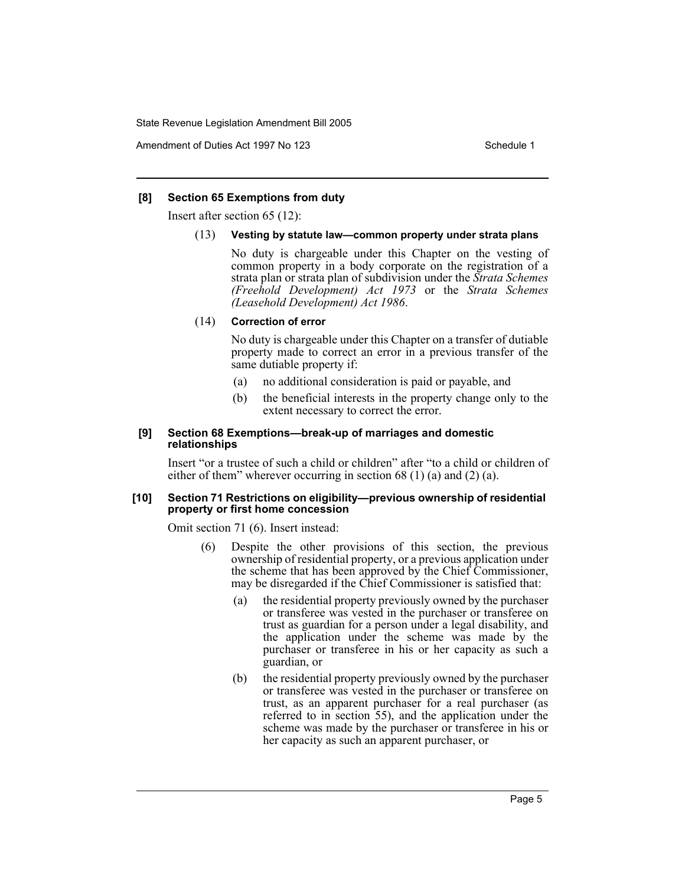**[8] Section 65 Exemptions from duty**

Insert after section 65 (12):

(13) **Vesting by statute law—common property under strata plans**

No duty is chargeable under this Chapter on the vesting of common property in a body corporate on the registration of a strata plan or strata plan of subdivision under the *Strata Schemes (Freehold Development) Act 1973* or the *Strata Schemes (Leasehold Development) Act 1986*.

(14) **Correction of error**

No duty is chargeable under this Chapter on a transfer of dutiable property made to correct an error in a previous transfer of the same dutiable property if:

(a) no additional consideration is paid or payable, and

(b) the beneficial interests in the property change only to the extent necessary to correct the error.

**[9] Section 68 Exemptions—break-up of marriages and domestic relationships**

Insert "or a trustee of such a child or children" after "to a child or children of either of them" wherever occurring in section 68 (1) (a) and (2) (a).

**[10] Section 71 Restrictions on eligibility—previous ownership of residential property or first home concession**

Omit section 71 (6). Insert instead:

(6) Despite the other provisions of this section, the previous ownership of residential property, or a previous application under the scheme that has been approved by the Chief Commissioner, may be disregarded if the Chief Commissioner is satisfied that:

(a) the residential property previously owned by the purchaser or transferee was vested in the purchaser or transferee on trust as guardian for a person under a legal disability, and the application under the scheme was made by the purchaser or transferee in his or her capacity as such a guardian, or

(b) the residential property previously owned by the purchaser or transferee was vested in the purchaser or transferee on trust, as an apparent purchaser for a real purchaser (as referred to in section 55), and the application under the scheme was made by the purchaser or transferee in his or her capacity as such an apparent purchaser, or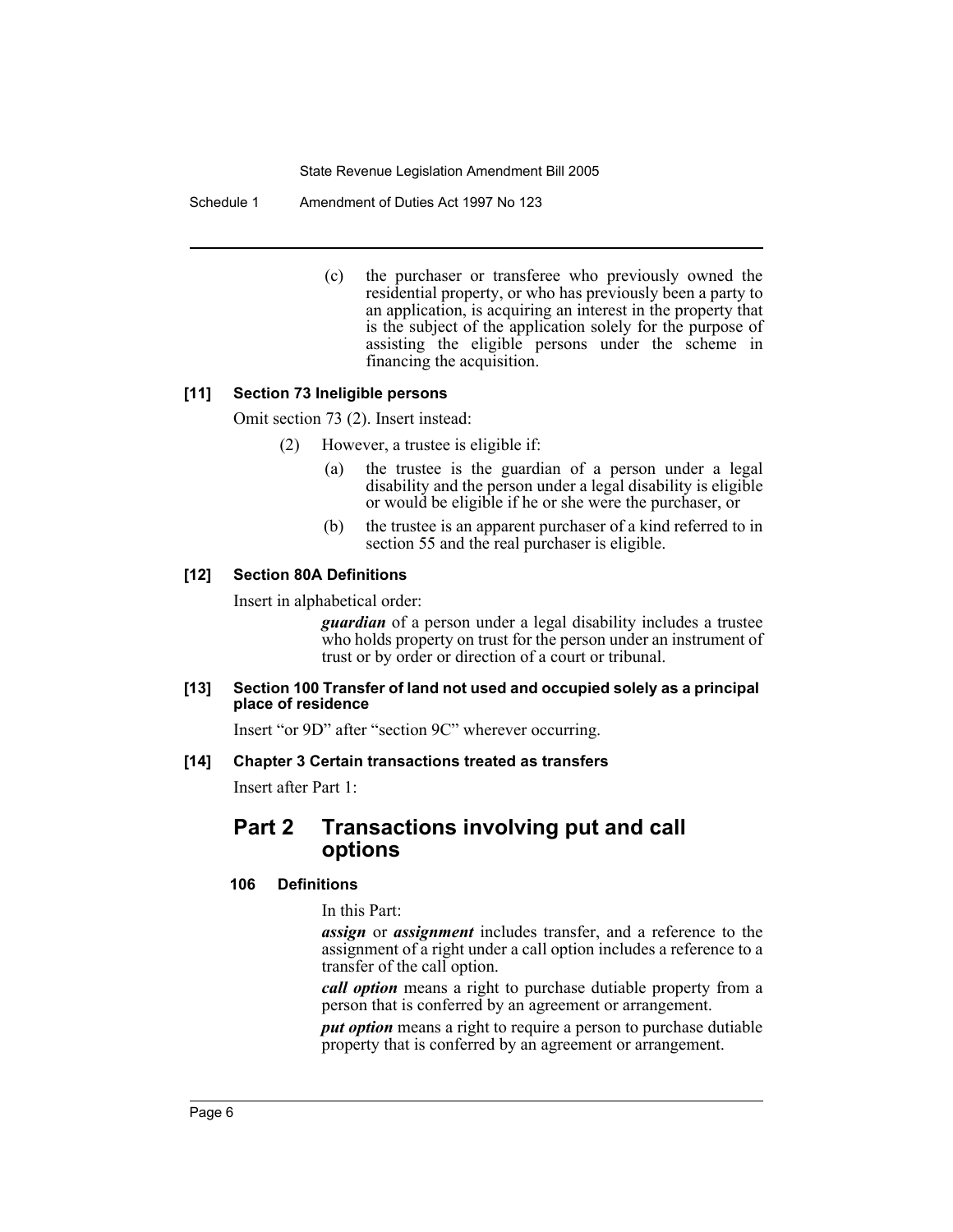(c) the purchaser or transferee who previously owned the residential property, or who has previously been a party to an application, is acquiring an interest in the property that is the subject of the application solely for the purpose of assisting the eligible persons under the scheme in financing the acquisition.

**[11] Section 73 Ineligible persons**

Omit section 73 (2). Insert instead:

(2) However, a trustee is eligible if:

(a) the trustee is the guardian of a person under a legal disability and the person under a legal disability is eligible or would be eligible if he or she were the purchaser, or

(b) the trustee is an apparent purchaser of a kind referred to in section 55 and the real purchaser is eligible.

**[12] Section 80A Definitions**

Insert in alphabetical order:

***guardian*** of a person under a legal disability includes a trustee who holds property on trust for the person under an instrument of trust or by order or direction of a court or tribunal.

**[13] Section 100 Transfer of land not used and occupied solely as a principal place of residence**

Insert "or 9D" after "section 9C" wherever occurring.

**[14] Chapter 3 Certain transactions treated as transfers**

Insert after Part 1:

## Part 2 Transactions involving put and call options

### 106 Definitions

In this Part:

***assign*** or ***assignment*** includes transfer, and a reference to the assignment of a right under a call option includes a reference to a transfer of the call option.

***call option*** means a right to purchase dutiable property from a person that is conferred by an agreement or arrangement.

***put option*** means a right to require a person to purchase dutiable property that is conferred by an agreement or arrangement.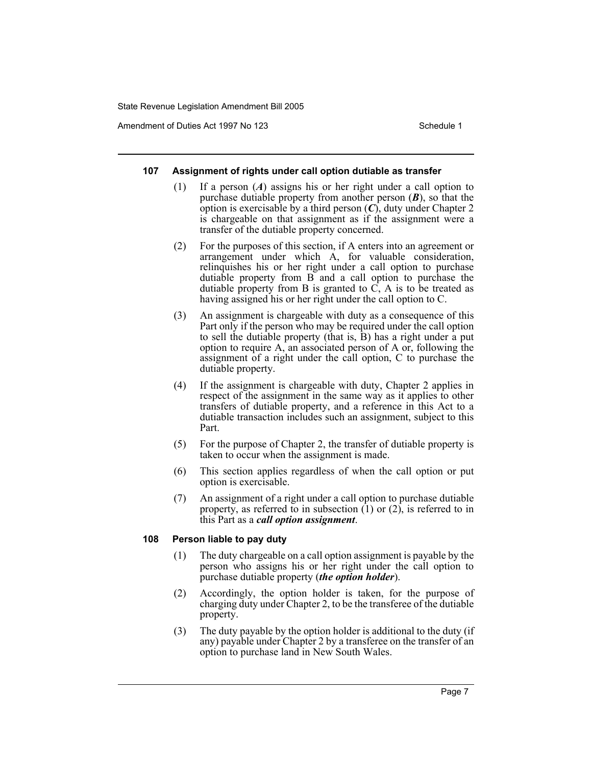#### 107 Assignment of rights under call option dutiable as transfer

(1) If a person (***A***) assigns his or her right under a call option to purchase dutiable property from another person (***B***), so that the option is exercisable by a third person (***C***), duty under Chapter 2 is chargeable on that assignment as if the assignment were a transfer of the dutiable property concerned.

(2) For the purposes of this section, if A enters into an agreement or arrangement under which A, for valuable consideration, relinquishes his or her right under a call option to purchase dutiable property from B and a call option to purchase the dutiable property from B is granted to C, A is to be treated as having assigned his or her right under the call option to C.

(3) An assignment is chargeable with duty as a consequence of this Part only if the person who may be required under the call option to sell the dutiable property (that is, B) has a right under a put option to require A, an associated person of A or, following the assignment of a right under the call option, C to purchase the dutiable property.

(4) If the assignment is chargeable with duty, Chapter 2 applies in respect of the assignment in the same way as it applies to other transfers of dutiable property, and a reference in this Act to a dutiable transaction includes such an assignment, subject to this Part.

(5) For the purpose of Chapter 2, the transfer of dutiable property is taken to occur when the assignment is made.

(6) This section applies regardless of when the call option or put option is exercisable.

(7) An assignment of a right under a call option to purchase dutiable property, as referred to in subsection (1) or (2), is referred to in this Part as a ***call option assignment***.

#### 108 Person liable to pay duty

(1) The duty chargeable on a call option assignment is payable by the person who assigns his or her right under the call option to purchase dutiable property (***the option holder***).

(2) Accordingly, the option holder is taken, for the purpose of charging duty under Chapter 2, to be the transferee of the dutiable property.

(3) The duty payable by the option holder is additional to the duty (if any) payable under Chapter 2 by a transferee on the transfer of an option to purchase land in New South Wales.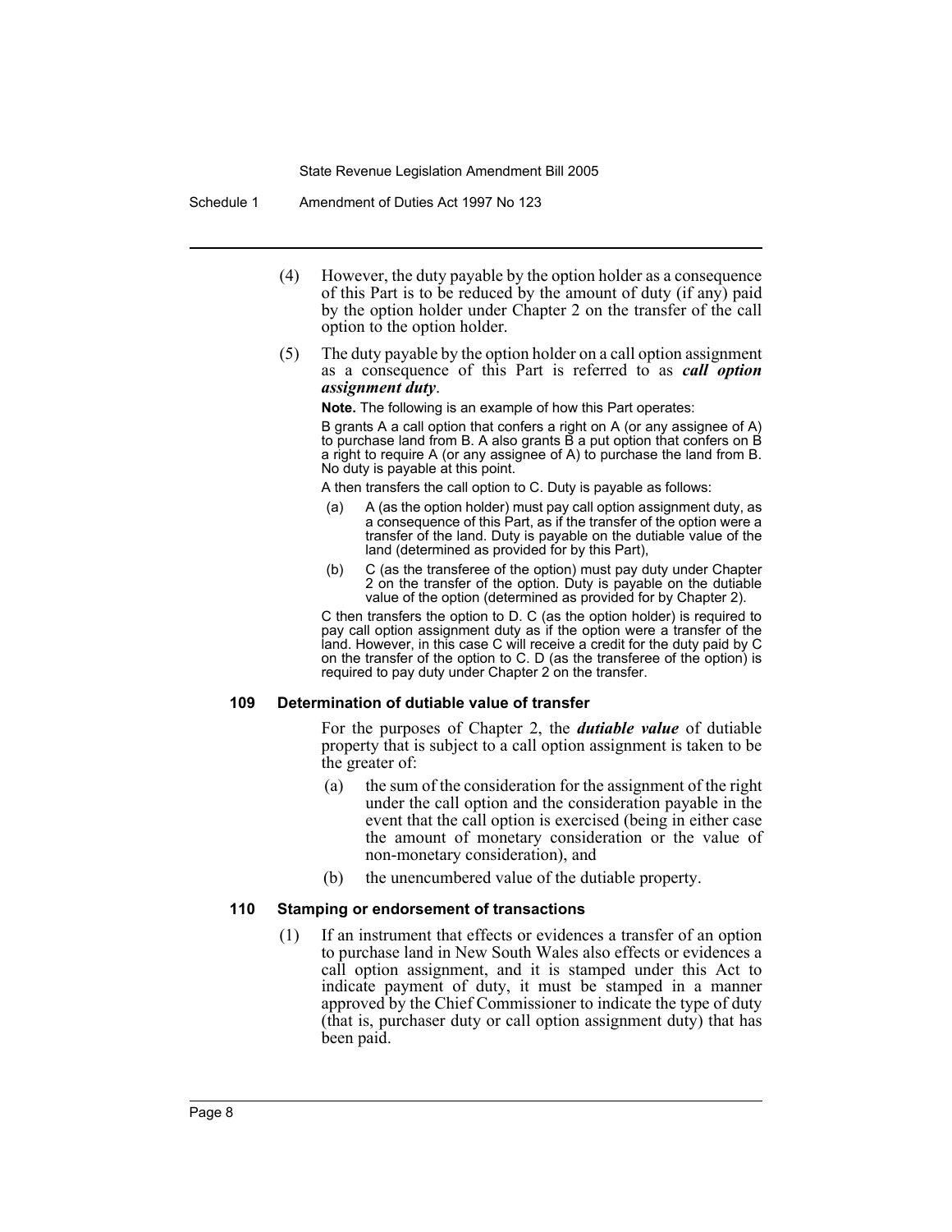(4) However, the duty payable by the option holder as a consequence of this Part is to be reduced by the amount of duty (if any) paid by the option holder under Chapter 2 on the transfer of the call option to the option holder.

(5) The duty payable by the option holder on a call option assignment as a consequence of this Part is referred to as ***call option assignment duty***.

**Note.** The following is an example of how this Part operates:

B grants A a call option that confers a right on A (or any assignee of A) to purchase land from B. A also grants B a put option that confers on B a right to require A (or any assignee of A) to purchase the land from B. No duty is payable at this point.

A then transfers the call option to C. Duty is payable as follows:

(a) A (as the option holder) must pay call option assignment duty, as a consequence of this Part, as if the transfer of the option were a transfer of the land. Duty is payable on the dutiable value of the land (determined as provided for by this Part),

(b) C (as the transferee of the option) must pay duty under Chapter 2 on the transfer of the option. Duty is payable on the dutiable value of the option (determined as provided for by Chapter 2).

C then transfers the option to D. C (as the option holder) is required to pay call option assignment duty as if the option were a transfer of the land. However, in this case C will receive a credit for the duty paid by C on the transfer of the option to C. D (as the transferee of the option) is required to pay duty under Chapter 2 on the transfer.

#### 109 Determination of dutiable value of transfer

For the purposes of Chapter 2, the ***dutiable value*** of dutiable property that is subject to a call option assignment is taken to be the greater of:

(a) the sum of the consideration for the assignment of the right under the call option and the consideration payable in the event that the call option is exercised (being in either case the amount of monetary consideration or the value of non-monetary consideration), and

(b) the unencumbered value of the dutiable property.

#### 110 Stamping or endorsement of transactions

(1) If an instrument that effects or evidences a transfer of an option to purchase land in New South Wales also effects or evidences a call option assignment, and it is stamped under this Act to indicate payment of duty, it must be stamped in a manner approved by the Chief Commissioner to indicate the type of duty (that is, purchaser duty or call option assignment duty) that has been paid.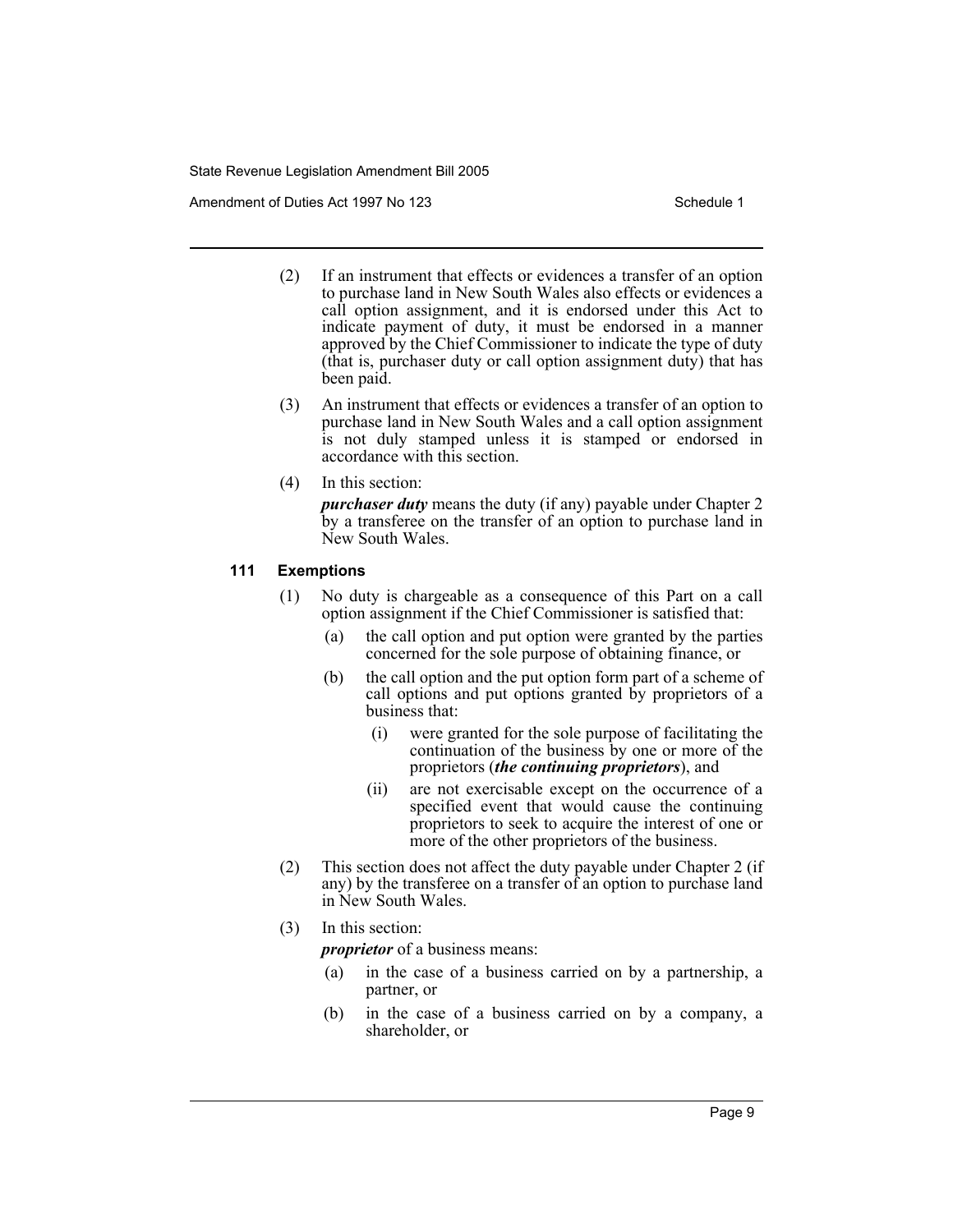(2) If an instrument that effects or evidences a transfer of an option to purchase land in New South Wales also effects or evidences a call option assignment, and it is endorsed under this Act to indicate payment of duty, it must be endorsed in a manner approved by the Chief Commissioner to indicate the type of duty (that is, purchaser duty or call option assignment duty) that has been paid.

(3) An instrument that effects or evidences a transfer of an option to purchase land in New South Wales and a call option assignment is not duly stamped unless it is stamped or endorsed in accordance with this section.

(4) In this section:

***purchaser duty*** means the duty (if any) payable under Chapter 2 by a transferee on the transfer of an option to purchase land in New South Wales.

### 111 Exemptions

(1) No duty is chargeable as a consequence of this Part on a call option assignment if the Chief Commissioner is satisfied that:

(a) the call option and put option were granted by the parties concerned for the sole purpose of obtaining finance, or

(b) the call option and the put option form part of a scheme of call options and put options granted by proprietors of a business that:

(i) were granted for the sole purpose of facilitating the continuation of the business by one or more of the proprietors (***the continuing proprietors***), and

(ii) are not exercisable except on the occurrence of a specified event that would cause the continuing proprietors to seek to acquire the interest of one or more of the other proprietors of the business.

(2) This section does not affect the duty payable under Chapter 2 (if any) by the transferee on a transfer of an option to purchase land in New South Wales.

(3) In this section:

***proprietor*** of a business means:

(a) in the case of a business carried on by a partnership, a partner, or

(b) in the case of a business carried on by a company, a shareholder, or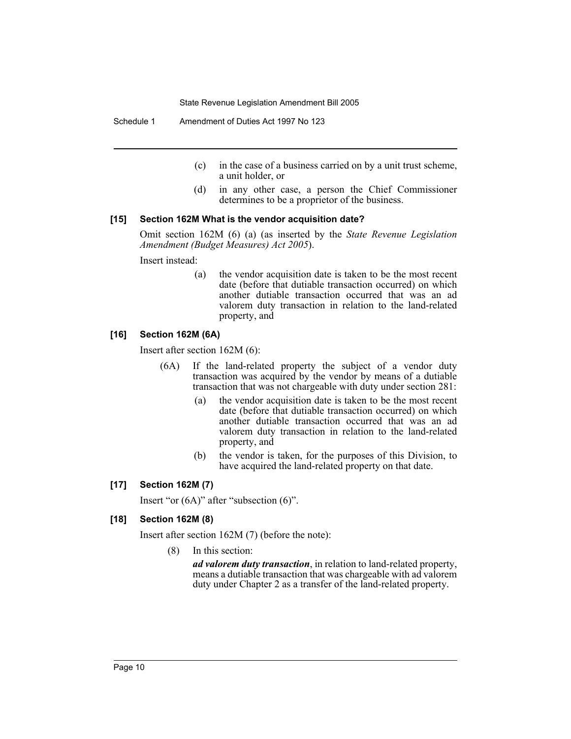(c) in the case of a business carried on by a unit trust scheme, a unit holder, or

(d) in any other case, a person the Chief Commissioner determines to be a proprietor of the business.

**[15] Section 162M What is the vendor acquisition date?**

Omit section 162M (6) (a) (as inserted by the *State Revenue Legislation Amendment (Budget Measures) Act 2005*).

Insert instead:

(a) the vendor acquisition date is taken to be the most recent date (before that dutiable transaction occurred) on which another dutiable transaction occurred that was an ad valorem duty transaction in relation to the land-related property, and

**[16] Section 162M (6A)**

Insert after section 162M (6):

(6A) If the land-related property the subject of a vendor duty transaction was acquired by the vendor by means of a dutiable transaction that was not chargeable with duty under section 281:

(a) the vendor acquisition date is taken to be the most recent date (before that dutiable transaction occurred) on which another dutiable transaction occurred that was an ad valorem duty transaction in relation to the land-related property, and

(b) the vendor is taken, for the purposes of this Division, to have acquired the land-related property on that date.

**[17] Section 162M (7)**

Insert "or (6A)" after "subsection (6)".

**[18] Section 162M (8)**

Insert after section 162M (7) (before the note):

(8) In this section:

***ad valorem duty transaction***, in relation to land-related property, means a dutiable transaction that was chargeable with ad valorem duty under Chapter 2 as a transfer of the land-related property.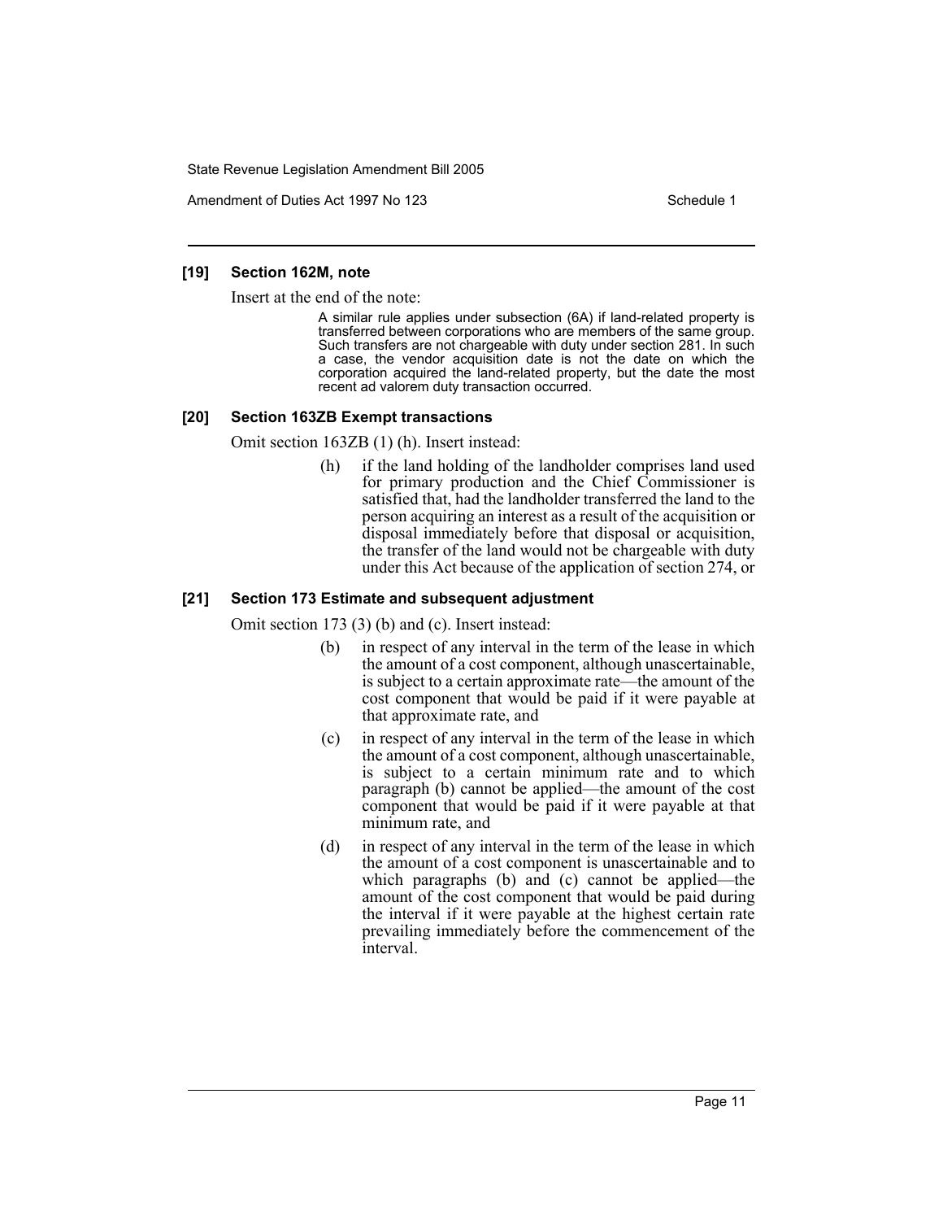**[19] Section 162M, note**

Insert at the end of the note:

> A similar rule applies under subsection (6A) if land-related property is transferred between corporations who are members of the same group. Such transfers are not chargeable with duty under section 281. In such a case, the vendor acquisition date is not the date on which the corporation acquired the land-related property, but the date the most recent ad valorem duty transaction occurred.

**[20] Section 163ZB Exempt transactions**

Omit section 163ZB (1) (h). Insert instead:

> (h) if the land holding of the landholder comprises land used for primary production and the Chief Commissioner is satisfied that, had the landholder transferred the land to the person acquiring an interest as a result of the acquisition or disposal immediately before that disposal or acquisition, the transfer of the land would not be chargeable with duty under this Act because of the application of section 274, or

**[21] Section 173 Estimate and subsequent adjustment**

Omit section 173 (3) (b) and (c). Insert instead:

> (b) in respect of any interval in the term of the lease in which the amount of a cost component, although unascertainable, is subject to a certain approximate rate—the amount of the cost component that would be paid if it were payable at that approximate rate, and
>
> (c) in respect of any interval in the term of the lease in which the amount of a cost component, although unascertainable, is subject to a certain minimum rate and to which paragraph (b) cannot be applied—the amount of the cost component that would be paid if it were payable at that minimum rate, and
>
> (d) in respect of any interval in the term of the lease in which the amount of a cost component is unascertainable and to which paragraphs (b) and (c) cannot be applied—the amount of the cost component that would be paid during the interval if it were payable at the highest certain rate prevailing immediately before the commencement of the interval.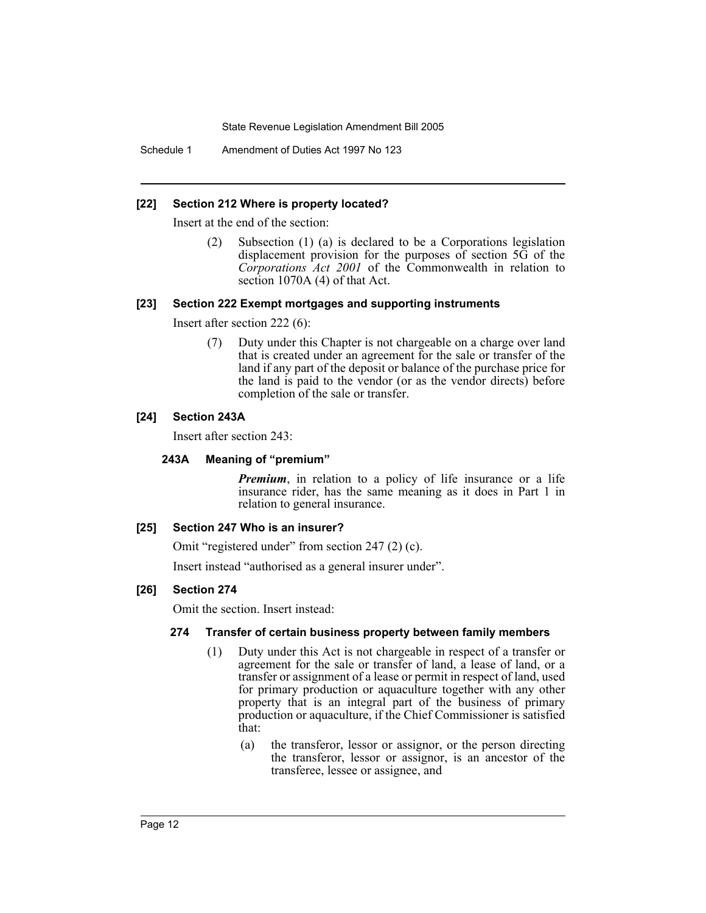#### [22] Section 212 Where is property located?

Insert at the end of the section:

> (2) Subsection (1) (a) is declared to be a Corporations legislation displacement provision for the purposes of section 5G of the *Corporations Act 2001* of the Commonwealth in relation to section 1070A (4) of that Act.

#### [23] Section 222 Exempt mortgages and supporting instruments

Insert after section 222 (6):

> (7) Duty under this Chapter is not chargeable on a charge over land that is created under an agreement for the sale or transfer of the land if any part of the deposit or balance of the purchase price for the land is paid to the vendor (or as the vendor directs) before completion of the sale or transfer.

#### [24] Section 243A

Insert after section 243:

> **243A Meaning of "premium"**
>
> ***Premium***, in relation to a policy of life insurance or a life insurance rider, has the same meaning as it does in Part 1 in relation to general insurance.

#### [25] Section 247 Who is an insurer?

Omit "registered under" from section 247 (2) (c).

Insert instead "authorised as a general insurer under".

#### [26] Section 274

Omit the section. Insert instead:

> **274 Transfer of certain business property between family members**
>
> (1) Duty under this Act is not chargeable in respect of a transfer or agreement for the sale or transfer of land, a lease of land, or a transfer or assignment of a lease or permit in respect of land, used for primary production or aquaculture together with any other property that is an integral part of the business of primary production or aquaculture, if the Chief Commissioner is satisfied that:
>
> (a) the transferor, lessor or assignor, or the person directing the transferor, lessor or assignor, is an ancestor of the transferee, lessee or assignee, and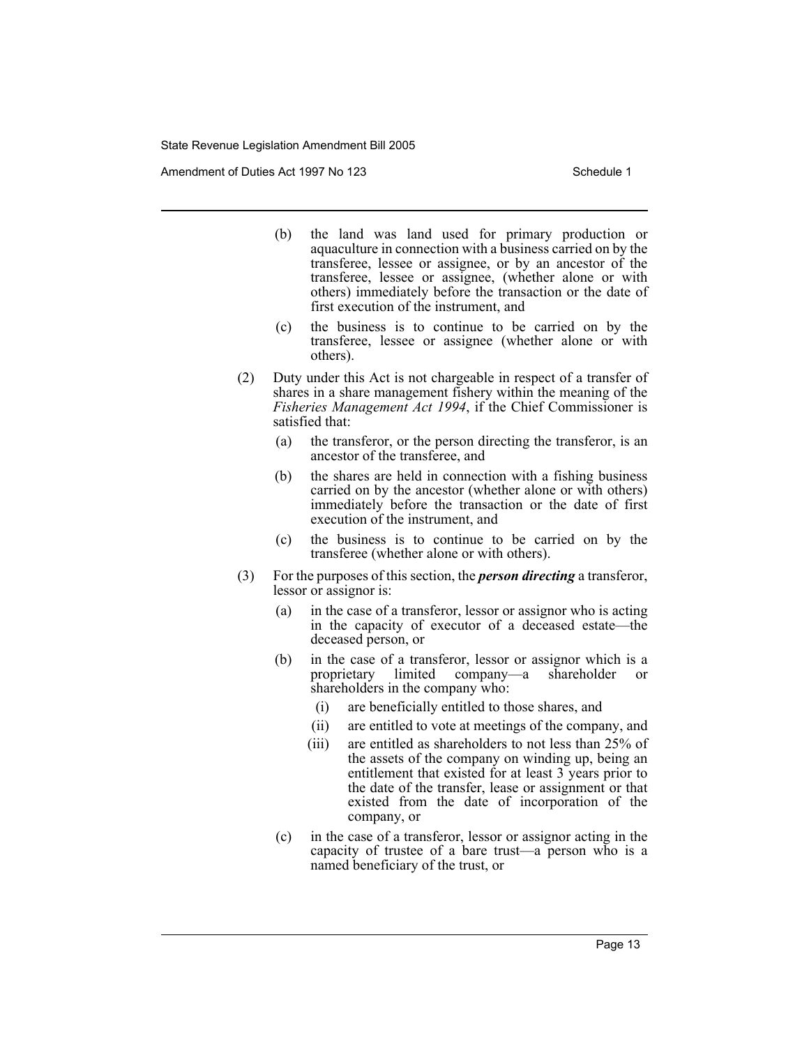(b) the land was land used for primary production or aquaculture in connection with a business carried on by the transferee, lessee or assignee, or by an ancestor of the transferee, lessee or assignee, (whether alone or with others) immediately before the transaction or the date of first execution of the instrument, and

(c) the business is to continue to be carried on by the transferee, lessee or assignee (whether alone or with others).

(2) Duty under this Act is not chargeable in respect of a transfer of shares in a share management fishery within the meaning of the *Fisheries Management Act 1994*, if the Chief Commissioner is satisfied that:

(a) the transferor, or the person directing the transferor, is an ancestor of the transferee, and

(b) the shares are held in connection with a fishing business carried on by the ancestor (whether alone or with others) immediately before the transaction or the date of first execution of the instrument, and

(c) the business is to continue to be carried on by the transferee (whether alone or with others).

(3) For the purposes of this section, the ***person directing*** a transferor, lessor or assignor is:

(a) in the case of a transferor, lessor or assignor who is acting in the capacity of executor of a deceased estate—the deceased person, or

(b) in the case of a transferor, lessor or assignor which is a proprietary limited company—a shareholder or shareholders in the company who:

(i) are beneficially entitled to those shares, and

(ii) are entitled to vote at meetings of the company, and

(iii) are entitled as shareholders to not less than 25% of the assets of the company on winding up, being an entitlement that existed for at least 3 years prior to the date of the transfer, lease or assignment or that existed from the date of incorporation of the company, or

(c) in the case of a transferor, lessor or assignor acting in the capacity of trustee of a bare trust—a person who is a named beneficiary of the trust, or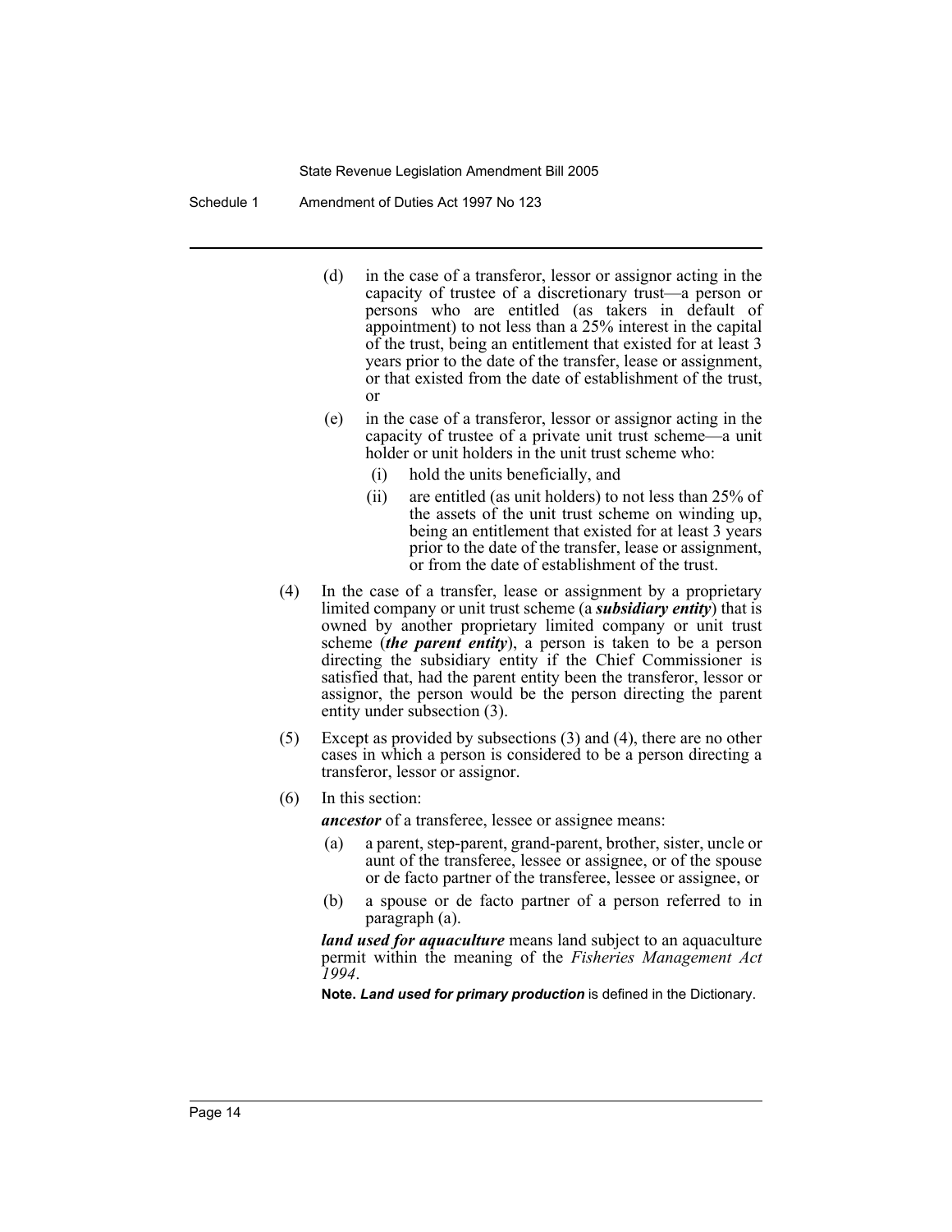(d) in the case of a transferor, lessor or assignor acting in the capacity of trustee of a discretionary trust—a person or persons who are entitled (as takers in default of appointment) to not less than a 25% interest in the capital of the trust, being an entitlement that existed for at least 3 years prior to the date of the transfer, lease or assignment, or that existed from the date of establishment of the trust, or

(e) in the case of a transferor, lessor or assignor acting in the capacity of trustee of a private unit trust scheme—a unit holder or unit holders in the unit trust scheme who:

(i) hold the units beneficially, and

(ii) are entitled (as unit holders) to not less than 25% of the assets of the unit trust scheme on winding up, being an entitlement that existed for at least 3 years prior to the date of the transfer, lease or assignment, or from the date of establishment of the trust.

(4) In the case of a transfer, lease or assignment by a proprietary limited company or unit trust scheme (a ***subsidiary entity***) that is owned by another proprietary limited company or unit trust scheme (***the parent entity***), a person is taken to be a person directing the subsidiary entity if the Chief Commissioner is satisfied that, had the parent entity been the transferor, lessor or assignor, the person would be the person directing the parent entity under subsection (3).

(5) Except as provided by subsections (3) and (4), there are no other cases in which a person is considered to be a person directing a transferor, lessor or assignor.

(6) In this section:

***ancestor*** of a transferee, lessee or assignee means:

(a) a parent, step-parent, grand-parent, brother, sister, uncle or aunt of the transferee, lessee or assignee, or of the spouse or de facto partner of the transferee, lessee or assignee, or

(b) a spouse or de facto partner of a person referred to in paragraph (a).

***land used for aquaculture*** means land subject to an aquaculture permit within the meaning of the *Fisheries Management Act 1994*.

**Note. *Land used for primary production*** is defined in the Dictionary.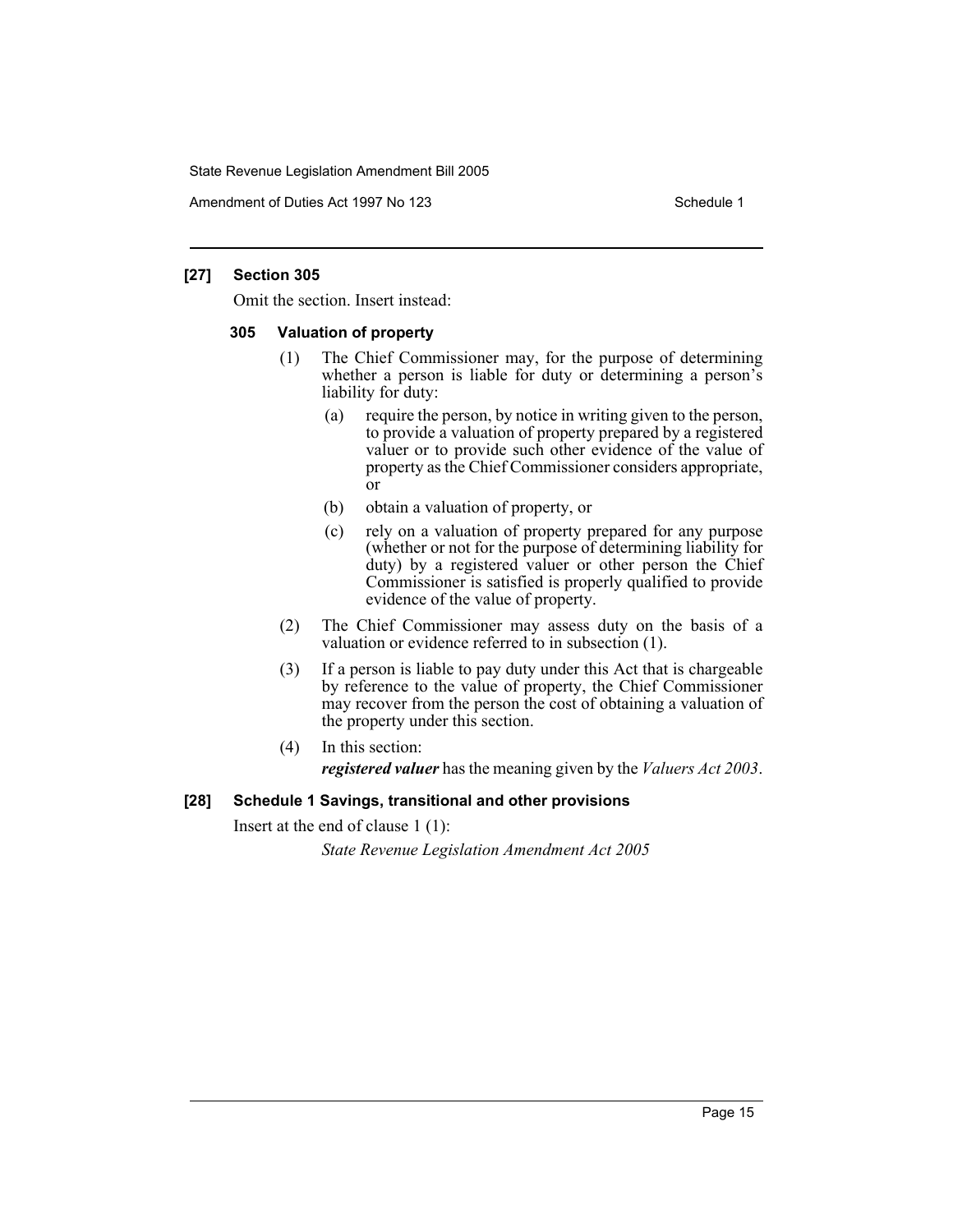### [27] Section 305

Omit the section. Insert instead:

#### 305 Valuation of property

(1) The Chief Commissioner may, for the purpose of determining whether a person is liable for duty or determining a person's liability for duty:

(a) require the person, by notice in writing given to the person, to provide a valuation of property prepared by a registered valuer or to provide such other evidence of the value of property as the Chief Commissioner considers appropriate, or

(b) obtain a valuation of property, or

(c) rely on a valuation of property prepared for any purpose (whether or not for the purpose of determining liability for duty) by a registered valuer or other person the Chief Commissioner is satisfied is properly qualified to provide evidence of the value of property.

(2) The Chief Commissioner may assess duty on the basis of a valuation or evidence referred to in subsection (1).

(3) If a person is liable to pay duty under this Act that is chargeable by reference to the value of property, the Chief Commissioner may recover from the person the cost of obtaining a valuation of the property under this section.

(4) In this section:

***registered valuer*** has the meaning given by the *Valuers Act 2003*.

### [28] Schedule 1 Savings, transitional and other provisions

Insert at the end of clause 1 (1):

*State Revenue Legislation Amendment Act 2005*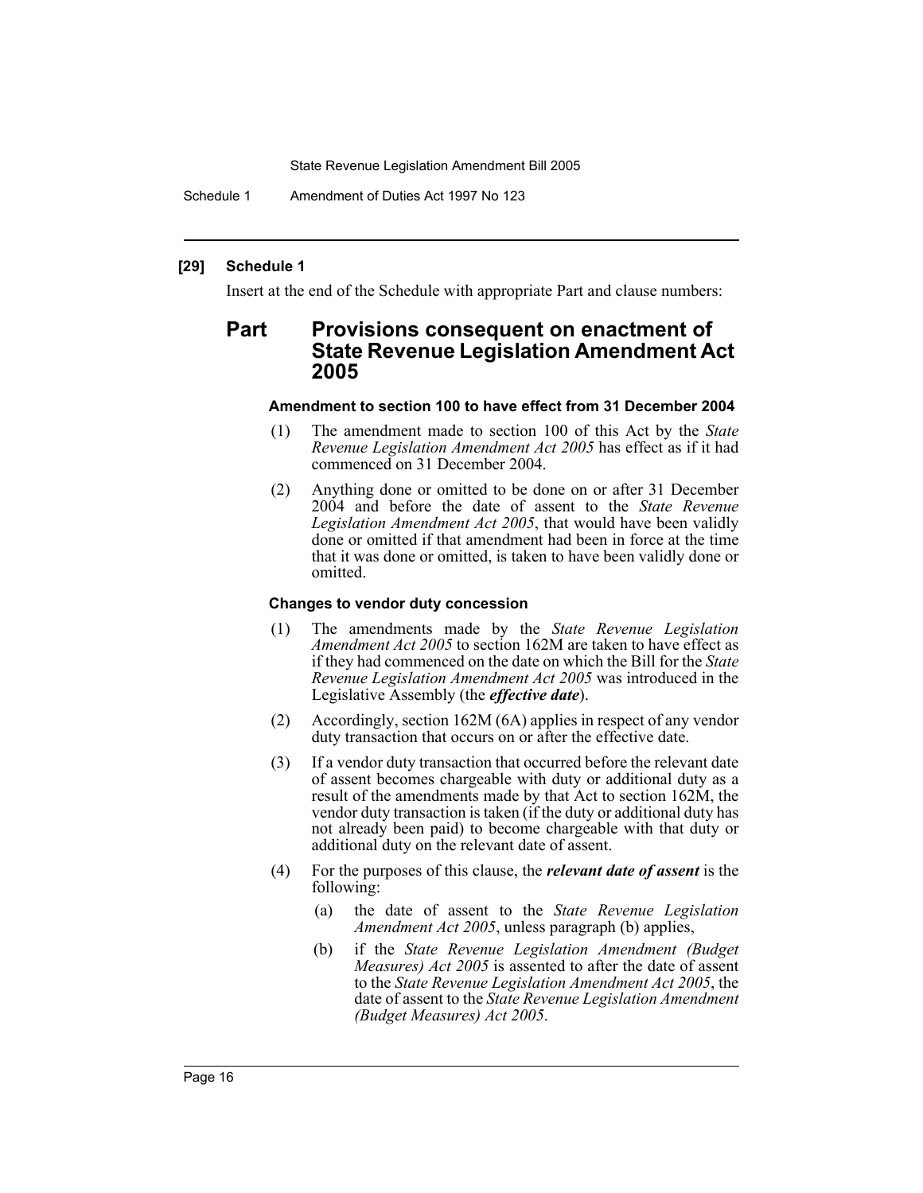**[29] Schedule 1**

Insert at the end of the Schedule with appropriate Part and clause numbers:

## Part Provisions consequent on enactment of State Revenue Legislation Amendment Act 2005

**Amendment to section 100 to have effect from 31 December 2004**

(1) The amendment made to section 100 of this Act by the *State Revenue Legislation Amendment Act 2005* has effect as if it had commenced on 31 December 2004.

(2) Anything done or omitted to be done on or after 31 December 2004 and before the date of assent to the *State Revenue Legislation Amendment Act 2005*, that would have been validly done or omitted if that amendment had been in force at the time that it was done or omitted, is taken to have been validly done or omitted.

**Changes to vendor duty concession**

(1) The amendments made by the *State Revenue Legislation Amendment Act 2005* to section 162M are taken to have effect as if they had commenced on the date on which the Bill for the *State Revenue Legislation Amendment Act 2005* was introduced in the Legislative Assembly (the ***effective date***).

(2) Accordingly, section 162M (6A) applies in respect of any vendor duty transaction that occurs on or after the effective date.

(3) If a vendor duty transaction that occurred before the relevant date of assent becomes chargeable with duty or additional duty as a result of the amendments made by that Act to section 162M, the vendor duty transaction is taken (if the duty or additional duty has not already been paid) to become chargeable with that duty or additional duty on the relevant date of assent.

(4) For the purposes of this clause, the ***relevant date of assent*** is the following:

(a) the date of assent to the *State Revenue Legislation Amendment Act 2005*, unless paragraph (b) applies,

(b) if the *State Revenue Legislation Amendment (Budget Measures) Act 2005* is assented to after the date of assent to the *State Revenue Legislation Amendment Act 2005*, the date of assent to the *State Revenue Legislation Amendment (Budget Measures) Act 2005*.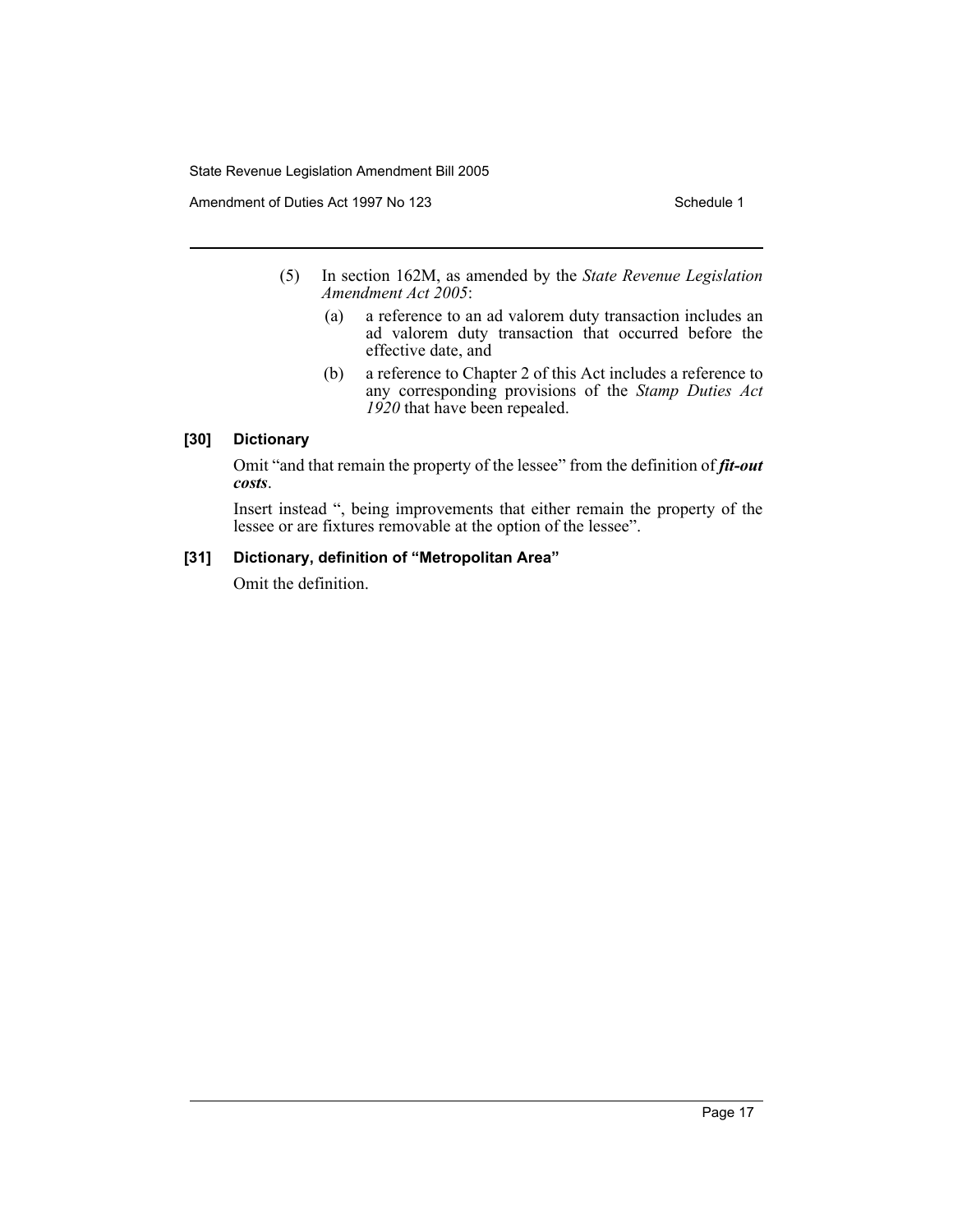(5) In section 162M, as amended by the *State Revenue Legislation Amendment Act 2005*:

(a) a reference to an ad valorem duty transaction includes an ad valorem duty transaction that occurred before the effective date, and

(b) a reference to Chapter 2 of this Act includes a reference to any corresponding provisions of the *Stamp Duties Act 1920* that have been repealed.

### [30] Dictionary

Omit "and that remain the property of the lessee" from the definition of ***fit-out costs***.

Insert instead ", being improvements that either remain the property of the lessee or are fixtures removable at the option of the lessee".

### [31] Dictionary, definition of "Metropolitan Area"

Omit the definition.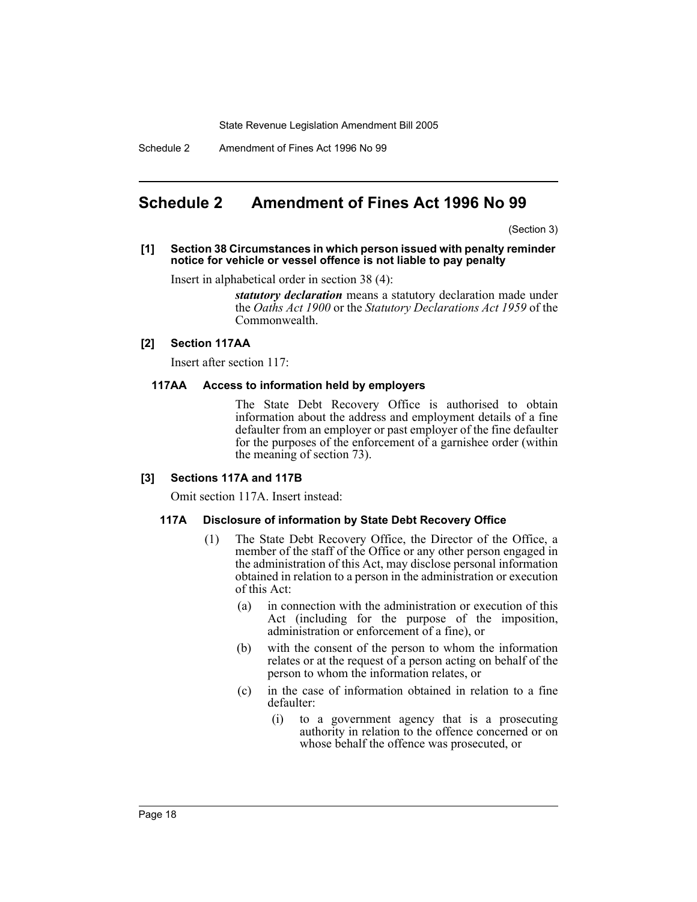# Schedule 2 Amendment of Fines Act 1996 No 99

(Section 3)

**[1] Section 38 Circumstances in which person issued with penalty reminder notice for vehicle or vessel offence is not liable to pay penalty**

Insert in alphabetical order in section 38 (4):

> ***statutory declaration*** means a statutory declaration made under the *Oaths Act 1900* or the *Statutory Declarations Act 1959* of the Commonwealth.

**[2] Section 117AA**

Insert after section 117:

**117AA Access to information held by employers**

The State Debt Recovery Office is authorised to obtain information about the address and employment details of a fine defaulter from an employer or past employer of the fine defaulter for the purposes of the enforcement of a garnishee order (within the meaning of section 73).

**[3] Sections 117A and 117B**

Omit section 117A. Insert instead:

**117A Disclosure of information by State Debt Recovery Office**

(1) The State Debt Recovery Office, the Director of the Office, a member of the staff of the Office or any other person engaged in the administration of this Act, may disclose personal information obtained in relation to a person in the administration or execution of this Act:

- (a) in connection with the administration or execution of this Act (including for the purpose of the imposition, administration or enforcement of a fine), or
- (b) with the consent of the person to whom the information relates or at the request of a person acting on behalf of the person to whom the information relates, or
- (c) in the case of information obtained in relation to a fine defaulter:
  - (i) to a government agency that is a prosecuting authority in relation to the offence concerned or on whose behalf the offence was prosecuted, or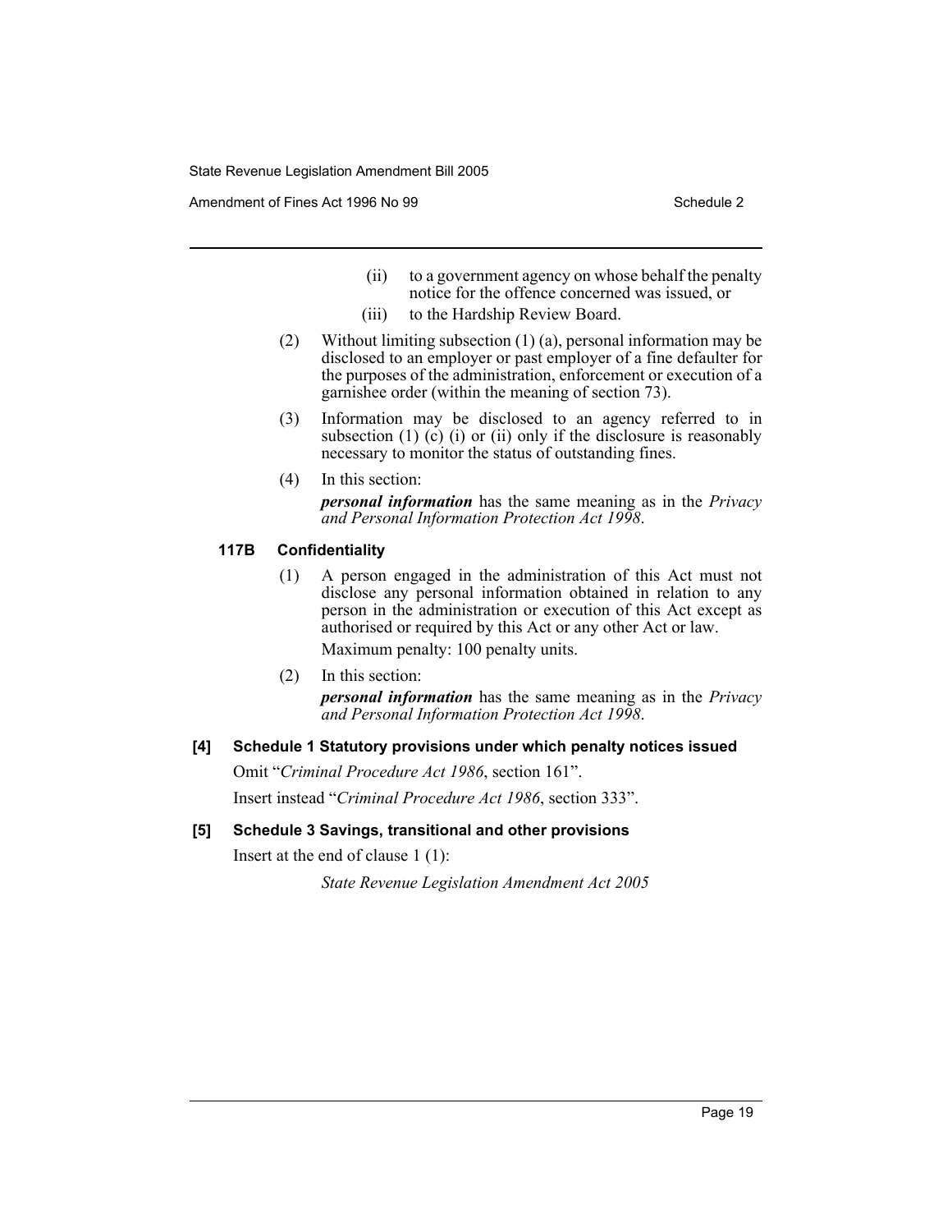(ii) to a government agency on whose behalf the penalty notice for the offence concerned was issued, or

(iii) to the Hardship Review Board.

(2) Without limiting subsection (1) (a), personal information may be disclosed to an employer or past employer of a fine defaulter for the purposes of the administration, enforcement or execution of a garnishee order (within the meaning of section 73).

(3) Information may be disclosed to an agency referred to in subsection (1) (c) (i) or (ii) only if the disclosure is reasonably necessary to monitor the status of outstanding fines.

(4) In this section:

***personal information*** has the same meaning as in the *Privacy and Personal Information Protection Act 1998*.

### 117B Confidentiality

(1) A person engaged in the administration of this Act must not disclose any personal information obtained in relation to any person in the administration or execution of this Act except as authorised or required by this Act or any other Act or law.

Maximum penalty: 100 penalty units.

(2) In this section:

***personal information*** has the same meaning as in the *Privacy and Personal Information Protection Act 1998*.

### [4] Schedule 1 Statutory provisions under which penalty notices issued

Omit "*Criminal Procedure Act 1986*, section 161".

Insert instead "*Criminal Procedure Act 1986*, section 333".

### [5] Schedule 3 Savings, transitional and other provisions

Insert at the end of clause 1 (1):

*State Revenue Legislation Amendment Act 2005*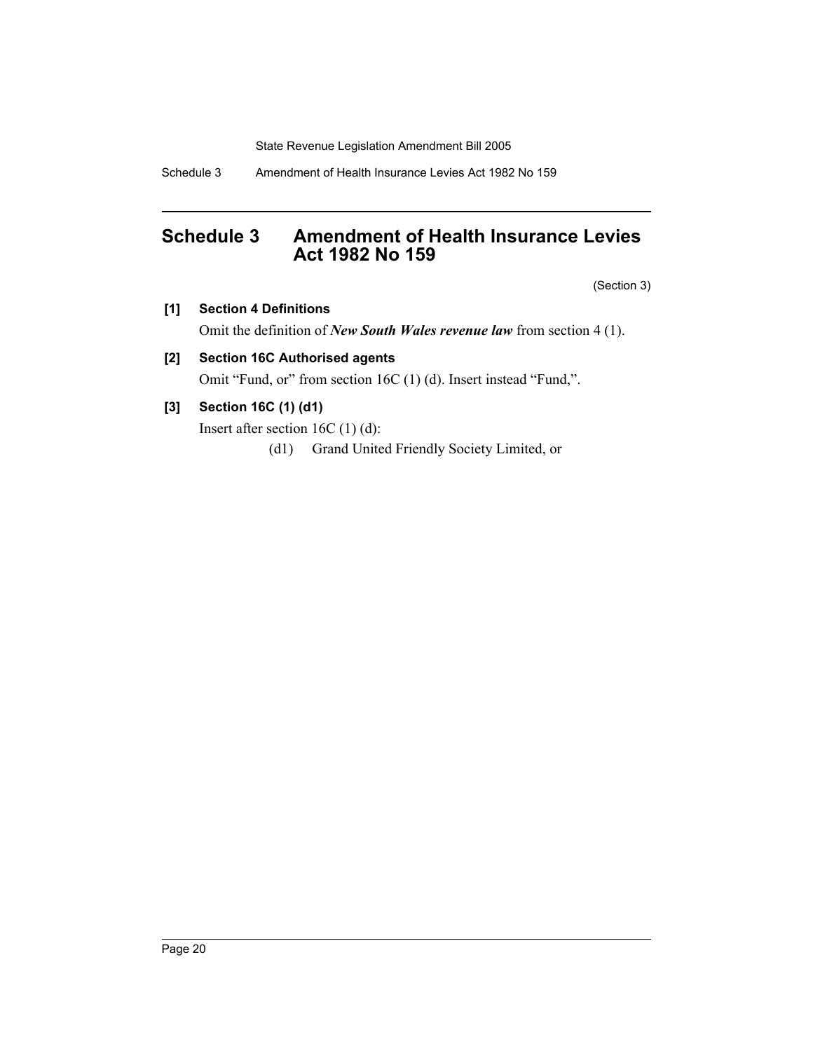# Schedule 3 Amendment of Health Insurance Levies Act 1982 No 159

(Section 3)

**[1] Section 4 Definitions**

Omit the definition of ***New South Wales revenue law*** from section 4 (1).

**[2] Section 16C Authorised agents**

Omit "Fund, or" from section 16C (1) (d). Insert instead "Fund,".

**[3] Section 16C (1) (d1)**

Insert after section 16C (1) (d):

(d1) Grand United Friendly Society Limited, or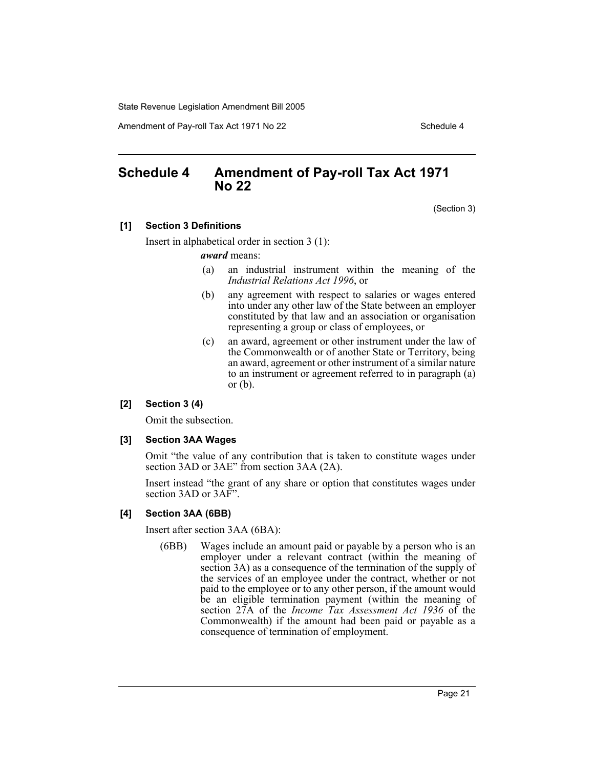## Schedule 4 Amendment of Pay-roll Tax Act 1971 No 22

(Section 3)

### [1] Section 3 Definitions

Insert in alphabetical order in section 3 (1):

***award*** means:

(a) an industrial instrument within the meaning of the *Industrial Relations Act 1996*, or

(b) any agreement with respect to salaries or wages entered into under any other law of the State between an employer constituted by that law and an association or organisation representing a group or class of employees, or

(c) an award, agreement or other instrument under the law of the Commonwealth or of another State or Territory, being an award, agreement or other instrument of a similar nature to an instrument or agreement referred to in paragraph (a) or (b).

### [2] Section 3 (4)

Omit the subsection.

### [3] Section 3AA Wages

Omit "the value of any contribution that is taken to constitute wages under section 3AD or 3AE" from section 3AA (2A).

Insert instead "the grant of any share or option that constitutes wages under section 3AD or 3AF".

### [4] Section 3AA (6BB)

Insert after section 3AA (6BA):

(6BB) Wages include an amount paid or payable by a person who is an employer under a relevant contract (within the meaning of section 3A) as a consequence of the termination of the supply of the services of an employee under the contract, whether or not paid to the employee or to any other person, if the amount would be an eligible termination payment (within the meaning of section 27A of the *Income Tax Assessment Act 1936* of the Commonwealth) if the amount had been paid or payable as a consequence of termination of employment.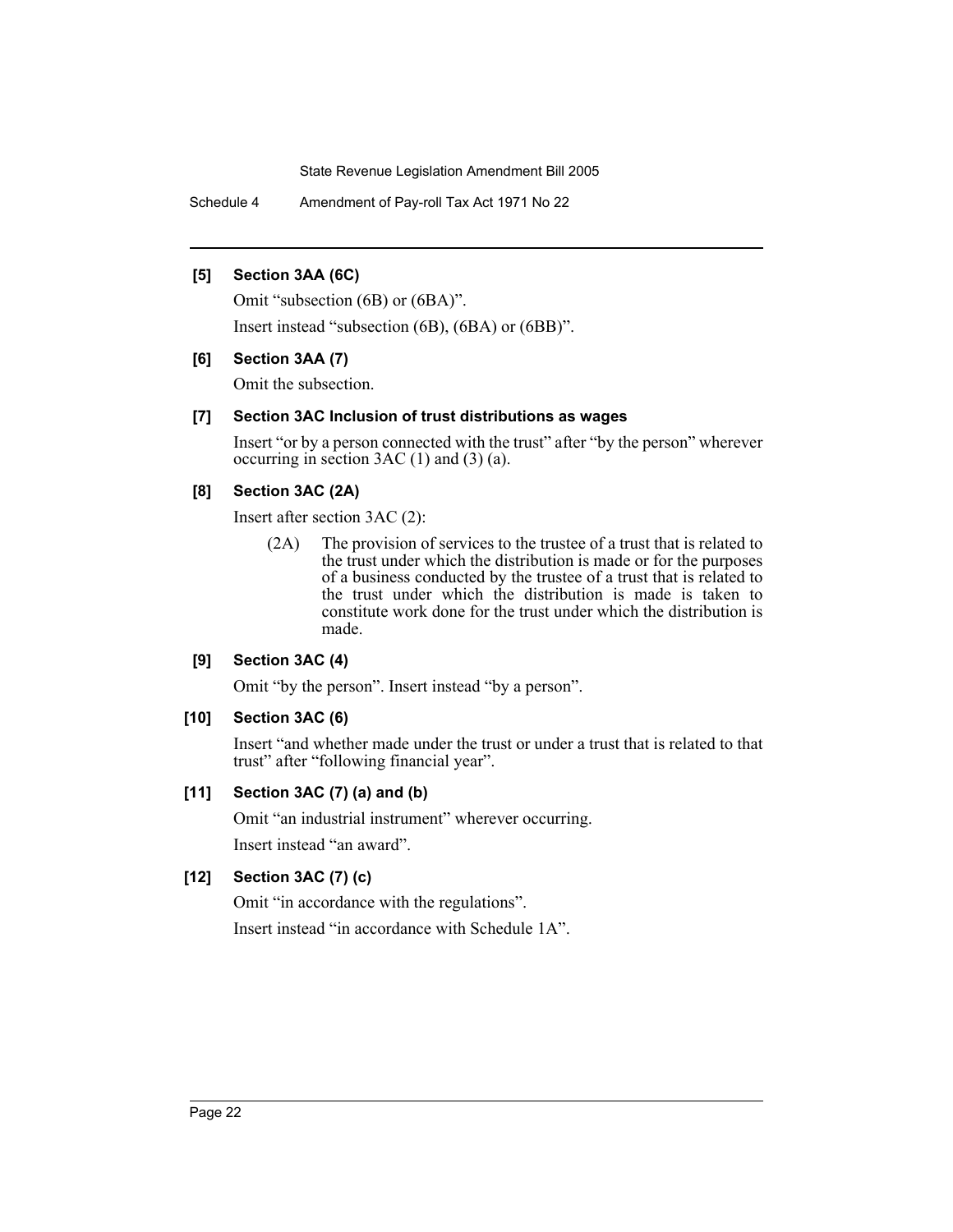**[5] Section 3AA (6C)**

Omit "subsection (6B) or (6BA)".

Insert instead "subsection (6B), (6BA) or (6BB)".

**[6] Section 3AA (7)**

Omit the subsection.

**[7] Section 3AC Inclusion of trust distributions as wages**

Insert "or by a person connected with the trust" after "by the person" wherever occurring in section 3AC (1) and (3) (a).

**[8] Section 3AC (2A)**

Insert after section 3AC (2):

> (2A) The provision of services to the trustee of a trust that is related to the trust under which the distribution is made or for the purposes of a business conducted by the trustee of a trust that is related to the trust under which the distribution is made is taken to constitute work done for the trust under which the distribution is made.

**[9] Section 3AC (4)**

Omit "by the person". Insert instead "by a person".

**[10] Section 3AC (6)**

Insert "and whether made under the trust or under a trust that is related to that trust" after "following financial year".

**[11] Section 3AC (7) (a) and (b)**

Omit "an industrial instrument" wherever occurring.

Insert instead "an award".

**[12] Section 3AC (7) (c)**

Omit "in accordance with the regulations".

Insert instead "in accordance with Schedule 1A".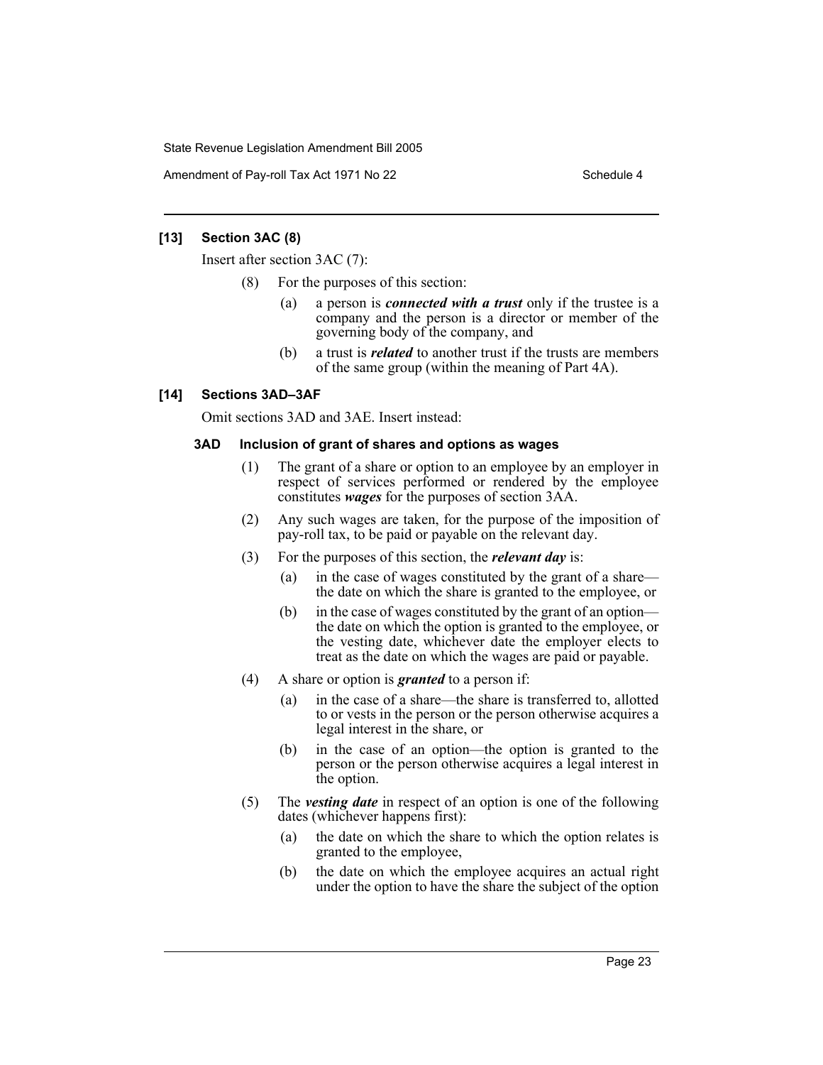### [13] Section 3AC (8)

Insert after section 3AC (7):

(8) For the purposes of this section:

(a) a person is ***connected with a trust*** only if the trustee is a company and the person is a director or member of the governing body of the company, and

(b) a trust is ***related*** to another trust if the trusts are members of the same group (within the meaning of Part 4A).

### [14] Sections 3AD–3AF

Omit sections 3AD and 3AE. Insert instead:

#### 3AD Inclusion of grant of shares and options as wages

(1) The grant of a share or option to an employee by an employer in respect of services performed or rendered by the employee constitutes ***wages*** for the purposes of section 3AA.

(2) Any such wages are taken, for the purpose of the imposition of pay-roll tax, to be paid or payable on the relevant day.

(3) For the purposes of this section, the ***relevant day*** is:

(a) in the case of wages constituted by the grant of a share—the date on which the share is granted to the employee, or

(b) in the case of wages constituted by the grant of an option—the date on which the option is granted to the employee, or the vesting date, whichever date the employer elects to treat as the date on which the wages are paid or payable.

(4) A share or option is ***granted*** to a person if:

(a) in the case of a share—the share is transferred to, allotted to or vests in the person or the person otherwise acquires a legal interest in the share, or

(b) in the case of an option—the option is granted to the person or the person otherwise acquires a legal interest in the option.

(5) The ***vesting date*** in respect of an option is one of the following dates (whichever happens first):

(a) the date on which the share to which the option relates is granted to the employee,

(b) the date on which the employee acquires an actual right under the option to have the share the subject of the option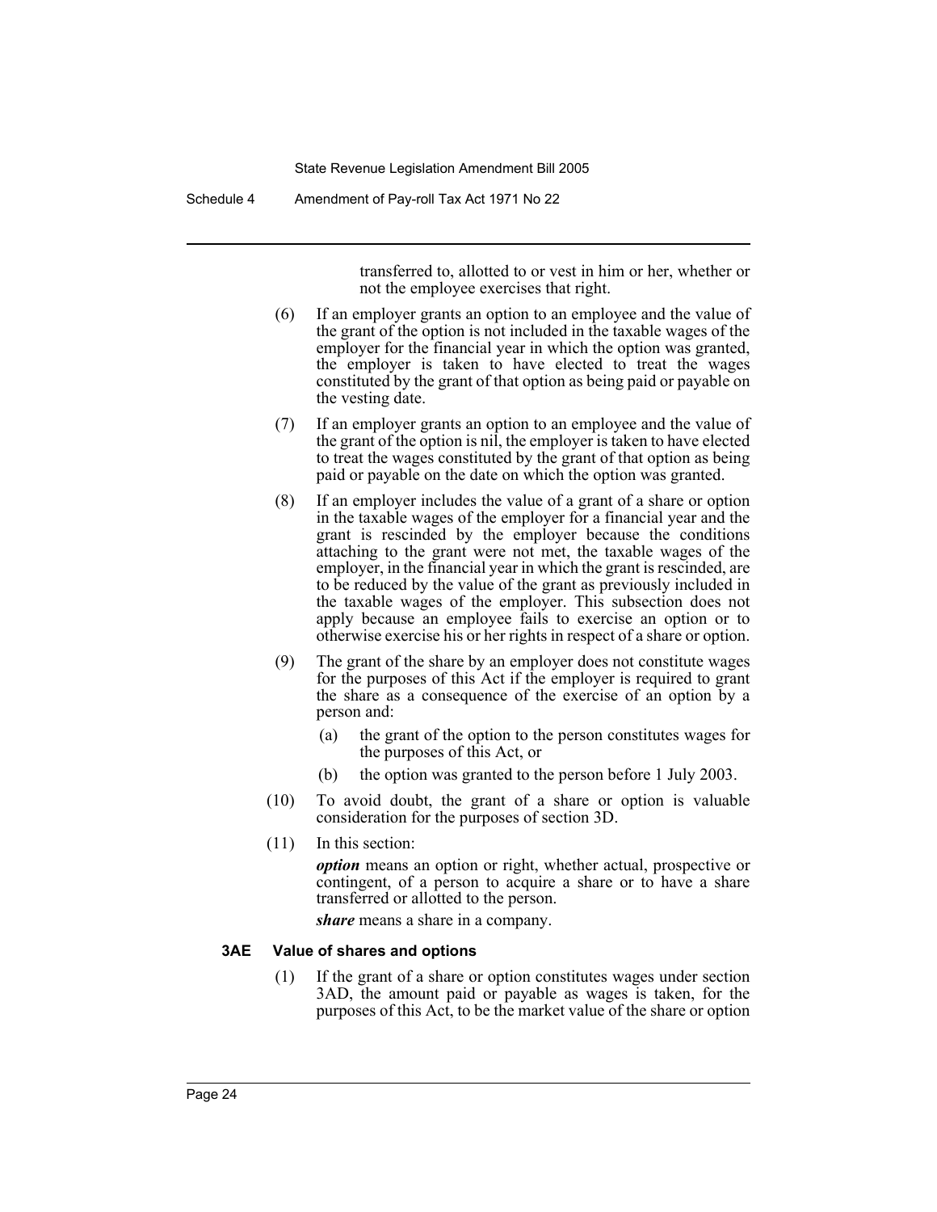transferred to, allotted to or vest in him or her, whether or not the employee exercises that right.

(6) If an employer grants an option to an employee and the value of the grant of the option is not included in the taxable wages of the employer for the financial year in which the option was granted, the employer is taken to have elected to treat the wages constituted by the grant of that option as being paid or payable on the vesting date.

(7) If an employer grants an option to an employee and the value of the grant of the option is nil, the employer is taken to have elected to treat the wages constituted by the grant of that option as being paid or payable on the date on which the option was granted.

(8) If an employer includes the value of a grant of a share or option in the taxable wages of the employer for a financial year and the grant is rescinded by the employer because the conditions attaching to the grant were not met, the taxable wages of the employer, in the financial year in which the grant is rescinded, are to be reduced by the value of the grant as previously included in the taxable wages of the employer. This subsection does not apply because an employee fails to exercise an option or to otherwise exercise his or her rights in respect of a share or option.

(9) The grant of the share by an employer does not constitute wages for the purposes of this Act if the employer is required to grant the share as a consequence of the exercise of an option by a person and:

(a) the grant of the option to the person constitutes wages for the purposes of this Act, or

(b) the option was granted to the person before 1 July 2003.

(10) To avoid doubt, the grant of a share or option is valuable consideration for the purposes of section 3D.

(11) In this section:

***option*** means an option or right, whether actual, prospective or contingent, of a person to acquire a share or to have a share transferred or allotted to the person.

***share*** means a share in a company.

#### 3AE Value of shares and options

(1) If the grant of a share or option constitutes wages under section 3AD, the amount paid or payable as wages is taken, for the purposes of this Act, to be the market value of the share or option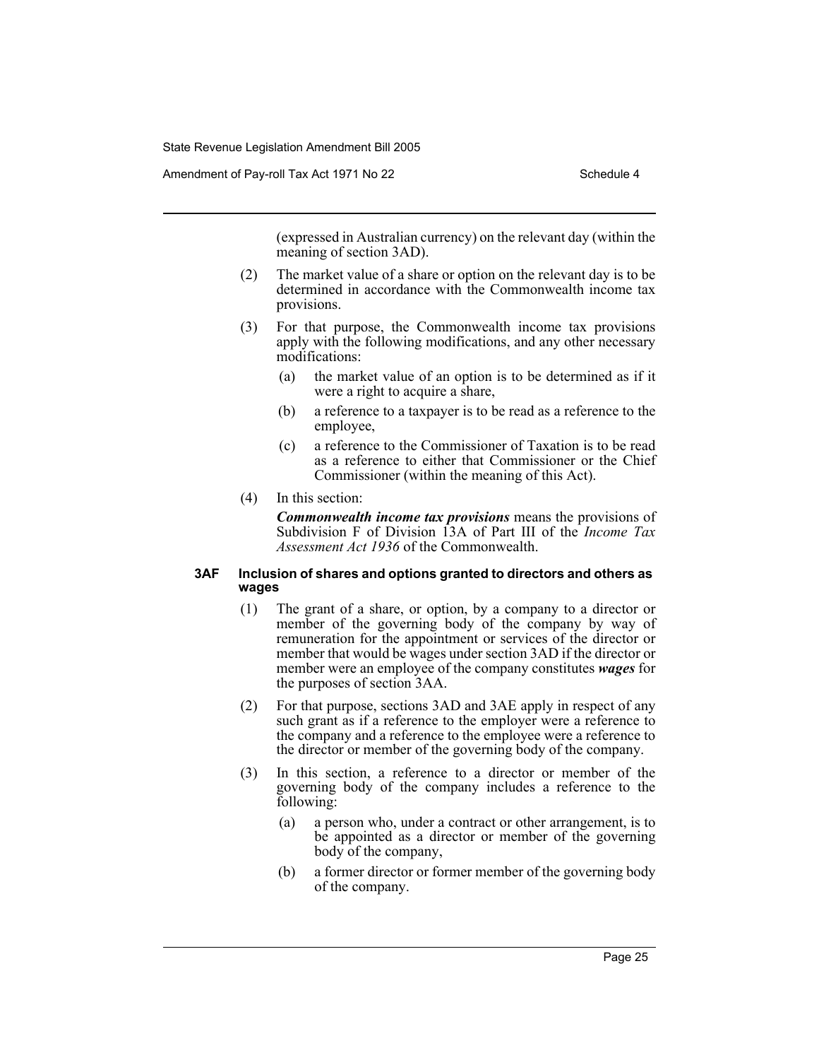(expressed in Australian currency) on the relevant day (within the meaning of section 3AD).

(2) The market value of a share or option on the relevant day is to be determined in accordance with the Commonwealth income tax provisions.

(3) For that purpose, the Commonwealth income tax provisions apply with the following modifications, and any other necessary modifications:

- (a) the market value of an option is to be determined as if it were a right to acquire a share,
- (b) a reference to a taxpayer is to be read as a reference to the employee,
- (c) a reference to the Commissioner of Taxation is to be read as a reference to either that Commissioner or the Chief Commissioner (within the meaning of this Act).

(4) In this section:

***Commonwealth income tax provisions*** means the provisions of Subdivision F of Division 13A of Part III of the *Income Tax Assessment Act 1936* of the Commonwealth.

#### 3AF Inclusion of shares and options granted to directors and others as wages

(1) The grant of a share, or option, by a company to a director or member of the governing body of the company by way of remuneration for the appointment or services of the director or member that would be wages under section 3AD if the director or member were an employee of the company constitutes ***wages*** for the purposes of section 3AA.

(2) For that purpose, sections 3AD and 3AE apply in respect of any such grant as if a reference to the employer were a reference to the company and a reference to the employee were a reference to the director or member of the governing body of the company.

(3) In this section, a reference to a director or member of the governing body of the company includes a reference to the following:

- (a) a person who, under a contract or other arrangement, is to be appointed as a director or member of the governing body of the company,
- (b) a former director or former member of the governing body of the company.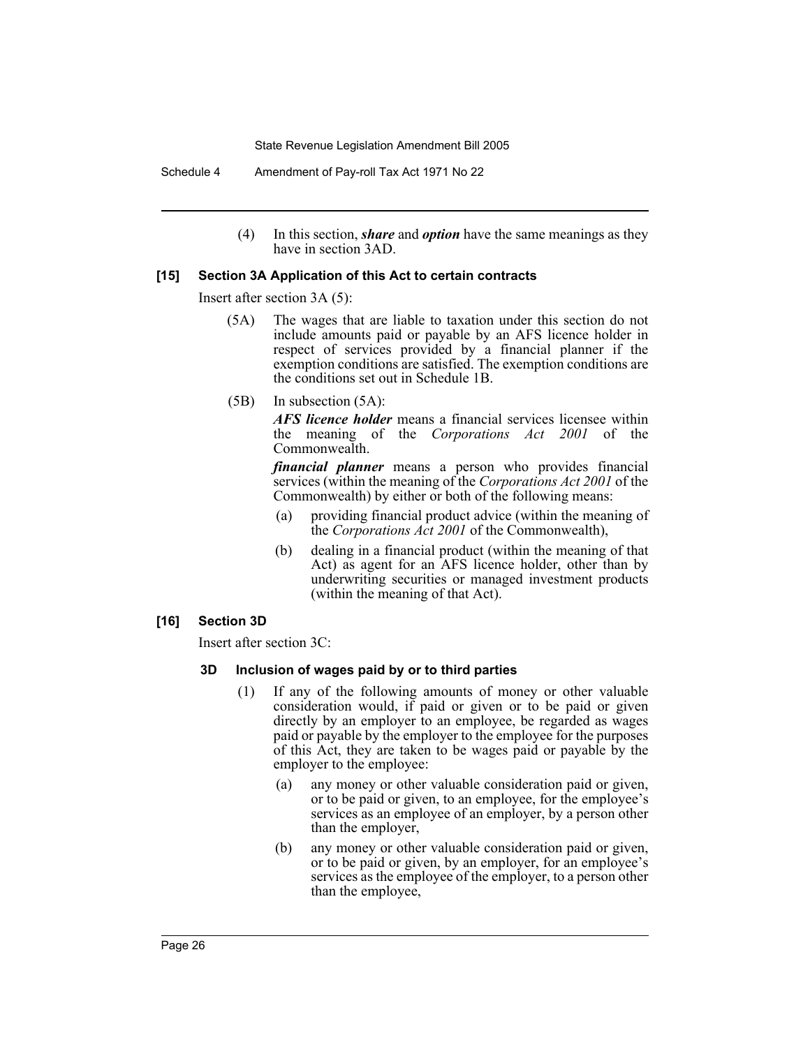(4) In this section, ***share*** and ***option*** have the same meanings as they have in section 3AD.

**[15] Section 3A Application of this Act to certain contracts**

Insert after section 3A (5):

(5A) The wages that are liable to taxation under this section do not include amounts paid or payable by an AFS licence holder in respect of services provided by a financial planner if the exemption conditions are satisfied. The exemption conditions are the conditions set out in Schedule 1B.

(5B) In subsection (5A):

***AFS licence holder*** means a financial services licensee within the meaning of the *Corporations Act 2001* of the Commonwealth.

***financial planner*** means a person who provides financial services (within the meaning of the *Corporations Act 2001* of the Commonwealth) by either or both of the following means:

(a) providing financial product advice (within the meaning of the *Corporations Act 2001* of the Commonwealth),

(b) dealing in a financial product (within the meaning of that Act) as agent for an AFS licence holder, other than by underwriting securities or managed investment products (within the meaning of that Act).

**[16] Section 3D**

Insert after section 3C:

**3D Inclusion of wages paid by or to third parties**

(1) If any of the following amounts of money or other valuable consideration would, if paid or given or to be paid or given directly by an employer to an employee, be regarded as wages paid or payable by the employer to the employee for the purposes of this Act, they are taken to be wages paid or payable by the employer to the employee:

(a) any money or other valuable consideration paid or given, or to be paid or given, to an employee, for the employee's services as an employee of an employer, by a person other than the employer,

(b) any money or other valuable consideration paid or given, or to be paid or given, by an employer, for an employee's services as the employee of the employer, to a person other than the employee,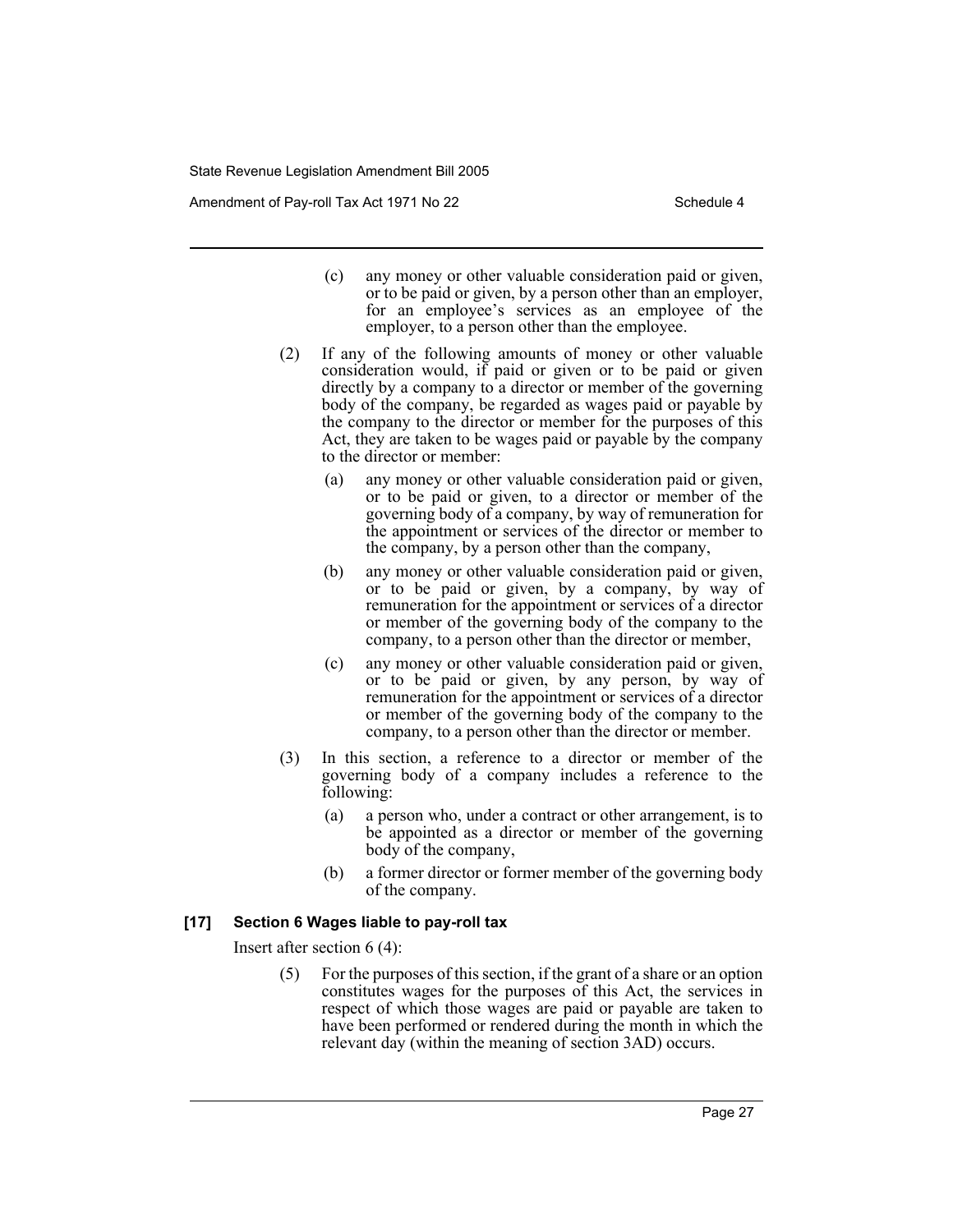(c) any money or other valuable consideration paid or given, or to be paid or given, by a person other than an employer, for an employee's services as an employee of the employer, to a person other than the employee.

(2) If any of the following amounts of money or other valuable consideration would, if paid or given or to be paid or given directly by a company to a director or member of the governing body of the company, be regarded as wages paid or payable by the company to the director or member for the purposes of this Act, they are taken to be wages paid or payable by the company to the director or member:

(a) any money or other valuable consideration paid or given, or to be paid or given, to a director or member of the governing body of a company, by way of remuneration for the appointment or services of the director or member to the company, by a person other than the company,

(b) any money or other valuable consideration paid or given, or to be paid or given, by a company, by way of remuneration for the appointment or services of a director or member of the governing body of the company to the company, to a person other than the director or member,

(c) any money or other valuable consideration paid or given, or to be paid or given, by any person, by way of remuneration for the appointment or services of a director or member of the governing body of the company to the company, to a person other than the director or member.

(3) In this section, a reference to a director or member of the governing body of a company includes a reference to the following:

(a) a person who, under a contract or other arrangement, is to be appointed as a director or member of the governing body of the company,

(b) a former director or former member of the governing body of the company.

**[17] Section 6 Wages liable to pay-roll tax**

Insert after section 6 (4):

(5) For the purposes of this section, if the grant of a share or an option constitutes wages for the purposes of this Act, the services in respect of which those wages are paid or payable are taken to have been performed or rendered during the month in which the relevant day (within the meaning of section 3AD) occurs.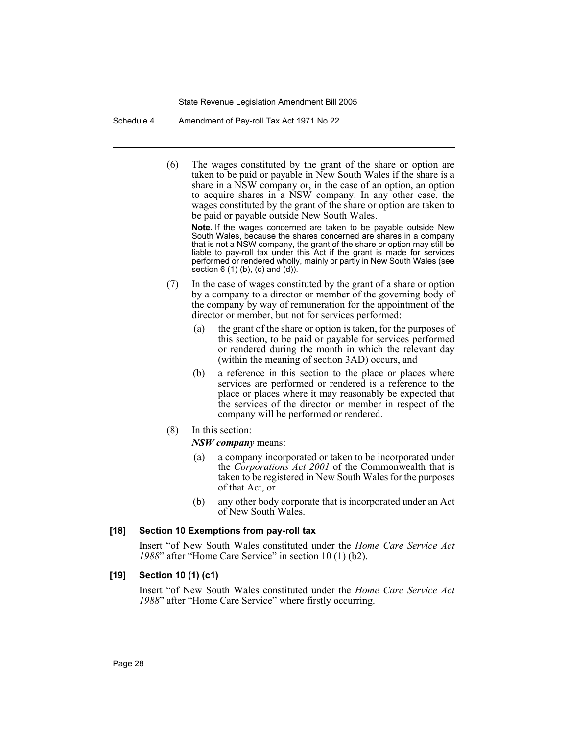(6) The wages constituted by the grant of the share or option are taken to be paid or payable in New South Wales if the share is a share in a NSW company or, in the case of an option, an option to acquire shares in a NSW company. In any other case, the wages constituted by the grant of the share or option are taken to be paid or payable outside New South Wales.

**Note.** If the wages concerned are taken to be payable outside New South Wales, because the shares concerned are shares in a company that is not a NSW company, the grant of the share or option may still be liable to pay-roll tax under this Act if the grant is made for services performed or rendered wholly, mainly or partly in New South Wales (see section 6 (1) (b), (c) and (d)).

(7) In the case of wages constituted by the grant of a share or option by a company to a director or member of the governing body of the company by way of remuneration for the appointment of the director or member, but not for services performed:

(a) the grant of the share or option is taken, for the purposes of this section, to be paid or payable for services performed or rendered during the month in which the relevant day (within the meaning of section 3AD) occurs, and

(b) a reference in this section to the place or places where services are performed or rendered is a reference to the place or places where it may reasonably be expected that the services of the director or member in respect of the company will be performed or rendered.

(8) In this section:

***NSW company*** means:

(a) a company incorporated or taken to be incorporated under the *Corporations Act 2001* of the Commonwealth that is taken to be registered in New South Wales for the purposes of that Act, or

(b) any other body corporate that is incorporated under an Act of New South Wales.

**[18] Section 10 Exemptions from pay-roll tax**

Insert "of New South Wales constituted under the *Home Care Service Act 1988*" after "Home Care Service" in section 10 (1) (b2).

**[19] Section 10 (1) (c1)**

Insert "of New South Wales constituted under the *Home Care Service Act 1988*" after "Home Care Service" where firstly occurring.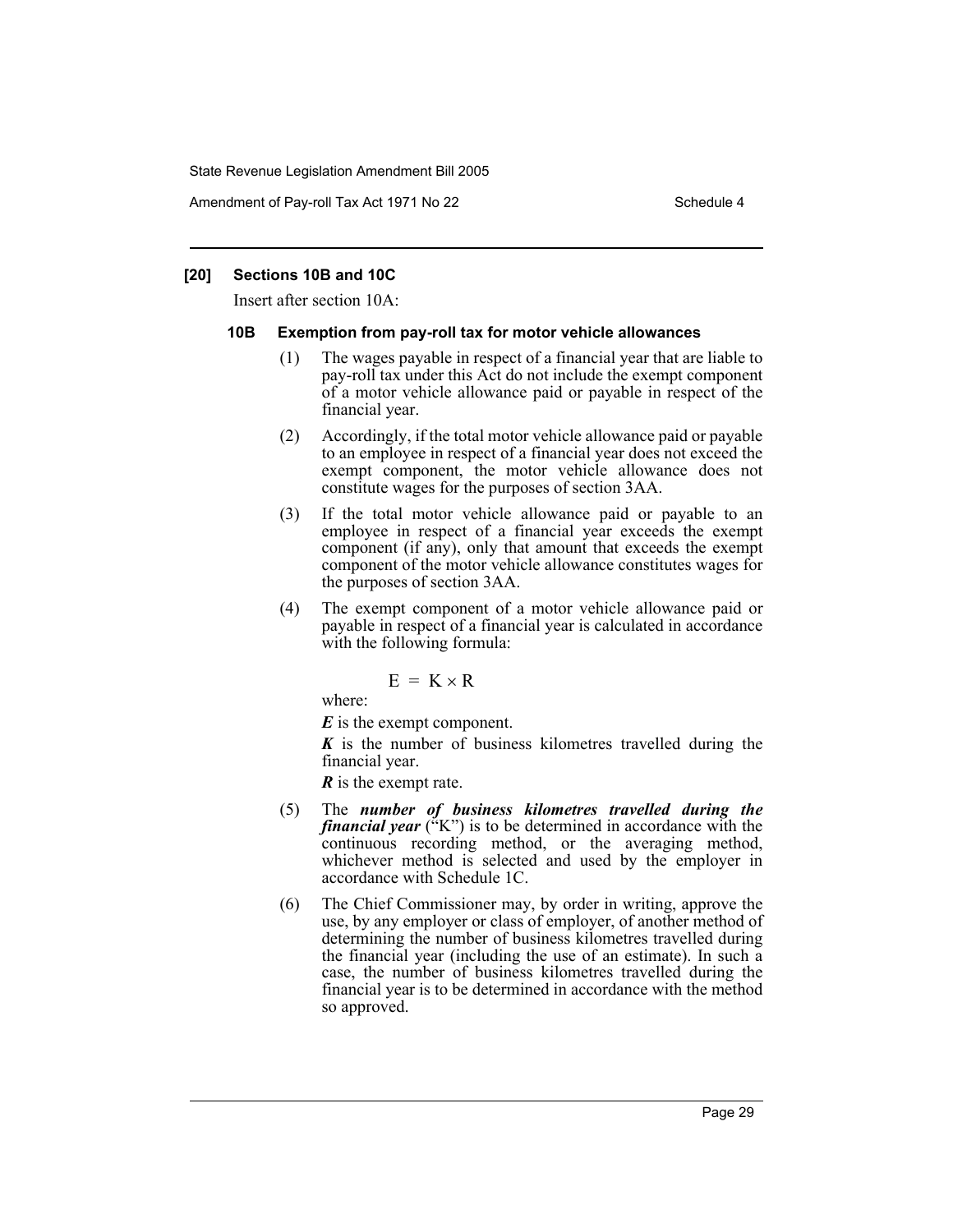### [20] Sections 10B and 10C

Insert after section 10A:

#### 10B Exemption from pay-roll tax for motor vehicle allowances

(1) The wages payable in respect of a financial year that are liable to pay-roll tax under this Act do not include the exempt component of a motor vehicle allowance paid or payable in respect of the financial year.

(2) Accordingly, if the total motor vehicle allowance paid or payable to an employee in respect of a financial year does not exceed the exempt component, the motor vehicle allowance does not constitute wages for the purposes of section 3AA.

(3) If the total motor vehicle allowance paid or payable to an employee in respect of a financial year exceeds the exempt component (if any), only that amount that exceeds the exempt component of the motor vehicle allowance constitutes wages for the purposes of section 3AA.

(4) The exempt component of a motor vehicle allowance paid or payable in respect of a financial year is calculated in accordance with the following formula:

$$E = K \times R$$

where:

***E*** is the exempt component.

***K*** is the number of business kilometres travelled during the financial year.

***R*** is the exempt rate.

(5) The ***number of business kilometres travelled during the financial year*** ("K") is to be determined in accordance with the continuous recording method, or the averaging method, whichever method is selected and used by the employer in accordance with Schedule 1C.

(6) The Chief Commissioner may, by order in writing, approve the use, by any employer or class of employer, of another method of determining the number of business kilometres travelled during the financial year (including the use of an estimate). In such a case, the number of business kilometres travelled during the financial year is to be determined in accordance with the method so approved.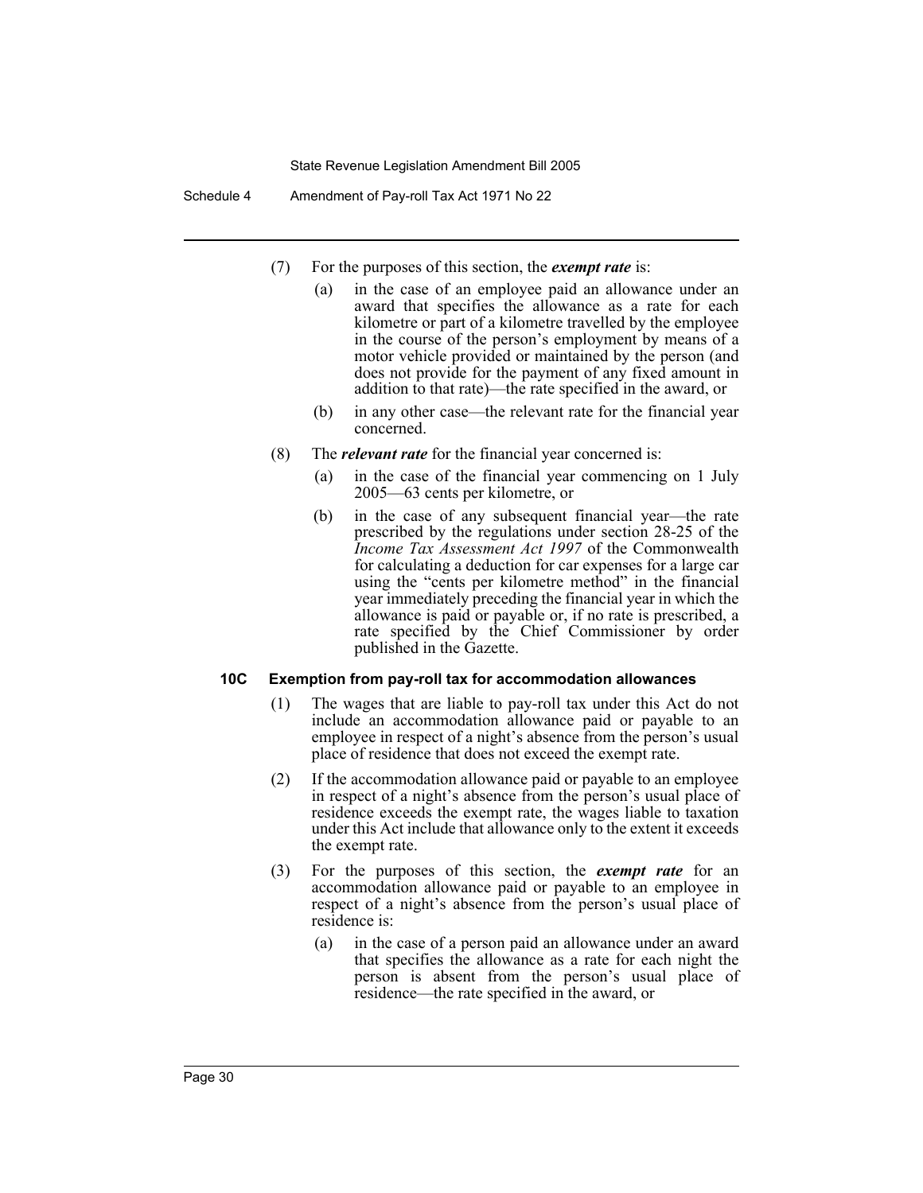(7) For the purposes of this section, the ***exempt rate*** is:

(a) in the case of an employee paid an allowance under an award that specifies the allowance as a rate for each kilometre or part of a kilometre travelled by the employee in the course of the person's employment by means of a motor vehicle provided or maintained by the person (and does not provide for the payment of any fixed amount in addition to that rate)—the rate specified in the award, or

(b) in any other case—the relevant rate for the financial year concerned.

(8) The ***relevant rate*** for the financial year concerned is:

(a) in the case of the financial year commencing on 1 July 2005—63 cents per kilometre, or

(b) in the case of any subsequent financial year—the rate prescribed by the regulations under section 28-25 of the *Income Tax Assessment Act 1997* of the Commonwealth for calculating a deduction for car expenses for a large car using the "cents per kilometre method" in the financial year immediately preceding the financial year in which the allowance is paid or payable or, if no rate is prescribed, a rate specified by the Chief Commissioner by order published in the Gazette.

**10C Exemption from pay-roll tax for accommodation allowances**

(1) The wages that are liable to pay-roll tax under this Act do not include an accommodation allowance paid or payable to an employee in respect of a night's absence from the person's usual place of residence that does not exceed the exempt rate.

(2) If the accommodation allowance paid or payable to an employee in respect of a night's absence from the person's usual place of residence exceeds the exempt rate, the wages liable to taxation under this Act include that allowance only to the extent it exceeds the exempt rate.

(3) For the purposes of this section, the ***exempt rate*** for an accommodation allowance paid or payable to an employee in respect of a night's absence from the person's usual place of residence is:

(a) in the case of a person paid an allowance under an award that specifies the allowance as a rate for each night the person is absent from the person's usual place of residence—the rate specified in the award, or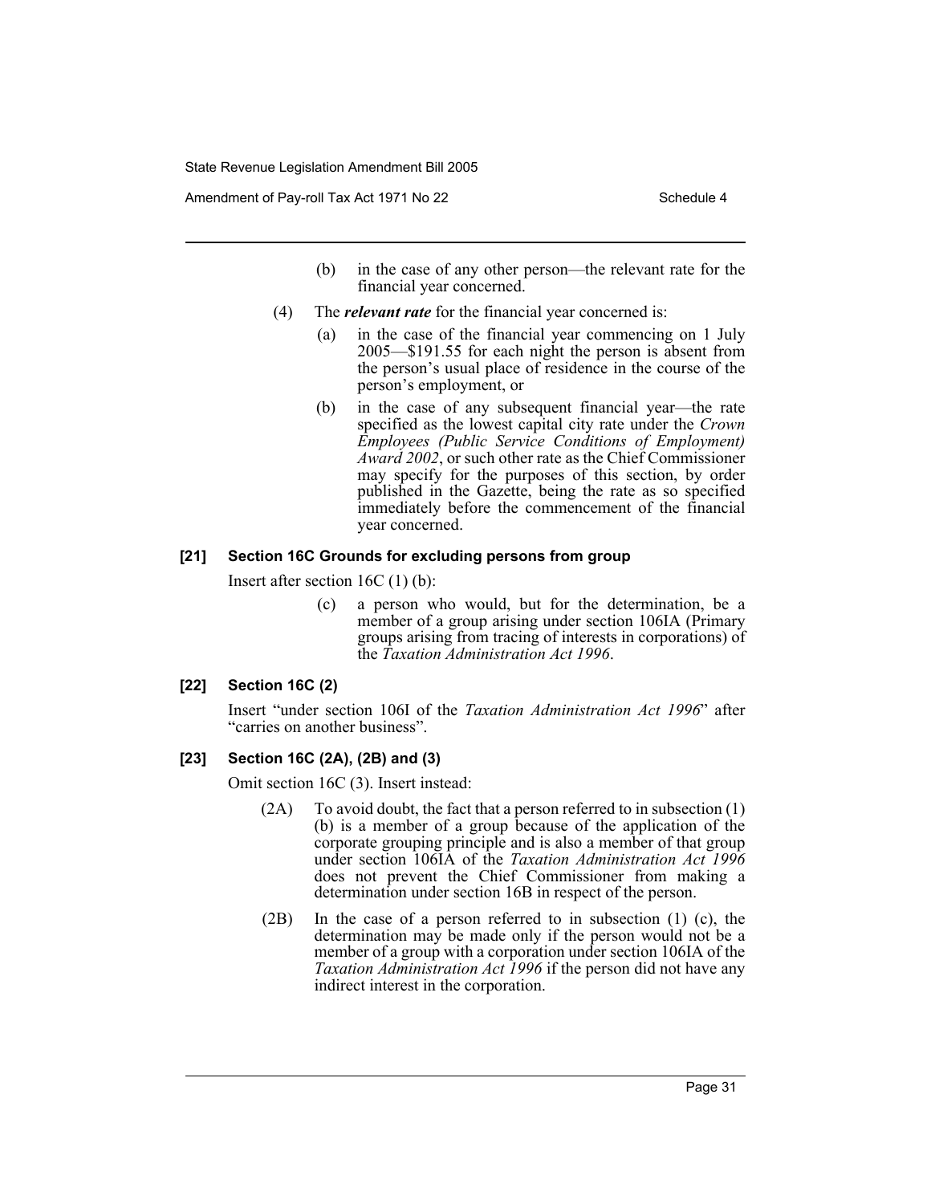(b) in the case of any other person—the relevant rate for the financial year concerned.

(4) The ***relevant rate*** for the financial year concerned is:

(a) in the case of the financial year commencing on 1 July 2005—$191.55 for each night the person is absent from the person's usual place of residence in the course of the person's employment, or

(b) in the case of any subsequent financial year—the rate specified as the lowest capital city rate under the *Crown Employees (Public Service Conditions of Employment) Award 2002*, or such other rate as the Chief Commissioner may specify for the purposes of this section, by order published in the Gazette, being the rate as so specified immediately before the commencement of the financial year concerned.

### [21] Section 16C Grounds for excluding persons from group

Insert after section 16C (1) (b):

(c) a person who would, but for the determination, be a member of a group arising under section 106IA (Primary groups arising from tracing of interests in corporations) of the *Taxation Administration Act 1996*.

### [22] Section 16C (2)

Insert "under section 106I of the *Taxation Administration Act 1996*" after "carries on another business".

### [23] Section 16C (2A), (2B) and (3)

Omit section 16C (3). Insert instead:

(2A) To avoid doubt, the fact that a person referred to in subsection (1) (b) is a member of a group because of the application of the corporate grouping principle and is also a member of that group under section 106IA of the *Taxation Administration Act 1996* does not prevent the Chief Commissioner from making a determination under section 16B in respect of the person.

(2B) In the case of a person referred to in subsection (1) (c), the determination may be made only if the person would not be a member of a group with a corporation under section 106IA of the *Taxation Administration Act 1996* if the person did not have any indirect interest in the corporation.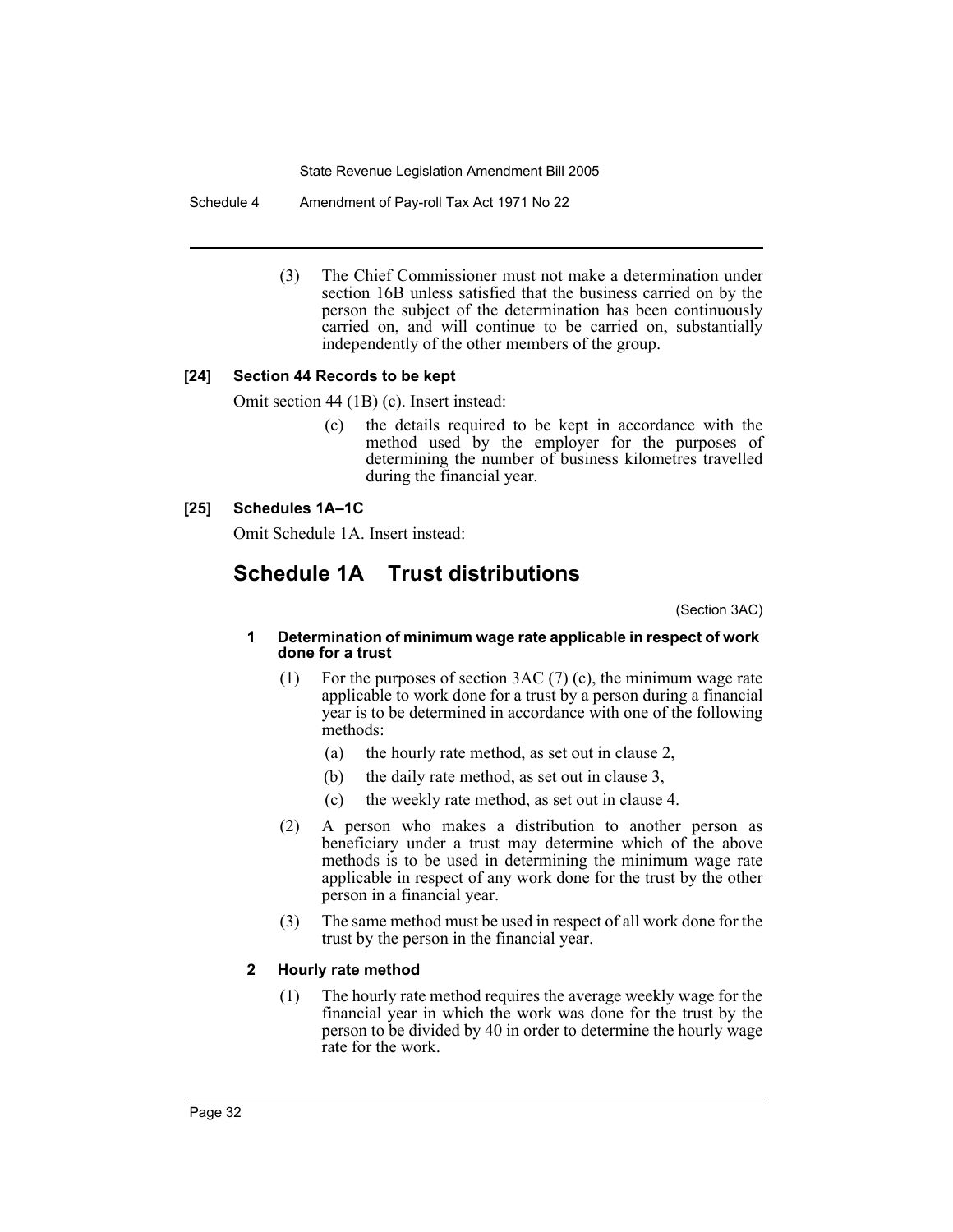(3) The Chief Commissioner must not make a determination under section 16B unless satisfied that the business carried on by the person the subject of the determination has been continuously carried on, and will continue to be carried on, substantially independently of the other members of the group.

**[24] Section 44 Records to be kept**

Omit section 44 (1B) (c). Insert instead:

(c) the details required to be kept in accordance with the method used by the employer for the purposes of determining the number of business kilometres travelled during the financial year.

**[25] Schedules 1A–1C**

Omit Schedule 1A. Insert instead:

# Schedule 1A Trust distributions

(Section 3AC)

**1 Determination of minimum wage rate applicable in respect of work done for a trust**

(1) For the purposes of section 3AC (7) (c), the minimum wage rate applicable to work done for a trust by a person during a financial year is to be determined in accordance with one of the following methods:

(a) the hourly rate method, as set out in clause 2,

(b) the daily rate method, as set out in clause 3,

(c) the weekly rate method, as set out in clause 4.

(2) A person who makes a distribution to another person as beneficiary under a trust may determine which of the above methods is to be used in determining the minimum wage rate applicable in respect of any work done for the trust by the other person in a financial year.

(3) The same method must be used in respect of all work done for the trust by the person in the financial year.

**2 Hourly rate method**

(1) The hourly rate method requires the average weekly wage for the financial year in which the work was done for the trust by the person to be divided by 40 in order to determine the hourly wage rate for the work.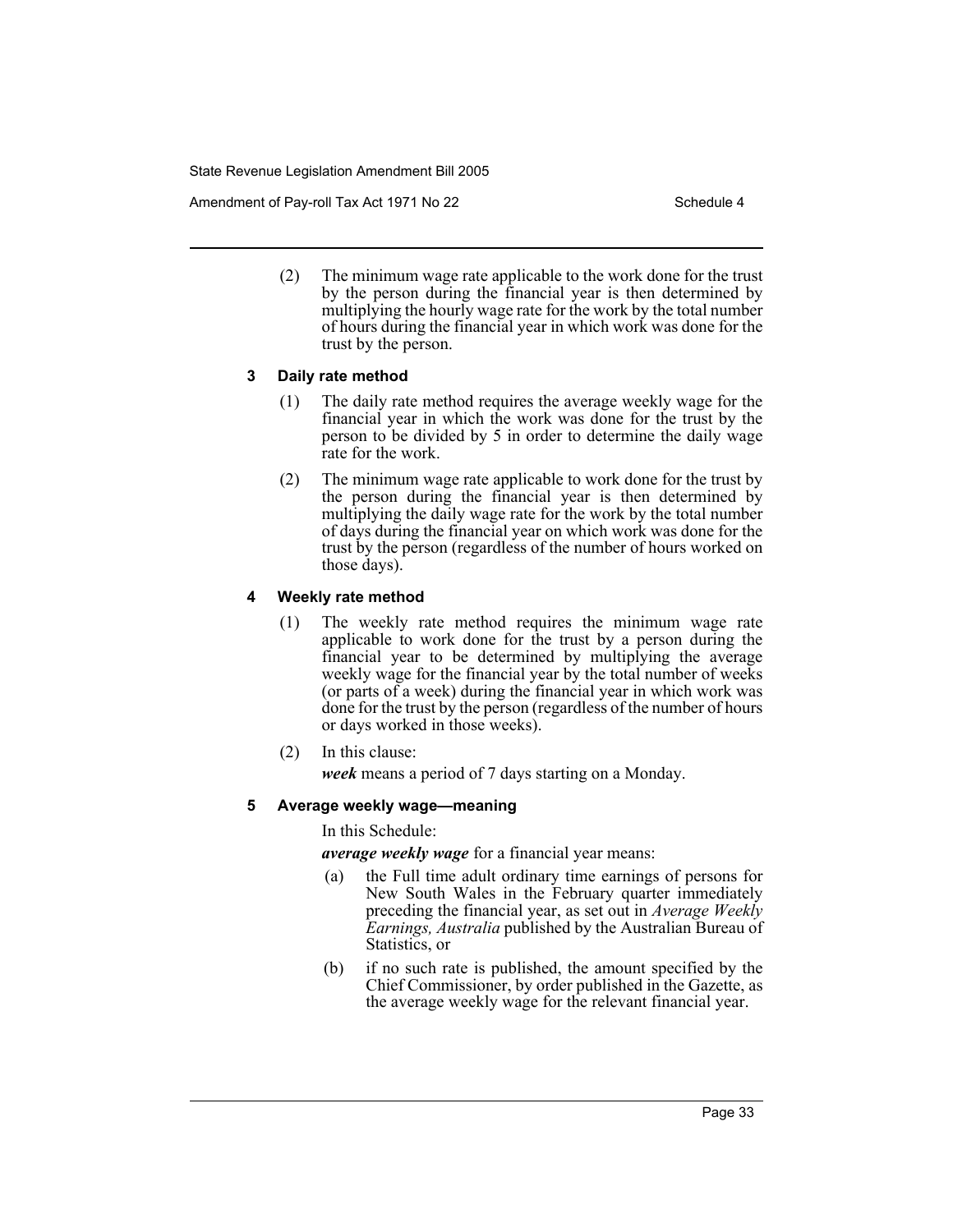(2) The minimum wage rate applicable to the work done for the trust by the person during the financial year is then determined by multiplying the hourly wage rate for the work by the total number of hours during the financial year in which work was done for the trust by the person.

### 3 Daily rate method

(1) The daily rate method requires the average weekly wage for the financial year in which the work was done for the trust by the person to be divided by 5 in order to determine the daily wage rate for the work.

(2) The minimum wage rate applicable to work done for the trust by the person during the financial year is then determined by multiplying the daily wage rate for the work by the total number of days during the financial year on which work was done for the trust by the person (regardless of the number of hours worked on those days).

### 4 Weekly rate method

(1) The weekly rate method requires the minimum wage rate applicable to work done for the trust by a person during the financial year to be determined by multiplying the average weekly wage for the financial year by the total number of weeks (or parts of a week) during the financial year in which work was done for the trust by the person (regardless of the number of hours or days worked in those weeks).

(2) In this clause:

***week*** means a period of 7 days starting on a Monday.

### 5 Average weekly wage—meaning

In this Schedule:

***average weekly wage*** for a financial year means:

(a) the Full time adult ordinary time earnings of persons for New South Wales in the February quarter immediately preceding the financial year, as set out in *Average Weekly Earnings, Australia* published by the Australian Bureau of Statistics, or

(b) if no such rate is published, the amount specified by the Chief Commissioner, by order published in the Gazette, as the average weekly wage for the relevant financial year.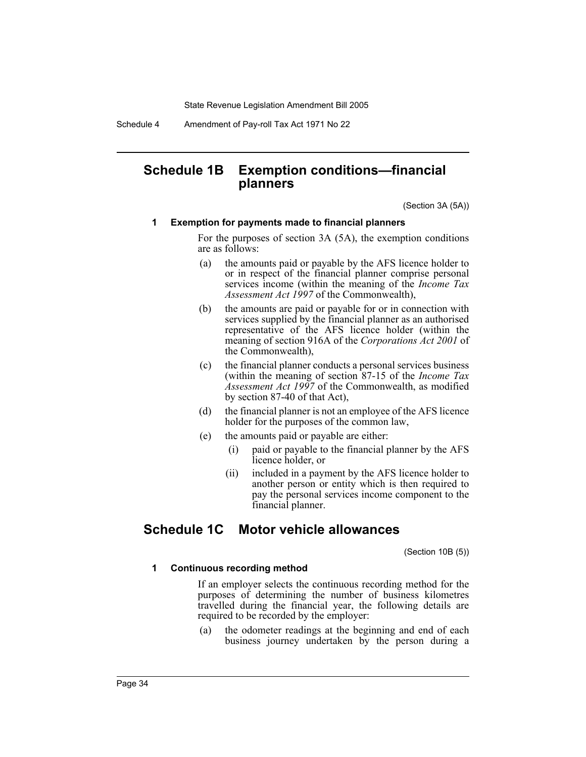## Schedule 1B Exemption conditions—financial planners

(Section 3A (5A))

### 1 Exemption for payments made to financial planners

For the purposes of section 3A (5A), the exemption conditions are as follows:

(a) the amounts paid or payable by the AFS licence holder to or in respect of the financial planner comprise personal services income (within the meaning of the *Income Tax Assessment Act 1997* of the Commonwealth),

(b) the amounts are paid or payable for or in connection with services supplied by the financial planner as an authorised representative of the AFS licence holder (within the meaning of section 916A of the *Corporations Act 2001* of the Commonwealth),

(c) the financial planner conducts a personal services business (within the meaning of section 87-15 of the *Income Tax Assessment Act 1997* of the Commonwealth, as modified by section 87-40 of that Act),

(d) the financial planner is not an employee of the AFS licence holder for the purposes of the common law,

(e) the amounts paid or payable are either:

  (i) paid or payable to the financial planner by the AFS licence holder, or

  (ii) included in a payment by the AFS licence holder to another person or entity which is then required to pay the personal services income component to the financial planner.

## Schedule 1C Motor vehicle allowances

(Section 10B (5))

### 1 Continuous recording method

If an employer selects the continuous recording method for the purposes of determining the number of business kilometres travelled during the financial year, the following details are required to be recorded by the employer:

(a) the odometer readings at the beginning and end of each business journey undertaken by the person during a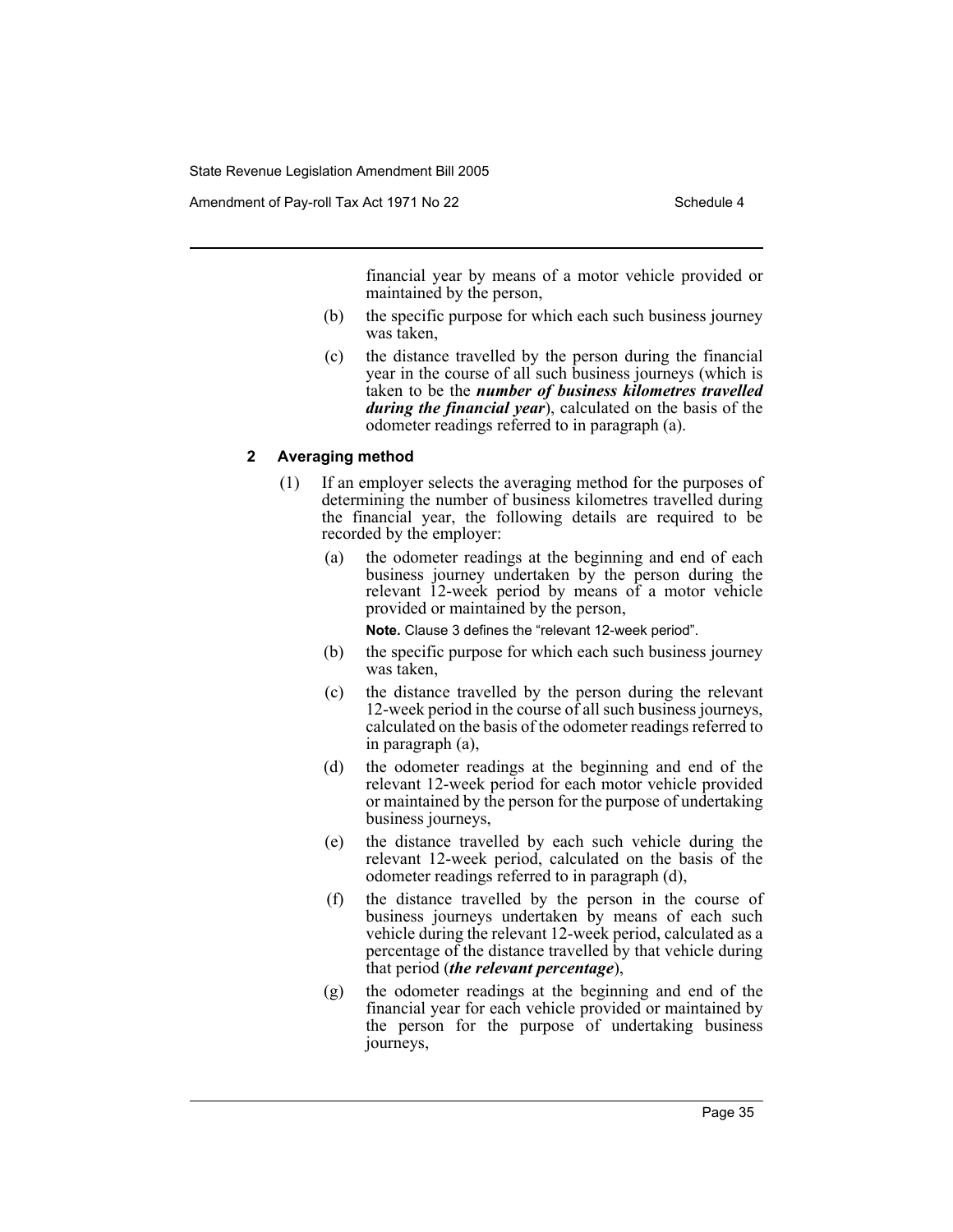financial year by means of a motor vehicle provided or maintained by the person,

(b) the specific purpose for which each such business journey was taken,

(c) the distance travelled by the person during the financial year in the course of all such business journeys (which is taken to be the ***number of business kilometres travelled during the financial year***), calculated on the basis of the odometer readings referred to in paragraph (a).

## 2 Averaging method

(1) If an employer selects the averaging method for the purposes of determining the number of business kilometres travelled during the financial year, the following details are required to be recorded by the employer:

(a) the odometer readings at the beginning and end of each business journey undertaken by the person during the relevant 12-week period by means of a motor vehicle provided or maintained by the person,

**Note.** Clause 3 defines the "relevant 12-week period".

(b) the specific purpose for which each such business journey was taken,

(c) the distance travelled by the person during the relevant 12-week period in the course of all such business journeys, calculated on the basis of the odometer readings referred to in paragraph (a),

(d) the odometer readings at the beginning and end of the relevant 12-week period for each motor vehicle provided or maintained by the person for the purpose of undertaking business journeys,

(e) the distance travelled by each such vehicle during the relevant 12-week period, calculated on the basis of the odometer readings referred to in paragraph (d),

(f) the distance travelled by the person in the course of business journeys undertaken by means of each such vehicle during the relevant 12-week period, calculated as a percentage of the distance travelled by that vehicle during that period (***the relevant percentage***),

(g) the odometer readings at the beginning and end of the financial year for each vehicle provided or maintained by the person for the purpose of undertaking business journeys,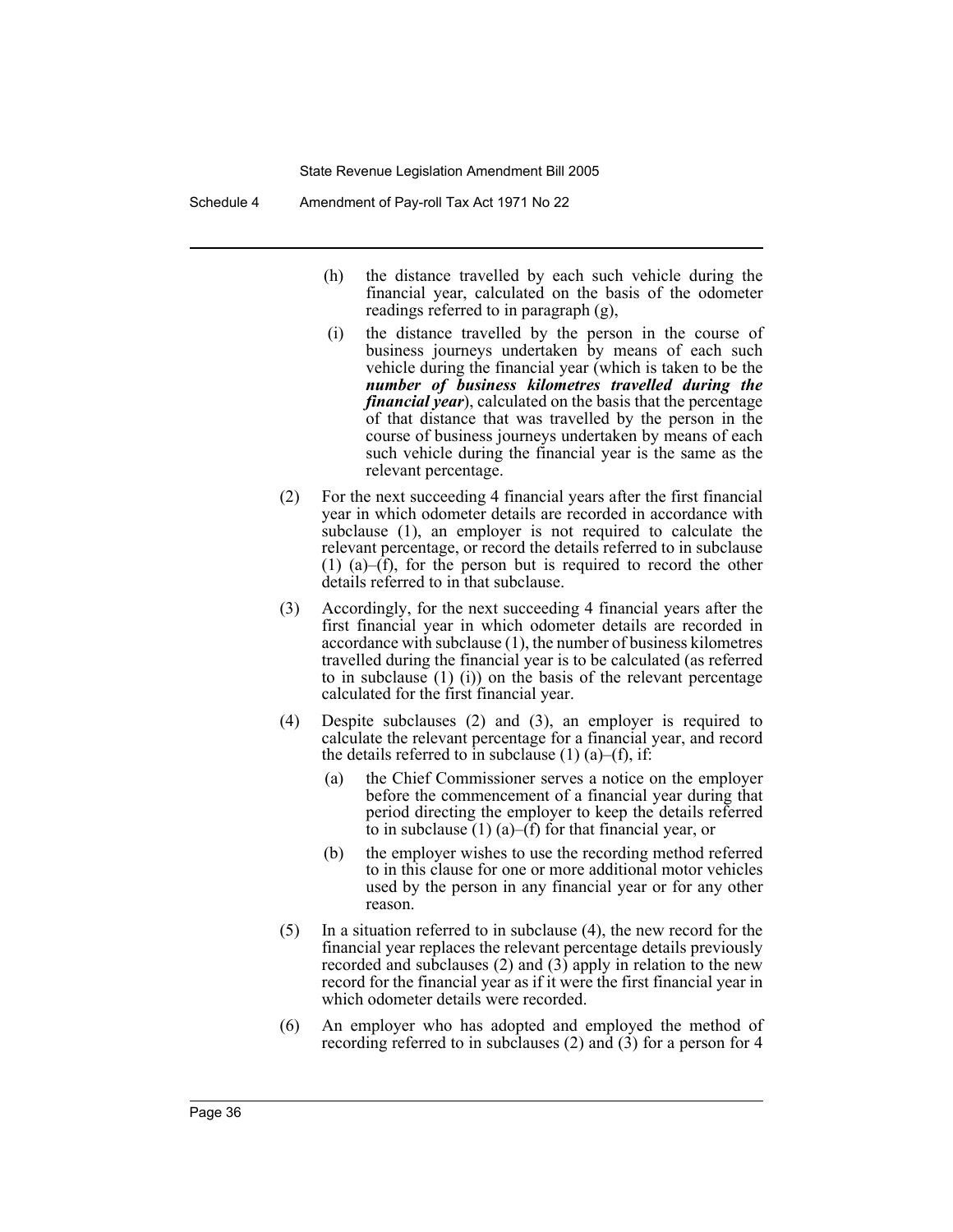(h) the distance travelled by each such vehicle during the financial year, calculated on the basis of the odometer readings referred to in paragraph (g),

(i) the distance travelled by the person in the course of business journeys undertaken by means of each such vehicle during the financial year (which is taken to be the ***number of business kilometres travelled during the financial year***), calculated on the basis that the percentage of that distance that was travelled by the person in the course of business journeys undertaken by means of each such vehicle during the financial year is the same as the relevant percentage.

(2) For the next succeeding 4 financial years after the first financial year in which odometer details are recorded in accordance with subclause (1), an employer is not required to calculate the relevant percentage, or record the details referred to in subclause (1) (a)–(f), for the person but is required to record the other details referred to in that subclause.

(3) Accordingly, for the next succeeding 4 financial years after the first financial year in which odometer details are recorded in accordance with subclause (1), the number of business kilometres travelled during the financial year is to be calculated (as referred to in subclause (1) (i)) on the basis of the relevant percentage calculated for the first financial year.

(4) Despite subclauses (2) and (3), an employer is required to calculate the relevant percentage for a financial year, and record the details referred to in subclause (1) (a)–(f), if:

(a) the Chief Commissioner serves a notice on the employer before the commencement of a financial year during that period directing the employer to keep the details referred to in subclause (1) (a)–(f) for that financial year, or

(b) the employer wishes to use the recording method referred to in this clause for one or more additional motor vehicles used by the person in any financial year or for any other reason.

(5) In a situation referred to in subclause (4), the new record for the financial year replaces the relevant percentage details previously recorded and subclauses (2) and (3) apply in relation to the new record for the financial year as if it were the first financial year in which odometer details were recorded.

(6) An employer who has adopted and employed the method of recording referred to in subclauses (2) and (3) for a person for 4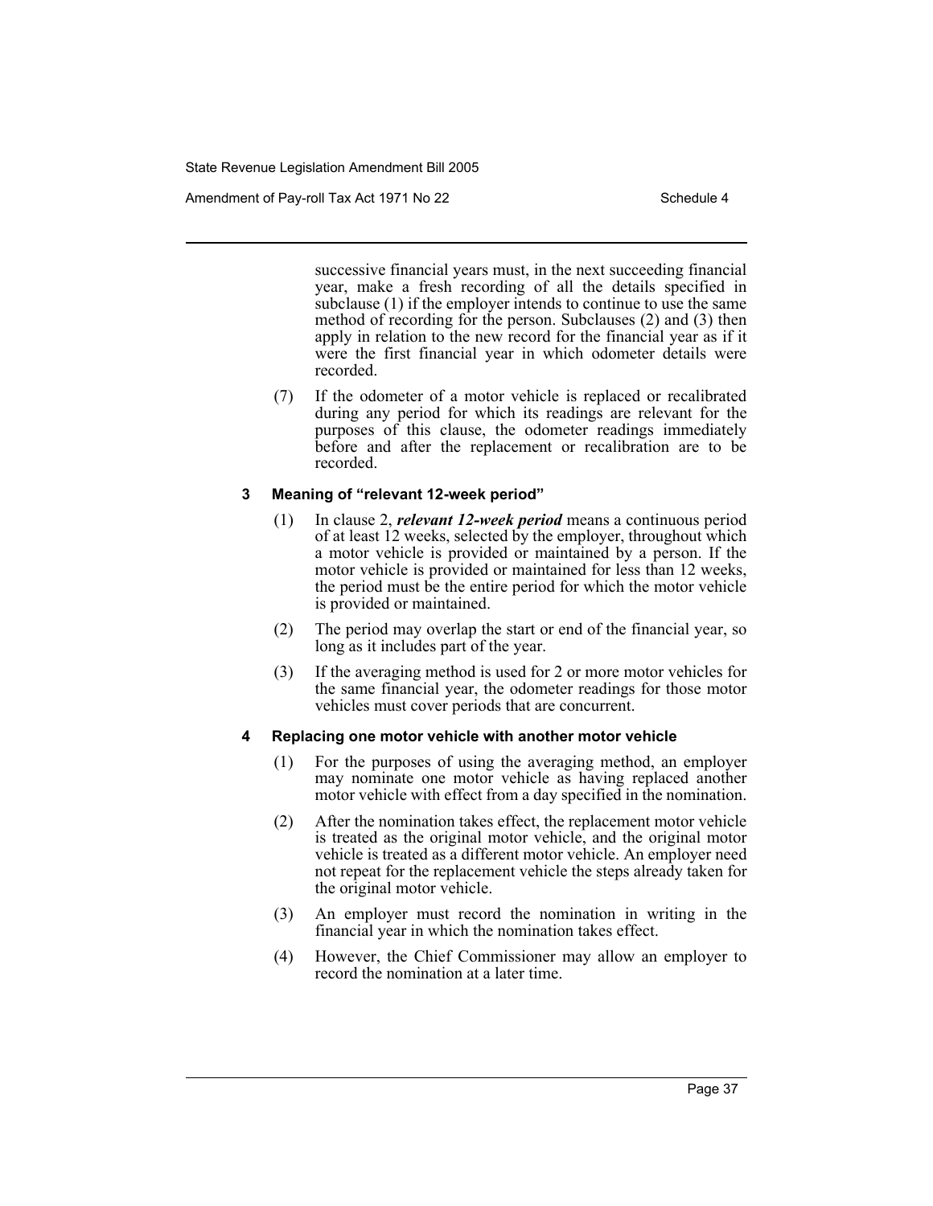successive financial years must, in the next succeeding financial year, make a fresh recording of all the details specified in subclause (1) if the employer intends to continue to use the same method of recording for the person. Subclauses (2) and (3) then apply in relation to the new record for the financial year as if it were the first financial year in which odometer details were recorded.

(7) If the odometer of a motor vehicle is replaced or recalibrated during any period for which its readings are relevant for the purposes of this clause, the odometer readings immediately before and after the replacement or recalibration are to be recorded.

### 3 Meaning of "relevant 12-week period"

(1) In clause 2, ***relevant 12-week period*** means a continuous period of at least 12 weeks, selected by the employer, throughout which a motor vehicle is provided or maintained by a person. If the motor vehicle is provided or maintained for less than 12 weeks, the period must be the entire period for which the motor vehicle is provided or maintained.

(2) The period may overlap the start or end of the financial year, so long as it includes part of the year.

(3) If the averaging method is used for 2 or more motor vehicles for the same financial year, the odometer readings for those motor vehicles must cover periods that are concurrent.

### 4 Replacing one motor vehicle with another motor vehicle

(1) For the purposes of using the averaging method, an employer may nominate one motor vehicle as having replaced another motor vehicle with effect from a day specified in the nomination.

(2) After the nomination takes effect, the replacement motor vehicle is treated as the original motor vehicle, and the original motor vehicle is treated as a different motor vehicle. An employer need not repeat for the replacement vehicle the steps already taken for the original motor vehicle.

(3) An employer must record the nomination in writing in the financial year in which the nomination takes effect.

(4) However, the Chief Commissioner may allow an employer to record the nomination at a later time.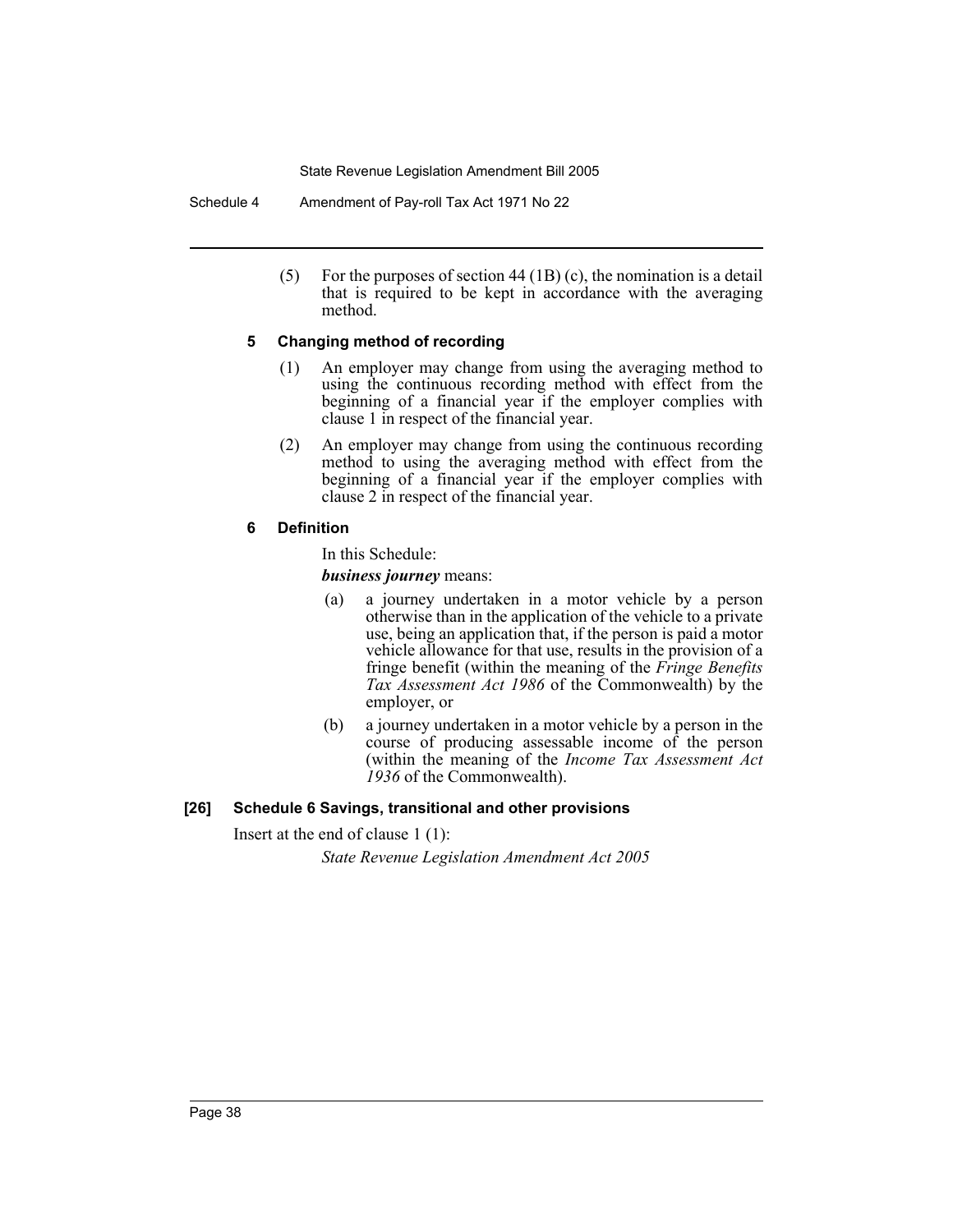(5) For the purposes of section 44 (1B) (c), the nomination is a detail that is required to be kept in accordance with the averaging method.

### 5 Changing method of recording

(1) An employer may change from using the averaging method to using the continuous recording method with effect from the beginning of a financial year if the employer complies with clause 1 in respect of the financial year.

(2) An employer may change from using the continuous recording method to using the averaging method with effect from the beginning of a financial year if the employer complies with clause 2 in respect of the financial year.

### 6 Definition

In this Schedule:

***business journey*** means:

(a) a journey undertaken in a motor vehicle by a person otherwise than in the application of the vehicle to a private use, being an application that, if the person is paid a motor vehicle allowance for that use, results in the provision of a fringe benefit (within the meaning of the *Fringe Benefits Tax Assessment Act 1986* of the Commonwealth) by the employer, or

(b) a journey undertaken in a motor vehicle by a person in the course of producing assessable income of the person (within the meaning of the *Income Tax Assessment Act 1936* of the Commonwealth).

## [26] Schedule 6 Savings, transitional and other provisions

Insert at the end of clause 1 (1):

*State Revenue Legislation Amendment Act 2005*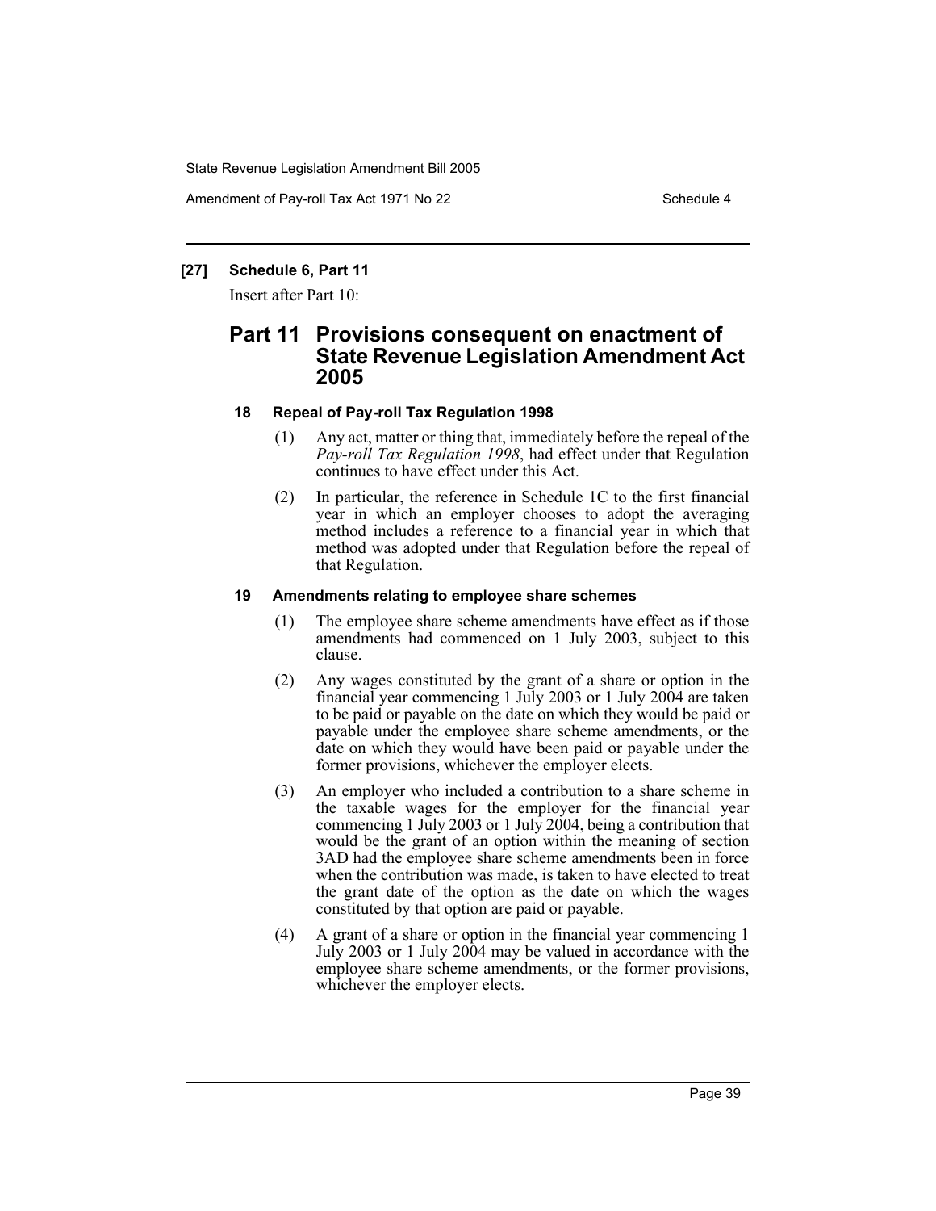**[27] Schedule 6, Part 11**

Insert after Part 10:

## Part 11 Provisions consequent on enactment of State Revenue Legislation Amendment Act 2005

### 18 Repeal of Pay-roll Tax Regulation 1998

(1) Any act, matter or thing that, immediately before the repeal of the *Pay-roll Tax Regulation 1998*, had effect under that Regulation continues to have effect under this Act.

(2) In particular, the reference in Schedule 1C to the first financial year in which an employer chooses to adopt the averaging method includes a reference to a financial year in which that method was adopted under that Regulation before the repeal of that Regulation.

### 19 Amendments relating to employee share schemes

(1) The employee share scheme amendments have effect as if those amendments had commenced on 1 July 2003, subject to this clause.

(2) Any wages constituted by the grant of a share or option in the financial year commencing 1 July 2003 or 1 July 2004 are taken to be paid or payable on the date on which they would be paid or payable under the employee share scheme amendments, or the date on which they would have been paid or payable under the former provisions, whichever the employer elects.

(3) An employer who included a contribution to a share scheme in the taxable wages for the employer for the financial year commencing 1 July 2003 or 1 July 2004, being a contribution that would be the grant of an option within the meaning of section 3AD had the employee share scheme amendments been in force when the contribution was made, is taken to have elected to treat the grant date of the option as the date on which the wages constituted by that option are paid or payable.

(4) A grant of a share or option in the financial year commencing 1 July 2003 or 1 July 2004 may be valued in accordance with the employee share scheme amendments, or the former provisions, whichever the employer elects.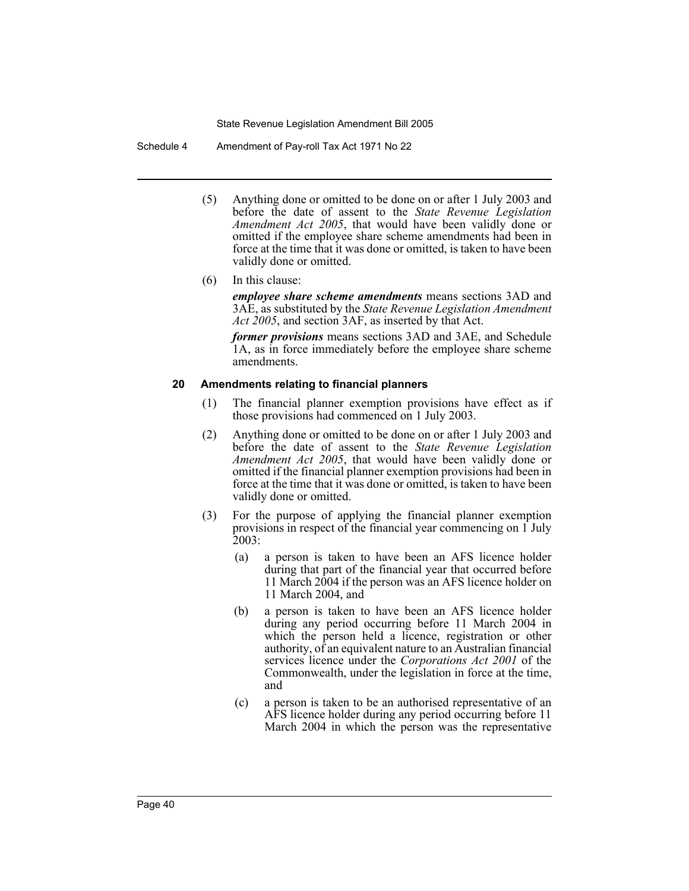(5) Anything done or omitted to be done on or after 1 July 2003 and before the date of assent to the *State Revenue Legislation Amendment Act 2005*, that would have been validly done or omitted if the employee share scheme amendments had been in force at the time that it was done or omitted, is taken to have been validly done or omitted.

(6) In this clause:

***employee share scheme amendments*** means sections 3AD and 3AE, as substituted by the *State Revenue Legislation Amendment Act 2005*, and section 3AF, as inserted by that Act.

***former provisions*** means sections 3AD and 3AE, and Schedule 1A, as in force immediately before the employee share scheme amendments.

**20 Amendments relating to financial planners**

(1) The financial planner exemption provisions have effect as if those provisions had commenced on 1 July 2003.

(2) Anything done or omitted to be done on or after 1 July 2003 and before the date of assent to the *State Revenue Legislation Amendment Act 2005*, that would have been validly done or omitted if the financial planner exemption provisions had been in force at the time that it was done or omitted, is taken to have been validly done or omitted.

(3) For the purpose of applying the financial planner exemption provisions in respect of the financial year commencing on 1 July 2003:

(a) a person is taken to have been an AFS licence holder during that part of the financial year that occurred before 11 March 2004 if the person was an AFS licence holder on 11 March 2004, and

(b) a person is taken to have been an AFS licence holder during any period occurring before 11 March 2004 in which the person held a licence, registration or other authority, of an equivalent nature to an Australian financial services licence under the *Corporations Act 2001* of the Commonwealth, under the legislation in force at the time, and

(c) a person is taken to be an authorised representative of an AFS licence holder during any period occurring before 11 March 2004 in which the person was the representative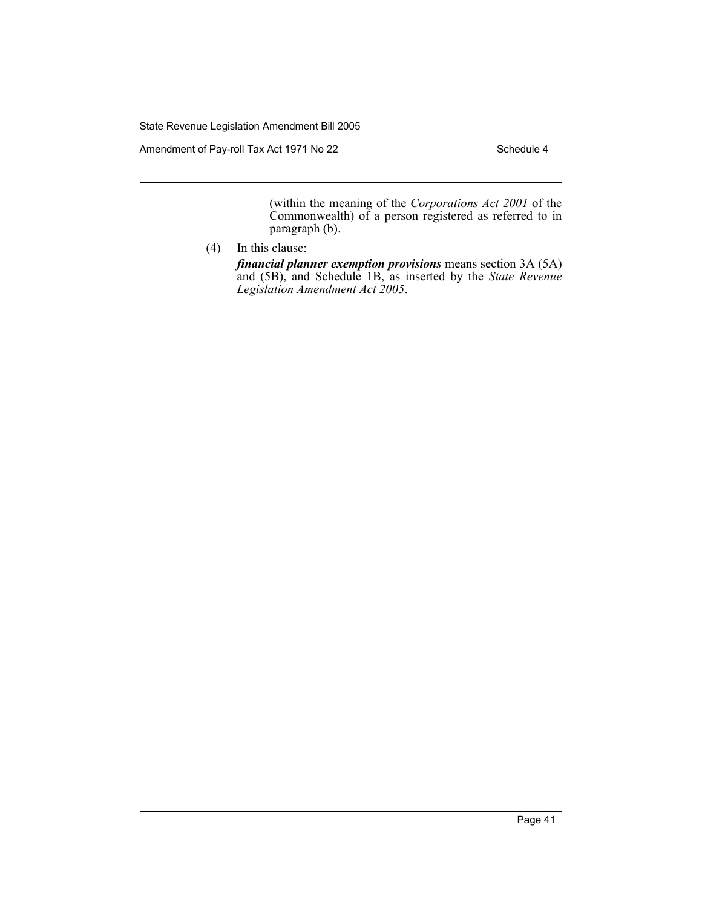(within the meaning of the *Corporations Act 2001* of the Commonwealth) of a person registered as referred to in paragraph (b).

(4) In this clause:

***financial planner exemption provisions*** means section 3A (5A) and (5B), and Schedule 1B, as inserted by the *State Revenue Legislation Amendment Act 2005*.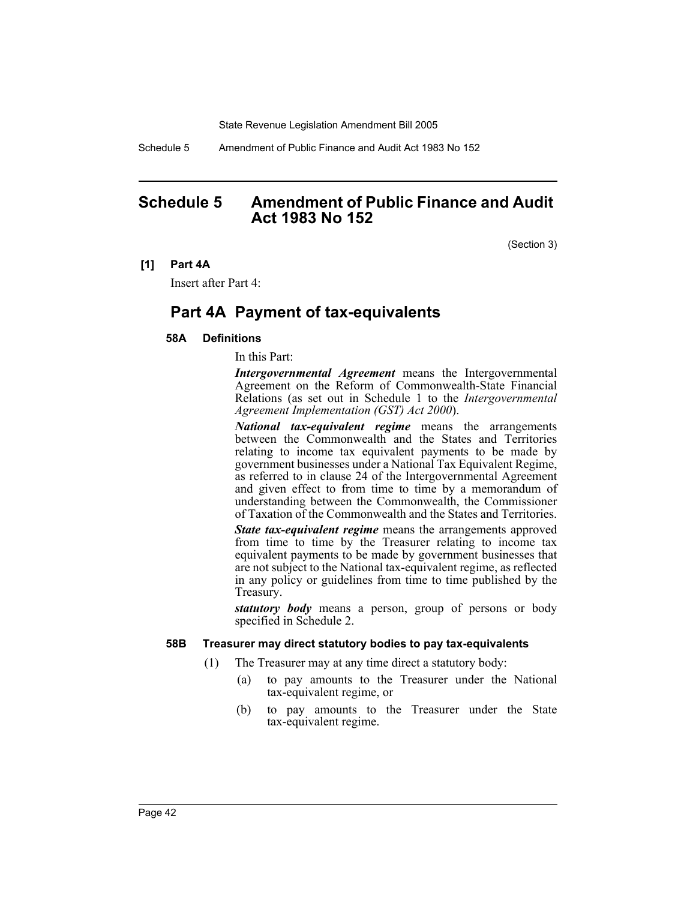# Schedule 5 Amendment of Public Finance and Audit Act 1983 No 152

(Section 3)

**[1] Part 4A**

Insert after Part 4:

## Part 4A Payment of tax-equivalents

### 58A Definitions

In this Part:

***Intergovernmental Agreement*** means the Intergovernmental Agreement on the Reform of Commonwealth-State Financial Relations (as set out in Schedule 1 to the *Intergovernmental Agreement Implementation (GST) Act 2000*).

***National tax-equivalent regime*** means the arrangements between the Commonwealth and the States and Territories relating to income tax equivalent payments to be made by government businesses under a National Tax Equivalent Regime, as referred to in clause 24 of the Intergovernmental Agreement and given effect to from time to time by a memorandum of understanding between the Commonwealth, the Commissioner of Taxation of the Commonwealth and the States and Territories.

***State tax-equivalent regime*** means the arrangements approved from time to time by the Treasurer relating to income tax equivalent payments to be made by government businesses that are not subject to the National tax-equivalent regime, as reflected in any policy or guidelines from time to time published by the Treasury.

***statutory body*** means a person, group of persons or body specified in Schedule 2.

### 58B Treasurer may direct statutory bodies to pay tax-equivalents

(1) The Treasurer may at any time direct a statutory body:

(a) to pay amounts to the Treasurer under the National tax-equivalent regime, or

(b) to pay amounts to the Treasurer under the State tax-equivalent regime.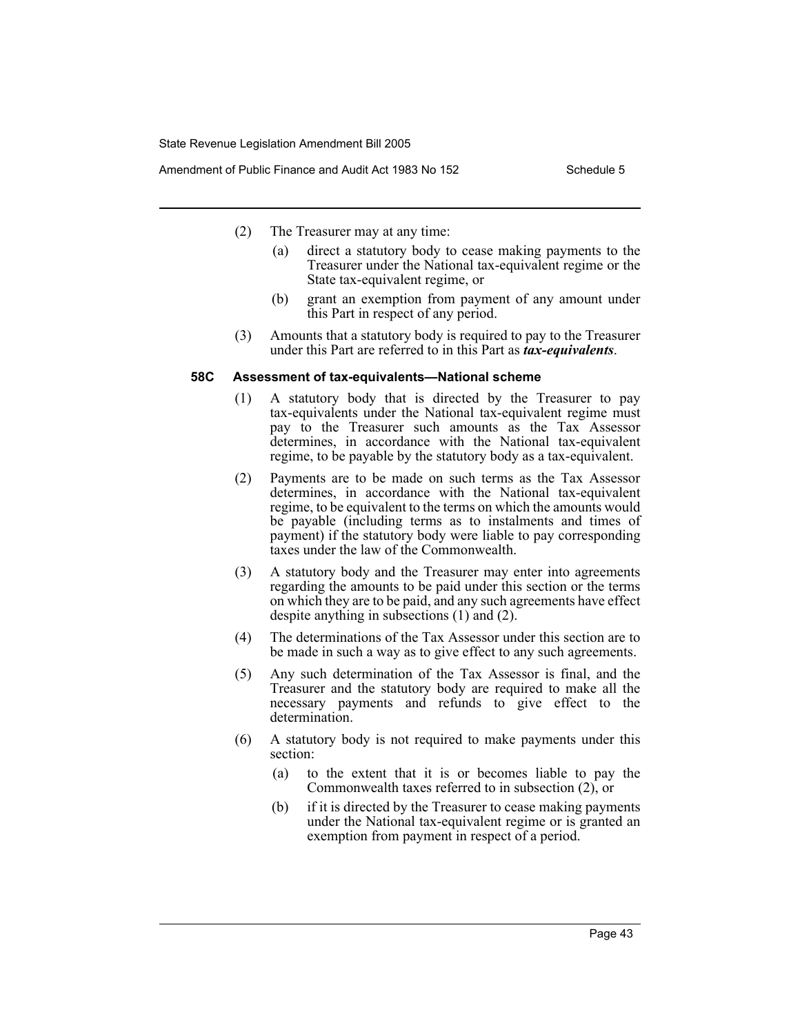(2) The Treasurer may at any time:

(a) direct a statutory body to cease making payments to the Treasurer under the National tax-equivalent regime or the State tax-equivalent regime, or

(b) grant an exemption from payment of any amount under this Part in respect of any period.

(3) Amounts that a statutory body is required to pay to the Treasurer under this Part are referred to in this Part as ***tax-equivalents***.

#### 58C Assessment of tax-equivalents—National scheme

(1) A statutory body that is directed by the Treasurer to pay tax-equivalents under the National tax-equivalent regime must pay to the Treasurer such amounts as the Tax Assessor determines, in accordance with the National tax-equivalent regime, to be payable by the statutory body as a tax-equivalent.

(2) Payments are to be made on such terms as the Tax Assessor determines, in accordance with the National tax-equivalent regime, to be equivalent to the terms on which the amounts would be payable (including terms as to instalments and times of payment) if the statutory body were liable to pay corresponding taxes under the law of the Commonwealth.

(3) A statutory body and the Treasurer may enter into agreements regarding the amounts to be paid under this section or the terms on which they are to be paid, and any such agreements have effect despite anything in subsections (1) and (2).

(4) The determinations of the Tax Assessor under this section are to be made in such a way as to give effect to any such agreements.

(5) Any such determination of the Tax Assessor is final, and the Treasurer and the statutory body are required to make all the necessary payments and refunds to give effect to the determination.

(6) A statutory body is not required to make payments under this section:

(a) to the extent that it is or becomes liable to pay the Commonwealth taxes referred to in subsection (2), or

(b) if it is directed by the Treasurer to cease making payments under the National tax-equivalent regime or is granted an exemption from payment in respect of a period.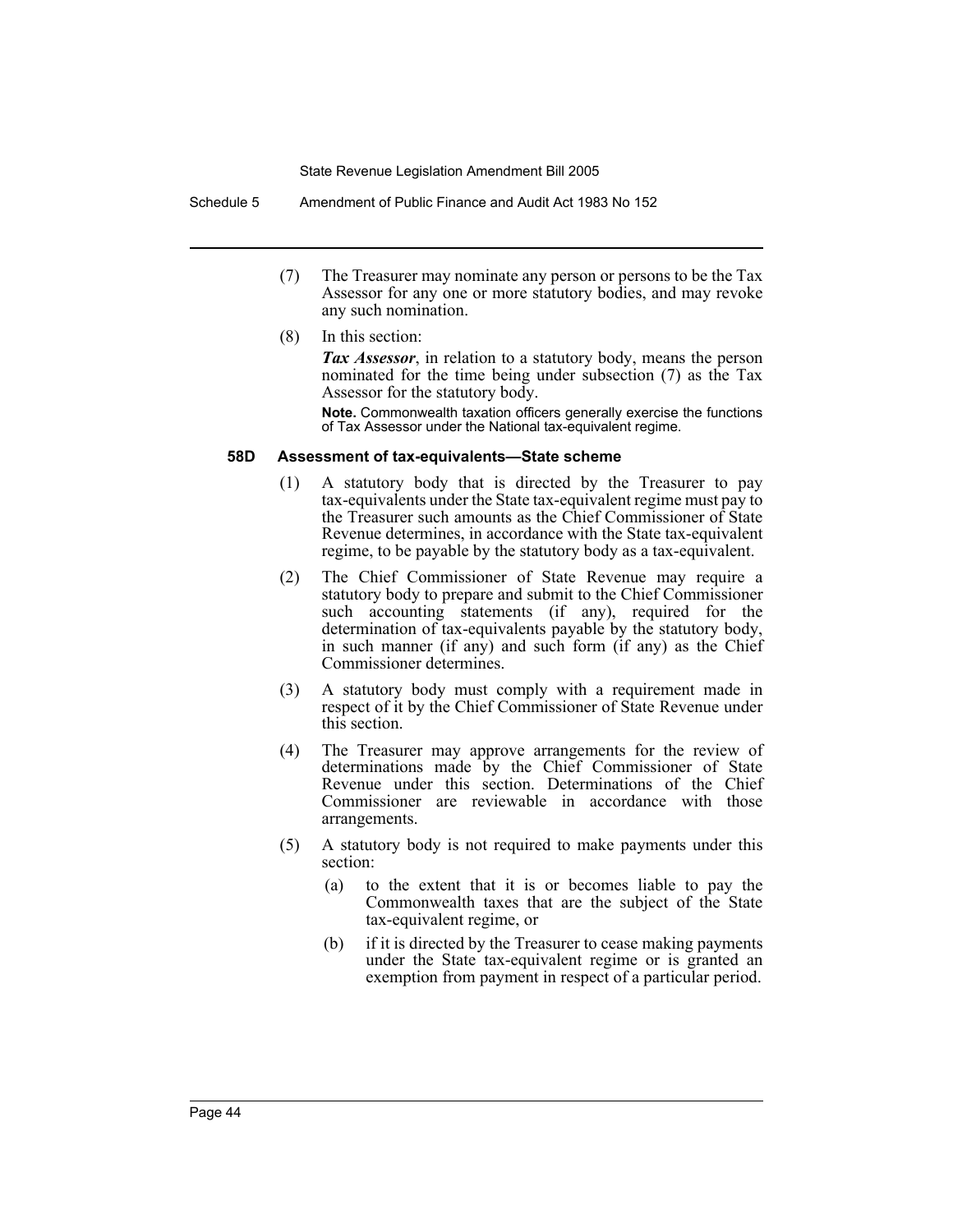(7) The Treasurer may nominate any person or persons to be the Tax Assessor for any one or more statutory bodies, and may revoke any such nomination.

(8) In this section:

***Tax Assessor***, in relation to a statutory body, means the person nominated for the time being under subsection (7) as the Tax Assessor for the statutory body.

**Note.** Commonwealth taxation officers generally exercise the functions of Tax Assessor under the National tax-equivalent regime.

#### 58D Assessment of tax-equivalents—State scheme

(1) A statutory body that is directed by the Treasurer to pay tax-equivalents under the State tax-equivalent regime must pay to the Treasurer such amounts as the Chief Commissioner of State Revenue determines, in accordance with the State tax-equivalent regime, to be payable by the statutory body as a tax-equivalent.

(2) The Chief Commissioner of State Revenue may require a statutory body to prepare and submit to the Chief Commissioner such accounting statements (if any), required for the determination of tax-equivalents payable by the statutory body, in such manner (if any) and such form (if any) as the Chief Commissioner determines.

(3) A statutory body must comply with a requirement made in respect of it by the Chief Commissioner of State Revenue under this section.

(4) The Treasurer may approve arrangements for the review of determinations made by the Chief Commissioner of State Revenue under this section. Determinations of the Chief Commissioner are reviewable in accordance with those arrangements.

(5) A statutory body is not required to make payments under this section:

(a) to the extent that it is or becomes liable to pay the Commonwealth taxes that are the subject of the State tax-equivalent regime, or

(b) if it is directed by the Treasurer to cease making payments under the State tax-equivalent regime or is granted an exemption from payment in respect of a particular period.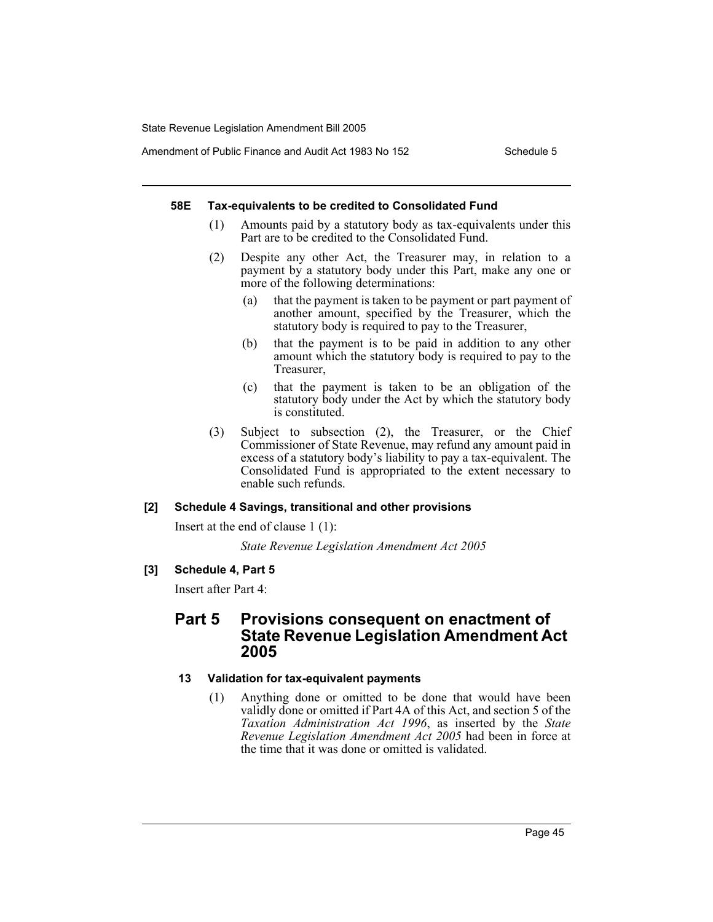#### 58E Tax-equivalents to be credited to Consolidated Fund

(1) Amounts paid by a statutory body as tax-equivalents under this Part are to be credited to the Consolidated Fund.

(2) Despite any other Act, the Treasurer may, in relation to a payment by a statutory body under this Part, make any one or more of the following determinations:

(a) that the payment is taken to be payment or part payment of another amount, specified by the Treasurer, which the statutory body is required to pay to the Treasurer,

(b) that the payment is to be paid in addition to any other amount which the statutory body is required to pay to the Treasurer,

(c) that the payment is taken to be an obligation of the statutory body under the Act by which the statutory body is constituted.

(3) Subject to subsection (2), the Treasurer, or the Chief Commissioner of State Revenue, may refund any amount paid in excess of a statutory body's liability to pay a tax-equivalent. The Consolidated Fund is appropriated to the extent necessary to enable such refunds.

#### [2] Schedule 4 Savings, transitional and other provisions

Insert at the end of clause 1 (1):

*State Revenue Legislation Amendment Act 2005*

#### [3] Schedule 4, Part 5

Insert after Part 4:

## Part 5 Provisions consequent on enactment of State Revenue Legislation Amendment Act 2005

#### 13 Validation for tax-equivalent payments

(1) Anything done or omitted to be done that would have been validly done or omitted if Part 4A of this Act, and section 5 of the *Taxation Administration Act 1996*, as inserted by the *State Revenue Legislation Amendment Act 2005* had been in force at the time that it was done or omitted is validated.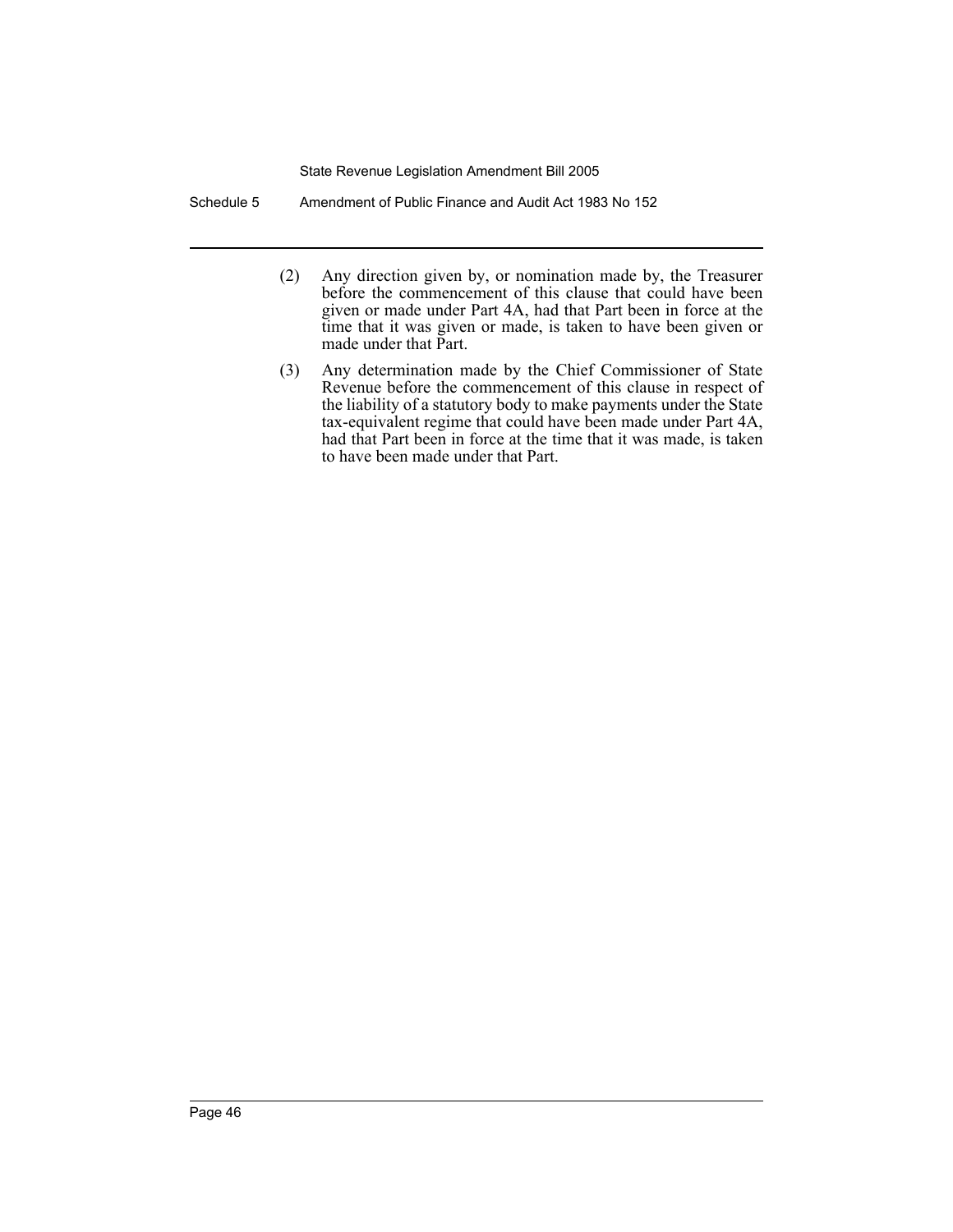(2) Any direction given by, or nomination made by, the Treasurer before the commencement of this clause that could have been given or made under Part 4A, had that Part been in force at the time that it was given or made, is taken to have been given or made under that Part.

(3) Any determination made by the Chief Commissioner of State Revenue before the commencement of this clause in respect of the liability of a statutory body to make payments under the State tax-equivalent regime that could have been made under Part 4A, had that Part been in force at the time that it was made, is taken to have been made under that Part.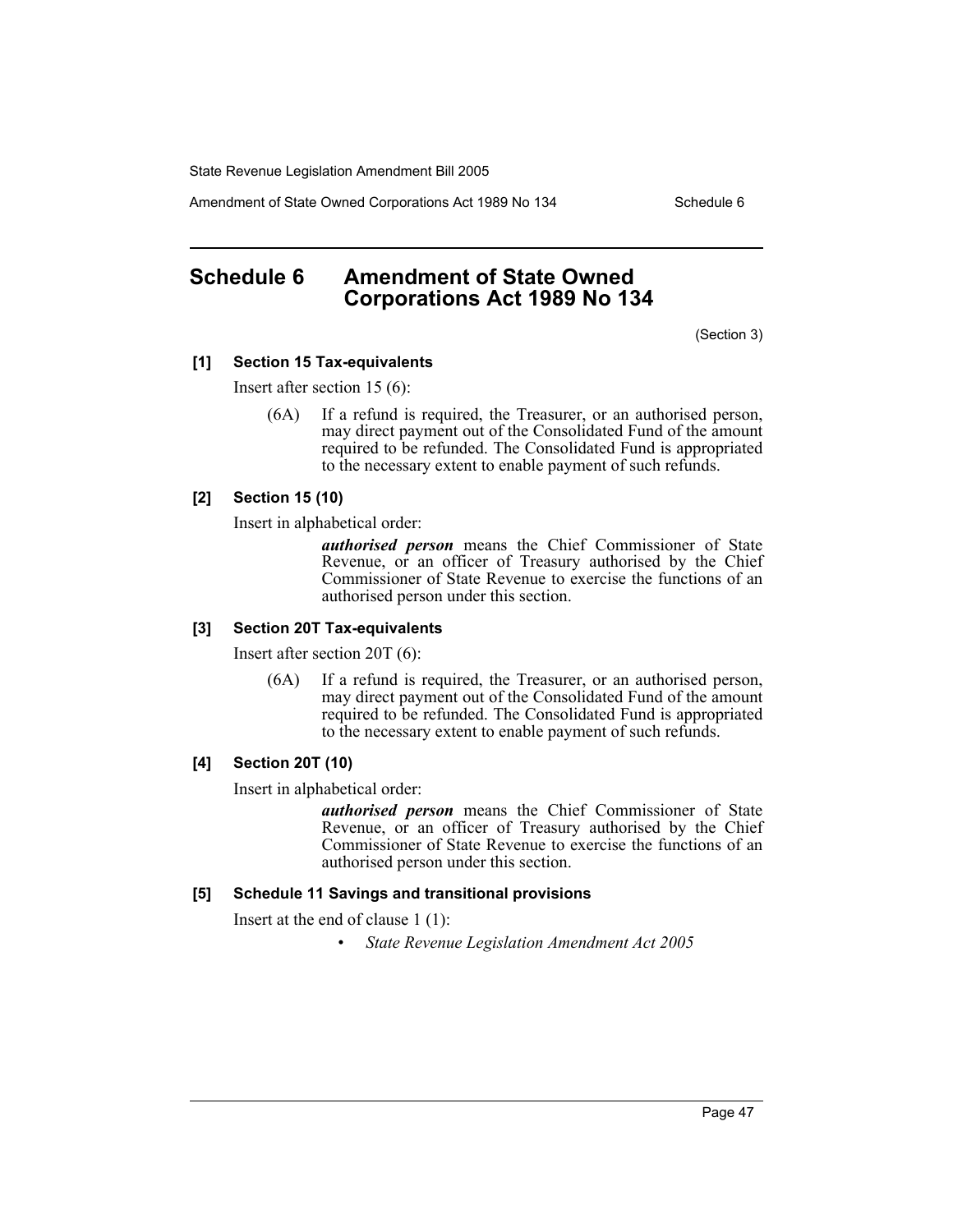# Schedule 6 Amendment of State Owned Corporations Act 1989 No 134

(Section 3)

**[1] Section 15 Tax-equivalents**

Insert after section 15 (6):

> (6A) If a refund is required, the Treasurer, or an authorised person, may direct payment out of the Consolidated Fund of the amount required to be refunded. The Consolidated Fund is appropriated to the necessary extent to enable payment of such refunds.

**[2] Section 15 (10)**

Insert in alphabetical order:

> ***authorised person*** means the Chief Commissioner of State Revenue, or an officer of Treasury authorised by the Chief Commissioner of State Revenue to exercise the functions of an authorised person under this section.

**[3] Section 20T Tax-equivalents**

Insert after section 20T (6):

> (6A) If a refund is required, the Treasurer, or an authorised person, may direct payment out of the Consolidated Fund of the amount required to be refunded. The Consolidated Fund is appropriated to the necessary extent to enable payment of such refunds.

**[4] Section 20T (10)**

Insert in alphabetical order:

> ***authorised person*** means the Chief Commissioner of State Revenue, or an officer of Treasury authorised by the Chief Commissioner of State Revenue to exercise the functions of an authorised person under this section.

**[5] Schedule 11 Savings and transitional provisions**

Insert at the end of clause 1 (1):

- *State Revenue Legislation Amendment Act 2005*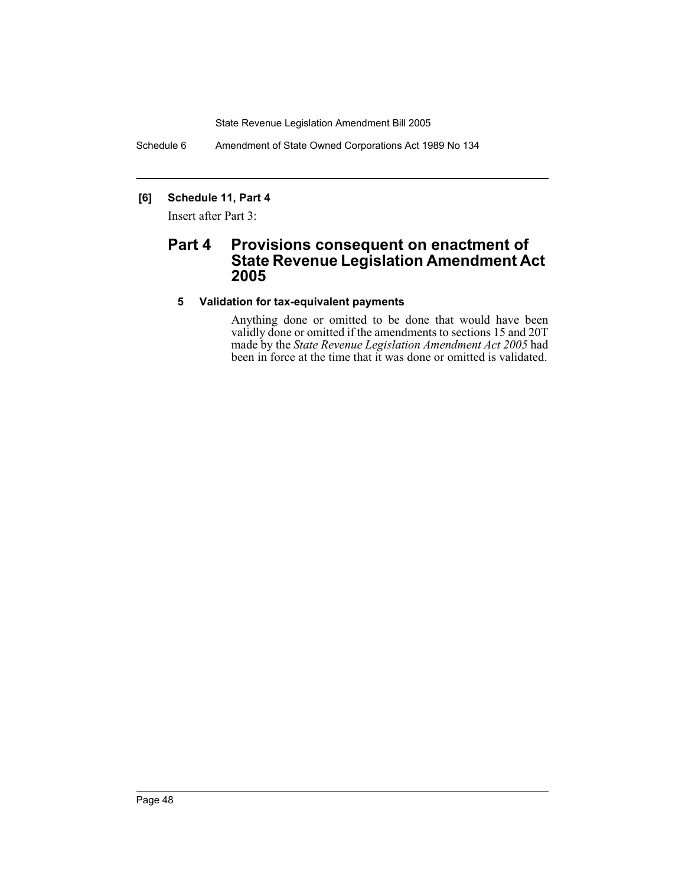**[6] Schedule 11, Part 4**

Insert after Part 3:

## Part 4 Provisions consequent on enactment of State Revenue Legislation Amendment Act 2005

### 5 Validation for tax-equivalent payments

Anything done or omitted to be done that would have been validly done or omitted if the amendments to sections 15 and 20T made by the *State Revenue Legislation Amendment Act 2005* had been in force at the time that it was done or omitted is validated.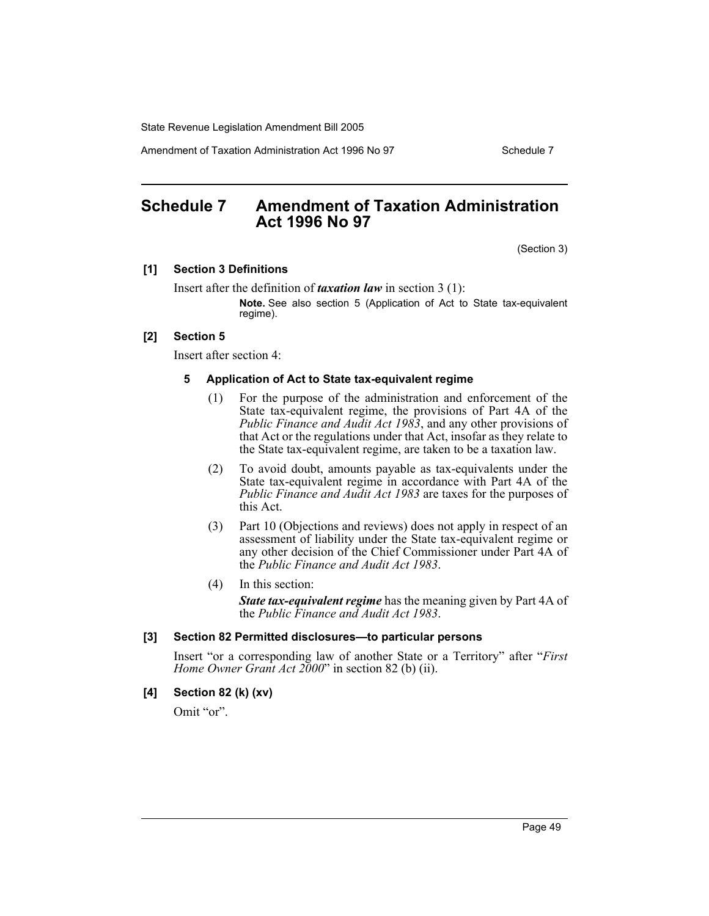# Schedule 7 Amendment of Taxation Administration Act 1996 No 97

(Section 3)

**[1] Section 3 Definitions**

Insert after the definition of ***taxation law*** in section 3 (1):

> **Note.** See also section 5 (Application of Act to State tax-equivalent regime).

**[2] Section 5**

Insert after section 4:

### 5 Application of Act to State tax-equivalent regime

(1) For the purpose of the administration and enforcement of the State tax-equivalent regime, the provisions of Part 4A of the *Public Finance and Audit Act 1983*, and any other provisions of that Act or the regulations under that Act, insofar as they relate to the State tax-equivalent regime, are taken to be a taxation law.

(2) To avoid doubt, amounts payable as tax-equivalents under the State tax-equivalent regime in accordance with Part 4A of the *Public Finance and Audit Act 1983* are taxes for the purposes of this Act.

(3) Part 10 (Objections and reviews) does not apply in respect of an assessment of liability under the State tax-equivalent regime or any other decision of the Chief Commissioner under Part 4A of the *Public Finance and Audit Act 1983*.

(4) In this section:

***State tax-equivalent regime*** has the meaning given by Part 4A of the *Public Finance and Audit Act 1983*.

**[3] Section 82 Permitted disclosures—to particular persons**

Insert "or a corresponding law of another State or a Territory" after "*First Home Owner Grant Act 2000*" in section 82 (b) (ii).

**[4] Section 82 (k) (xv)**

Omit "or".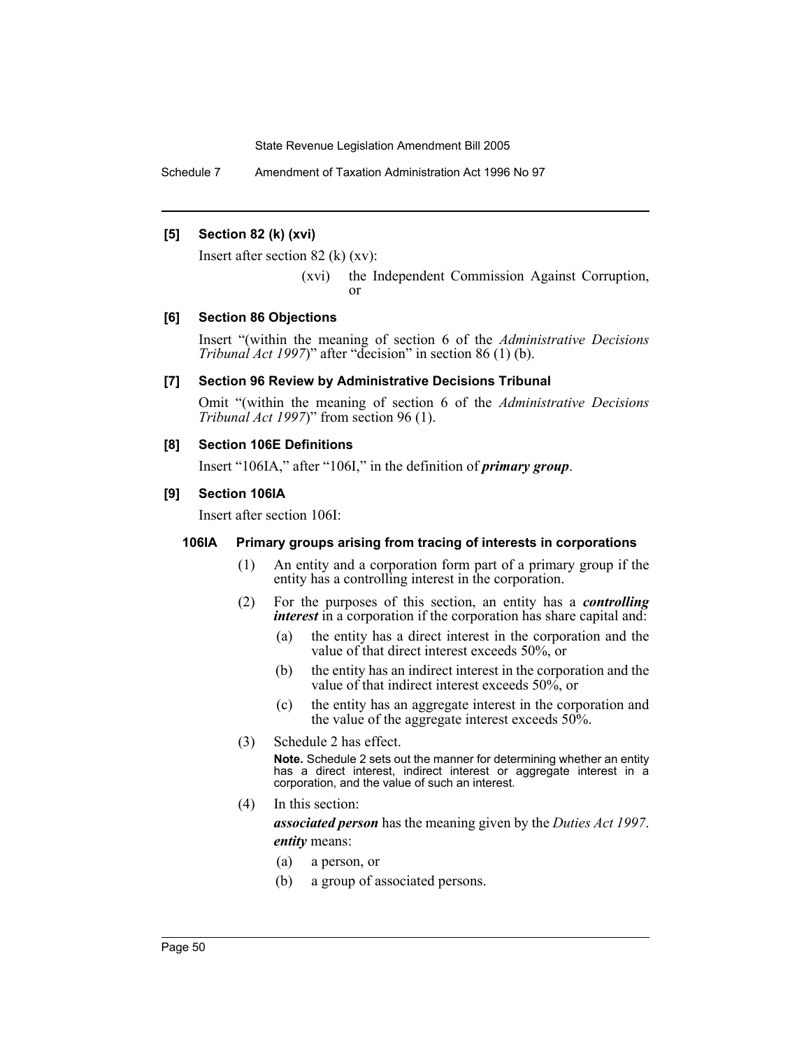#### [5] Section 82 (k) (xvi)

Insert after section 82 (k) (xv):

> (xvi) the Independent Commission Against Corruption, or

#### [6] Section 86 Objections

Insert "(within the meaning of section 6 of the *Administrative Decisions Tribunal Act 1997*)" after "decision" in section 86 (1) (b).

#### [7] Section 96 Review by Administrative Decisions Tribunal

Omit "(within the meaning of section 6 of the *Administrative Decisions Tribunal Act 1997*)" from section 96 (1).

#### [8] Section 106E Definitions

Insert "106IA," after "106I," in the definition of ***primary group***.

#### [9] Section 106IA

Insert after section 106I:

##### 106IA Primary groups arising from tracing of interests in corporations

(1) An entity and a corporation form part of a primary group if the entity has a controlling interest in the corporation.

(2) For the purposes of this section, an entity has a ***controlling interest*** in a corporation if the corporation has share capital and:

- (a) the entity has a direct interest in the corporation and the value of that direct interest exceeds 50%, or
- (b) the entity has an indirect interest in the corporation and the value of that indirect interest exceeds 50%, or
- (c) the entity has an aggregate interest in the corporation and the value of the aggregate interest exceeds 50%.

(3) Schedule 2 has effect.

**Note.** Schedule 2 sets out the manner for determining whether an entity has a direct interest, indirect interest or aggregate interest in a corporation, and the value of such an interest.

(4) In this section:

***associated person*** has the meaning given by the *Duties Act 1997*.

***entity*** means:

- (a) a person, or
- (b) a group of associated persons.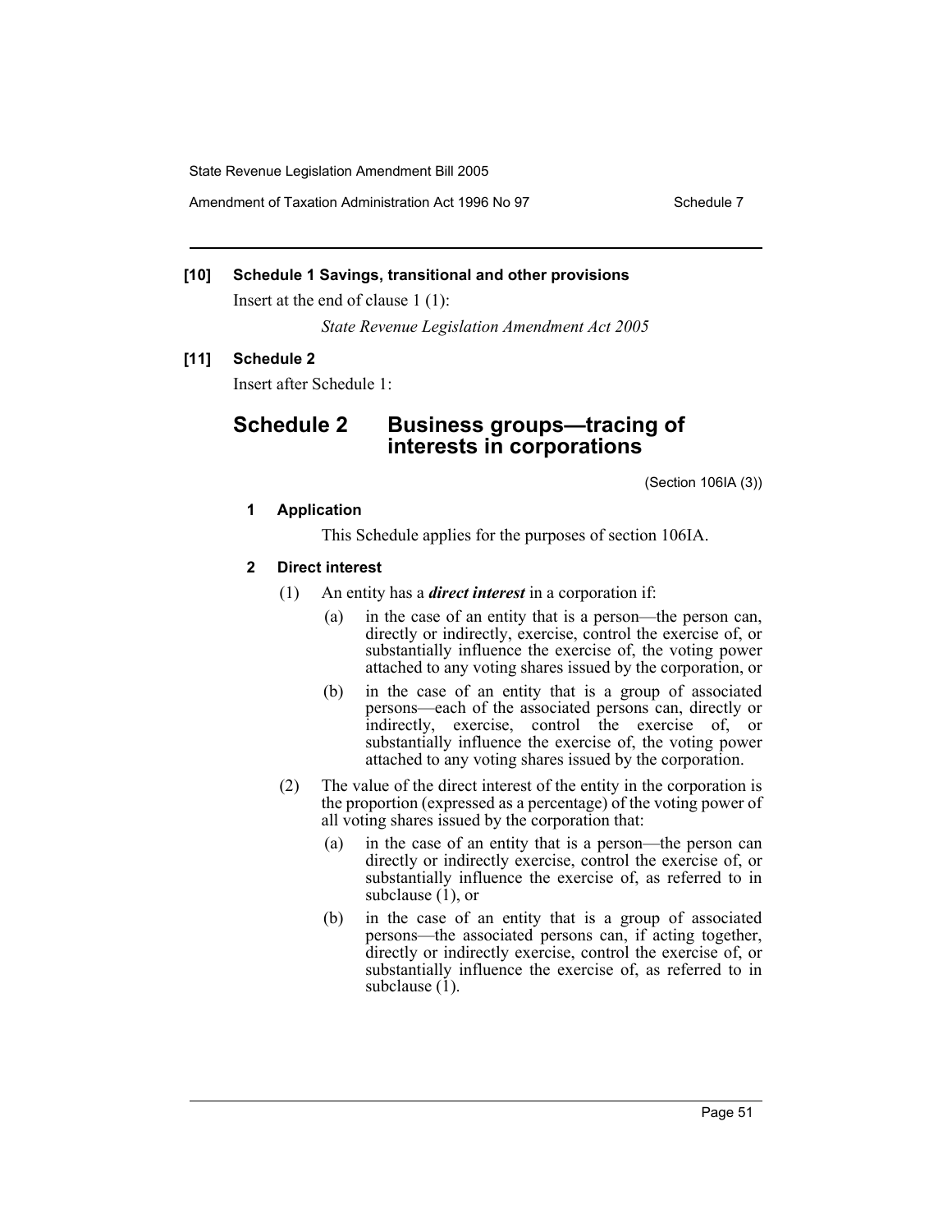**[10] Schedule 1 Savings, transitional and other provisions**

Insert at the end of clause 1 (1):

*State Revenue Legislation Amendment Act 2005*

**[11] Schedule 2**

Insert after Schedule 1:

## Schedule 2 Business groups—tracing of interests in corporations

(Section 106IA (3))

**1 Application**

This Schedule applies for the purposes of section 106IA.

**2 Direct interest**

(1) An entity has a ***direct interest*** in a corporation if:

(a) in the case of an entity that is a person—the person can, directly or indirectly, exercise, control the exercise of, or substantially influence the exercise of, the voting power attached to any voting shares issued by the corporation, or

(b) in the case of an entity that is a group of associated persons—each of the associated persons can, directly or indirectly, exercise, control the exercise of, or substantially influence the exercise of, the voting power attached to any voting shares issued by the corporation.

(2) The value of the direct interest of the entity in the corporation is the proportion (expressed as a percentage) of the voting power of all voting shares issued by the corporation that:

(a) in the case of an entity that is a person—the person can directly or indirectly exercise, control the exercise of, or substantially influence the exercise of, as referred to in subclause (1), or

(b) in the case of an entity that is a group of associated persons—the associated persons can, if acting together, directly or indirectly exercise, control the exercise of, or substantially influence the exercise of, as referred to in subclause (1).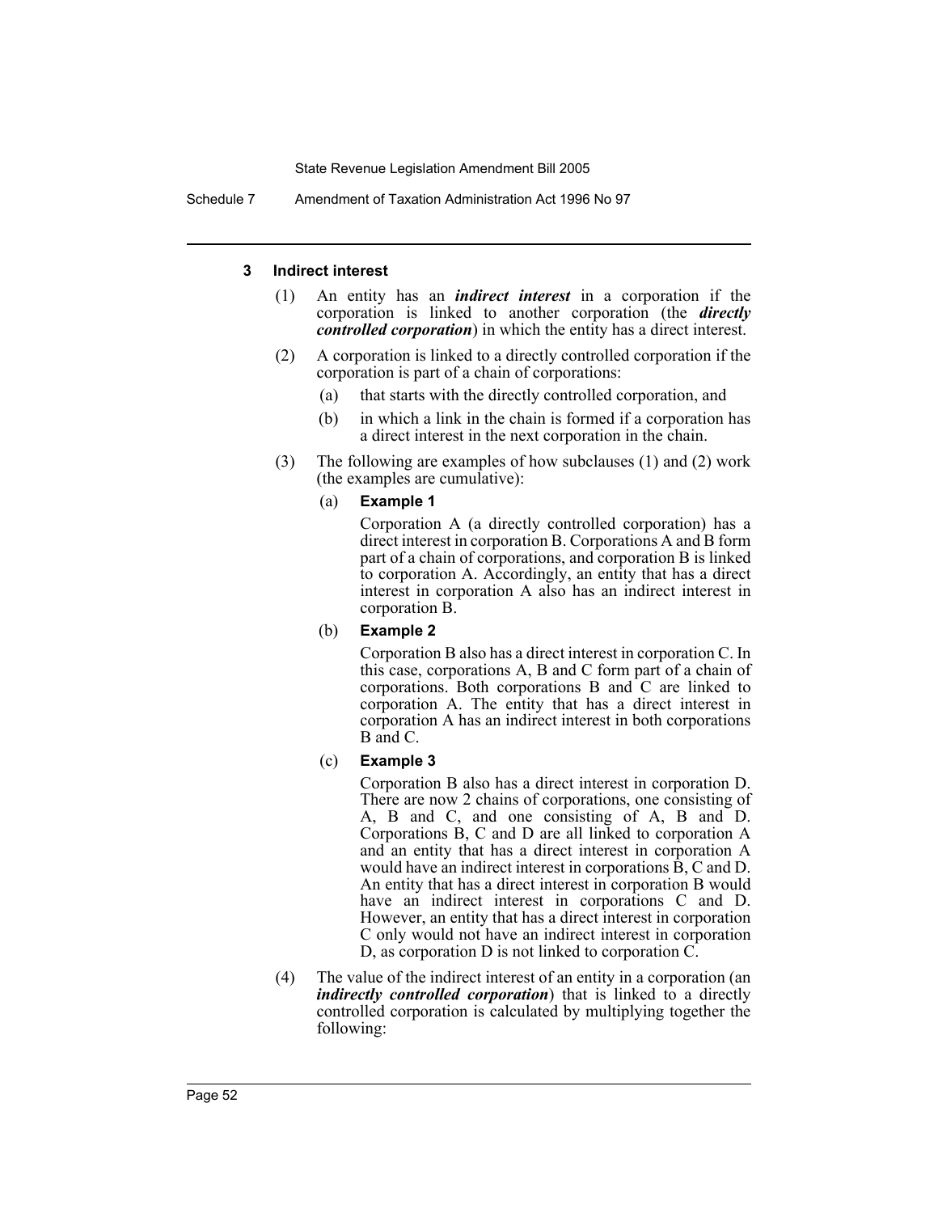### 3 Indirect interest

(1) An entity has an ***indirect interest*** in a corporation if the corporation is linked to another corporation (the ***directly controlled corporation***) in which the entity has a direct interest.

(2) A corporation is linked to a directly controlled corporation if the corporation is part of a chain of corporations:

- (a) that starts with the directly controlled corporation, and
- (b) in which a link in the chain is formed if a corporation has a direct interest in the next corporation in the chain.

(3) The following are examples of how subclauses (1) and (2) work (the examples are cumulative):

(a) **Example 1**

Corporation A (a directly controlled corporation) has a direct interest in corporation B. Corporations A and B form part of a chain of corporations, and corporation B is linked to corporation A. Accordingly, an entity that has a direct interest in corporation A also has an indirect interest in corporation B.

(b) **Example 2**

Corporation B also has a direct interest in corporation C. In this case, corporations A, B and C form part of a chain of corporations. Both corporations B and C are linked to corporation A. The entity that has a direct interest in corporation A has an indirect interest in both corporations B and C.

(c) **Example 3**

Corporation B also has a direct interest in corporation D. There are now 2 chains of corporations, one consisting of A, B and C, and one consisting of A, B and D. Corporations B, C and D are all linked to corporation A and an entity that has a direct interest in corporation A would have an indirect interest in corporations B, C and D. An entity that has a direct interest in corporation B would have an indirect interest in corporations C and D. However, an entity that has a direct interest in corporation C only would not have an indirect interest in corporation D, as corporation D is not linked to corporation C.

(4) The value of the indirect interest of an entity in a corporation (an ***indirectly controlled corporation***) that is linked to a directly controlled corporation is calculated by multiplying together the following: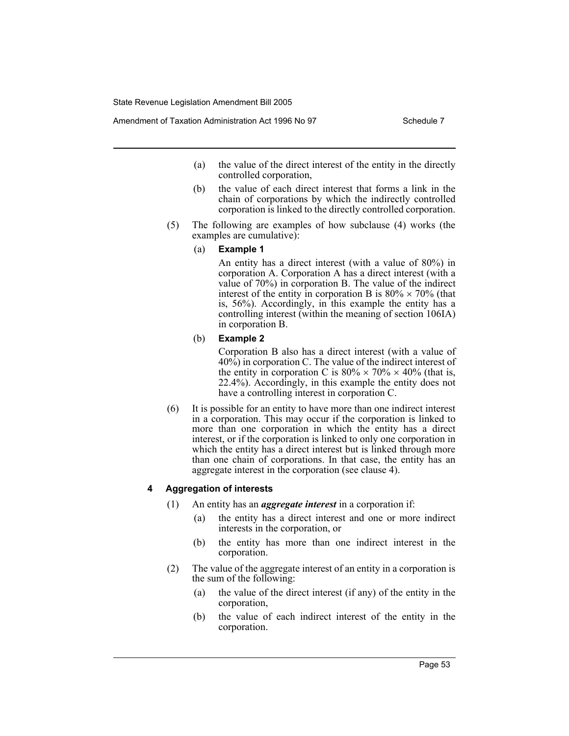(a) the value of the direct interest of the entity in the directly controlled corporation,

(b) the value of each direct interest that forms a link in the chain of corporations by which the indirectly controlled corporation is linked to the directly controlled corporation.

(5) The following are examples of how subclause (4) works (the examples are cumulative):

(a) **Example 1**

An entity has a direct interest (with a value of 80%) in corporation A. Corporation A has a direct interest (with a value of 70%) in corporation B. The value of the indirect interest of the entity in corporation B is $80\% \times 70\%$ (that is, 56%). Accordingly, in this example the entity has a controlling interest (within the meaning of section 106IA) in corporation B.

(b) **Example 2**

Corporation B also has a direct interest (with a value of 40%) in corporation C. The value of the indirect interest of the entity in corporation C is $80\% \times 70\% \times 40\%$ (that is, 22.4%). Accordingly, in this example the entity does not have a controlling interest in corporation C.

(6) It is possible for an entity to have more than one indirect interest in a corporation. This may occur if the corporation is linked to more than one corporation in which the entity has a direct interest, or if the corporation is linked to only one corporation in which the entity has a direct interest but is linked through more than one chain of corporations. In that case, the entity has an aggregate interest in the corporation (see clause 4).

### 4 Aggregation of interests

(1) An entity has an ***aggregate interest*** in a corporation if:

(a) the entity has a direct interest and one or more indirect interests in the corporation, or

(b) the entity has more than one indirect interest in the corporation.

(2) The value of the aggregate interest of an entity in a corporation is the sum of the following:

(a) the value of the direct interest (if any) of the entity in the corporation,

(b) the value of each indirect interest of the entity in the corporation.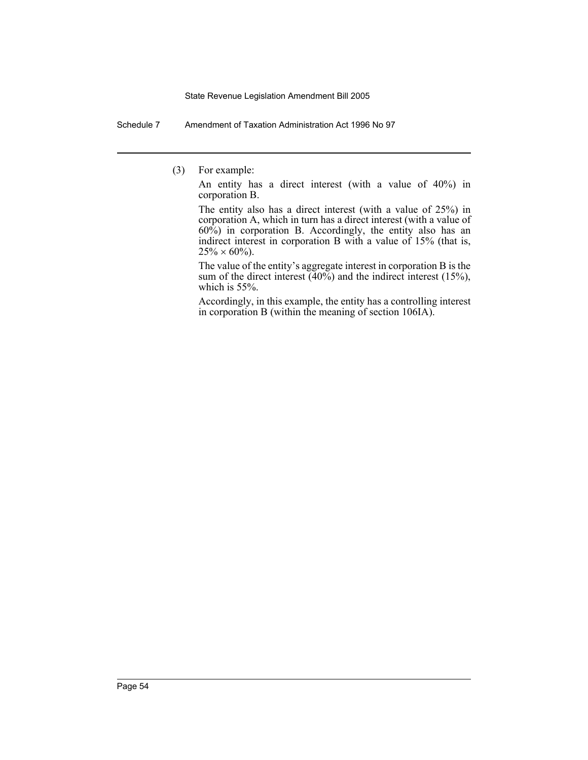(3) For example:

An entity has a direct interest (with a value of 40%) in corporation B.

The entity also has a direct interest (with a value of 25%) in corporation A, which in turn has a direct interest (with a value of 60%) in corporation B. Accordingly, the entity also has an indirect interest in corporation B with a value of 15% (that is, $25\% \times 60\%$).

The value of the entity's aggregate interest in corporation B is the sum of the direct interest (40%) and the indirect interest (15%), which is 55%.

Accordingly, in this example, the entity has a controlling interest in corporation B (within the meaning of section 106IA).